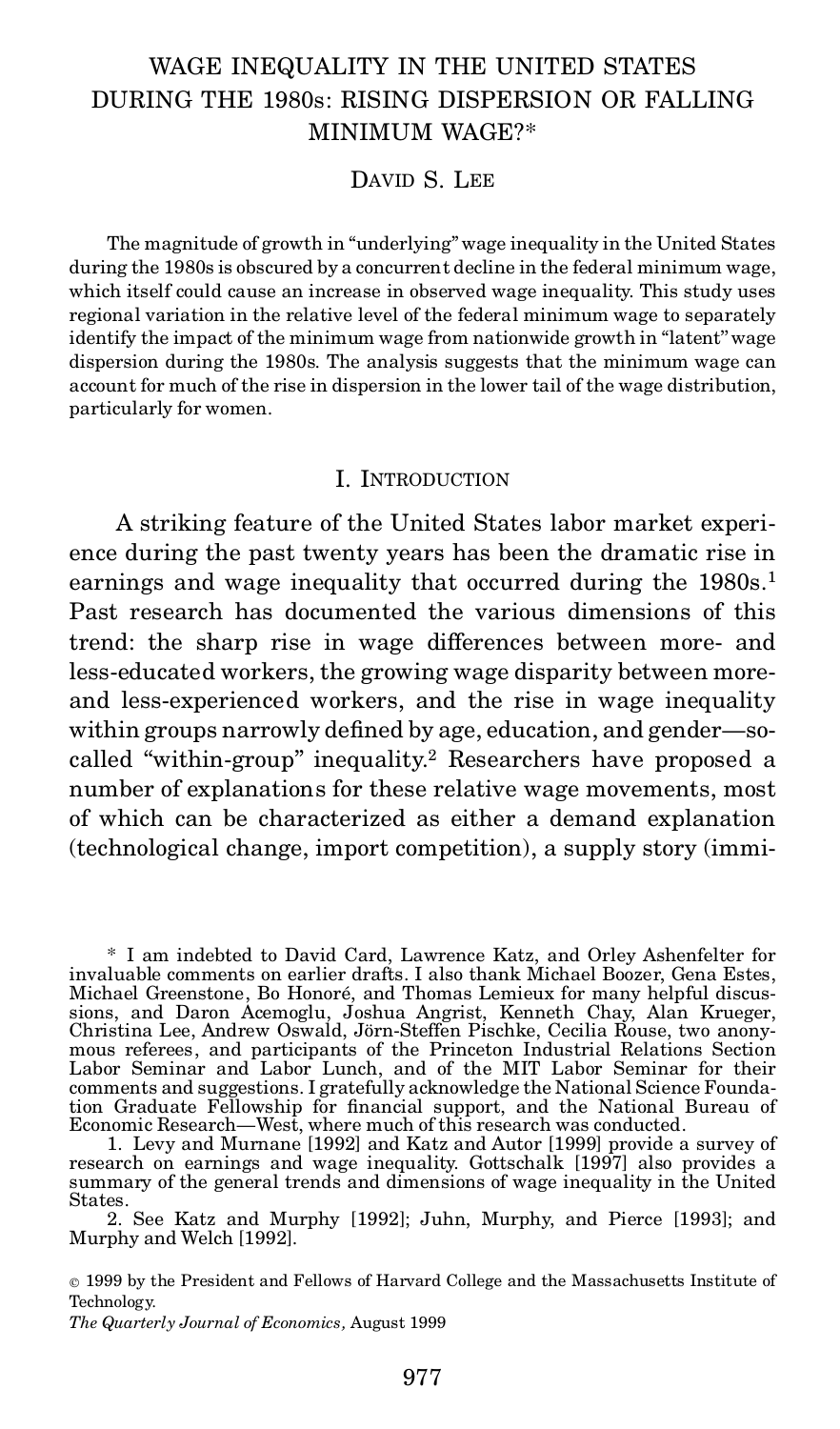# WAGE INEQUALITY IN THE UNITED STATES DURING THE 1980s: RISING DISPERSION OR FALLING MINIMUM WAGE?*

DAVID S. LEE

The magnitude of growth in "underlying" wage inequality in the United States during the 1980s is obscured by a concurrent decline in the federal minimum wage, which itself could cause an increase in observed wage inequality. This study uses regional variation in the relative level of the federal minimum wage to separately identify the impact of the minimum wage from nationwide growth in "latent" wage dispersion during the 1980s. The analysis suggests that the minimum wage can account for much of the rise in dispersion in the lower tail of the wage distribution, particularly for women.

## I. INTRODUCTION

A striking feature of the United States labor market experience during the past twenty years has been the dramatic rise in earnings and wage inequality that occurred during the 1980s.[1] Past research has documented the various dimensions of this trend: the sharp rise in wage differences between more- and less-educated workers, the growing wage disparity between more- and less-experienced workers, and the rise in wage inequality within groups narrowly defined by age, education, and gender—so-called "within-group" inequality.[2] Researchers have proposed a number of explanations for these relative wage movements, most of which can be characterized as either a demand explanation (technological change, import competition), a supply story (immi-

\* I am indebted to David Card, Lawrence Katz, and Orley Ashenfelter for invaluable comments on earlier drafts. I also thank Michael Boozer, Gena Estes, Michael Greenstone, Bo Honoré, and Thomas Lemieux for many helpful discussions, and Daron Acemoglu, Joshua Angrist, Kenneth Chay, Alan Krueger, Christina Lee, Andrew Oswald, Jörn-Steffen Pischke, Cecilia Rouse, two anonymous referees, and participants of the Princeton Industrial Relations Section Labor Seminar and Labor Lunch, and of the MIT Labor Seminar for their comments and suggestions. I gratefully acknowledge the National Science Foundation Graduate Fellowship for financial support, and the National Bureau of Economic Research—West, where much of this research was conducted.

1. Levy and Murnane [1992] and Katz and Autor [1999] provide a survey of research on earnings and wage inequality. Gottschalk [1997] also provides a summary of the general trends and dimensions of wage inequality in the United States.

2. See Katz and Murphy [1992]; Juhn, Murphy, and Pierce [1993]; and Murphy and Welch [1992].

© 1999 by the President and Fellows of Harvard College and the Massachusetts Institute of Technology.

*The Quarterly Journal of Economics,* August 1999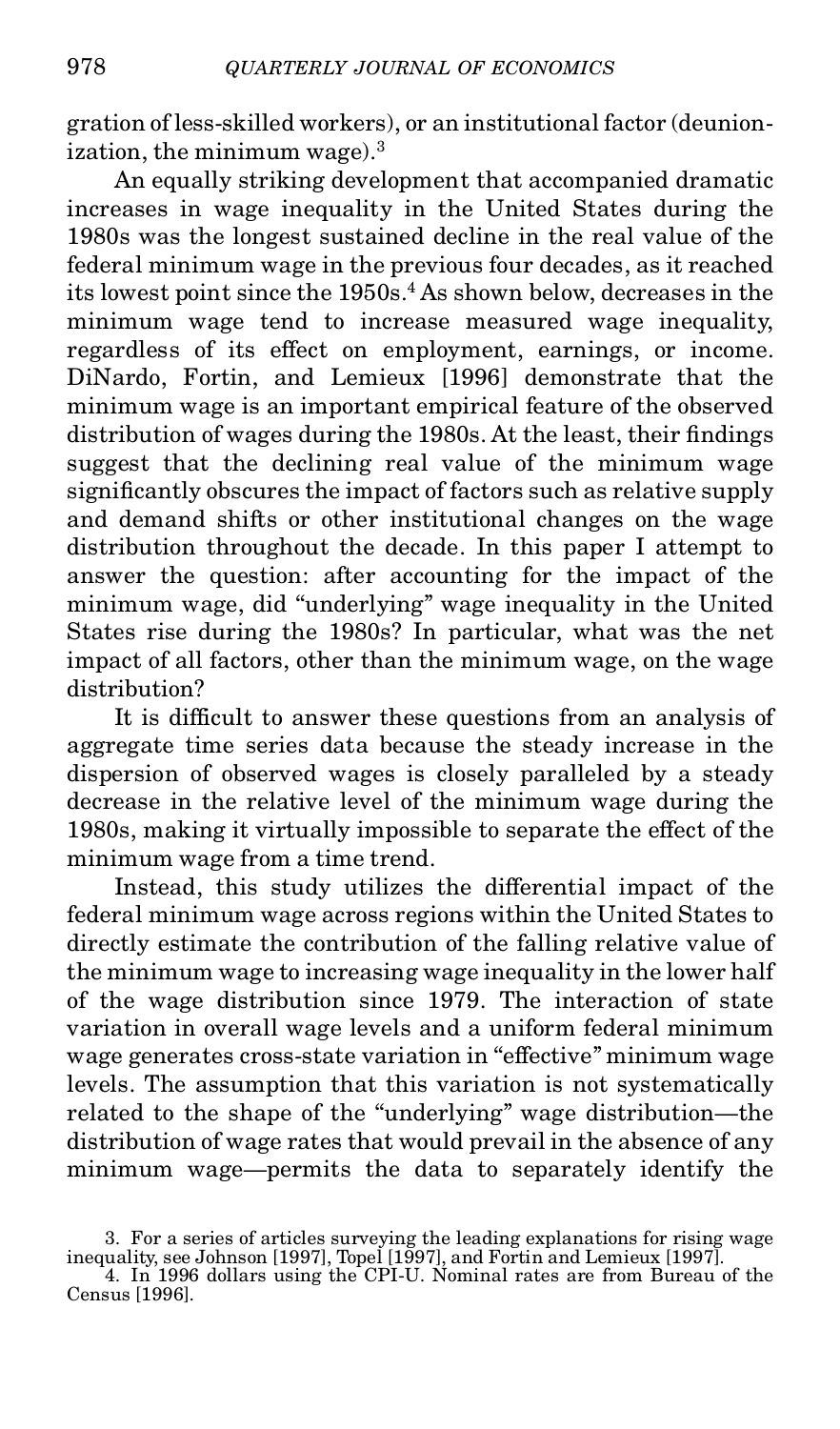gration of less-skilled workers), or an institutional factor (deunionization, the minimum wage).[3]

An equally striking development that accompanied dramatic increases in wage inequality in the United States during the 1980s was the longest sustained decline in the real value of the federal minimum wage in the previous four decades, as it reached its lowest point since the 1950s.[4] As shown below, decreases in the minimum wage tend to increase measured wage inequality, regardless of its effect on employment, earnings, or income. DiNardo, Fortin, and Lemieux [1996] demonstrate that the minimum wage is an important empirical feature of the observed distribution of wages during the 1980s. At the least, their findings suggest that the declining real value of the minimum wage significantly obscures the impact of factors such as relative supply and demand shifts or other institutional changes on the wage distribution throughout the decade. In this paper I attempt to answer the question: after accounting for the impact of the minimum wage, did "underlying" wage inequality in the United States rise during the 1980s? In particular, what was the net impact of all factors, other than the minimum wage, on the wage distribution?

It is difficult to answer these questions from an analysis of aggregate time series data because the steady increase in the dispersion of observed wages is closely paralleled by a steady decrease in the relative level of the minimum wage during the 1980s, making it virtually impossible to separate the effect of the minimum wage from a time trend.

Instead, this study utilizes the differential impact of the federal minimum wage across regions within the United States to directly estimate the contribution of the falling relative value of the minimum wage to increasing wage inequality in the lower half of the wage distribution since 1979. The interaction of state variation in overall wage levels and a uniform federal minimum wage generates cross-state variation in "effective" minimum wage levels. The assumption that this variation is not systematically related to the shape of the "underlying" wage distribution—the distribution of wage rates that would prevail in the absence of any minimum wage—permits the data to separately identify the

3. For a series of articles surveying the leading explanations for rising wage inequality, see Johnson [1997], Topel [1997], and Fortin and Lemieux [1997].

4. In 1996 dollars using the CPI-U. Nominal rates are from Bureau of the Census [1996].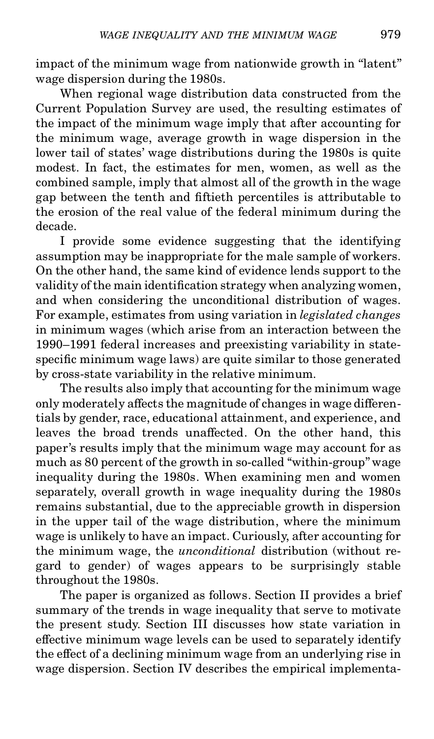impact of the minimum wage from nationwide growth in "latent" wage dispersion during the 1980s.

When regional wage distribution data constructed from the Current Population Survey are used, the resulting estimates of the impact of the minimum wage imply that after accounting for the minimum wage, average growth in wage dispersion in the lower tail of states' wage distributions during the 1980s is quite modest. In fact, the estimates for men, women, as well as the combined sample, imply that almost all of the growth in the wage gap between the tenth and fiftieth percentiles is attributable to the erosion of the real value of the federal minimum during the decade.

I provide some evidence suggesting that the identifying assumption may be inappropriate for the male sample of workers. On the other hand, the same kind of evidence lends support to the validity of the main identification strategy when analyzing women, and when considering the unconditional distribution of wages. For example, estimates from using variation in *legislated changes* in minimum wages (which arise from an interaction between the 1990–1991 federal increases and preexisting variability in state-specific minimum wage laws) are quite similar to those generated by cross-state variability in the relative minimum.

The results also imply that accounting for the minimum wage only moderately affects the magnitude of changes in wage differentials by gender, race, educational attainment, and experience, and leaves the broad trends unaffected. On the other hand, this paper's results imply that the minimum wage may account for as much as 80 percent of the growth in so-called "within-group" wage inequality during the 1980s. When examining men and women separately, overall growth in wage inequality during the 1980s remains substantial, due to the appreciable growth in dispersion in the upper tail of the wage distribution, where the minimum wage is unlikely to have an impact. Curiously, after accounting for the minimum wage, the *unconditional* distribution (without regard to gender) of wages appears to be surprisingly stable throughout the 1980s.

The paper is organized as follows. Section II provides a brief summary of the trends in wage inequality that serve to motivate the present study. Section III discusses how state variation in effective minimum wage levels can be used to separately identify the effect of a declining minimum wage from an underlying rise in wage dispersion. Section IV describes the empirical implementa-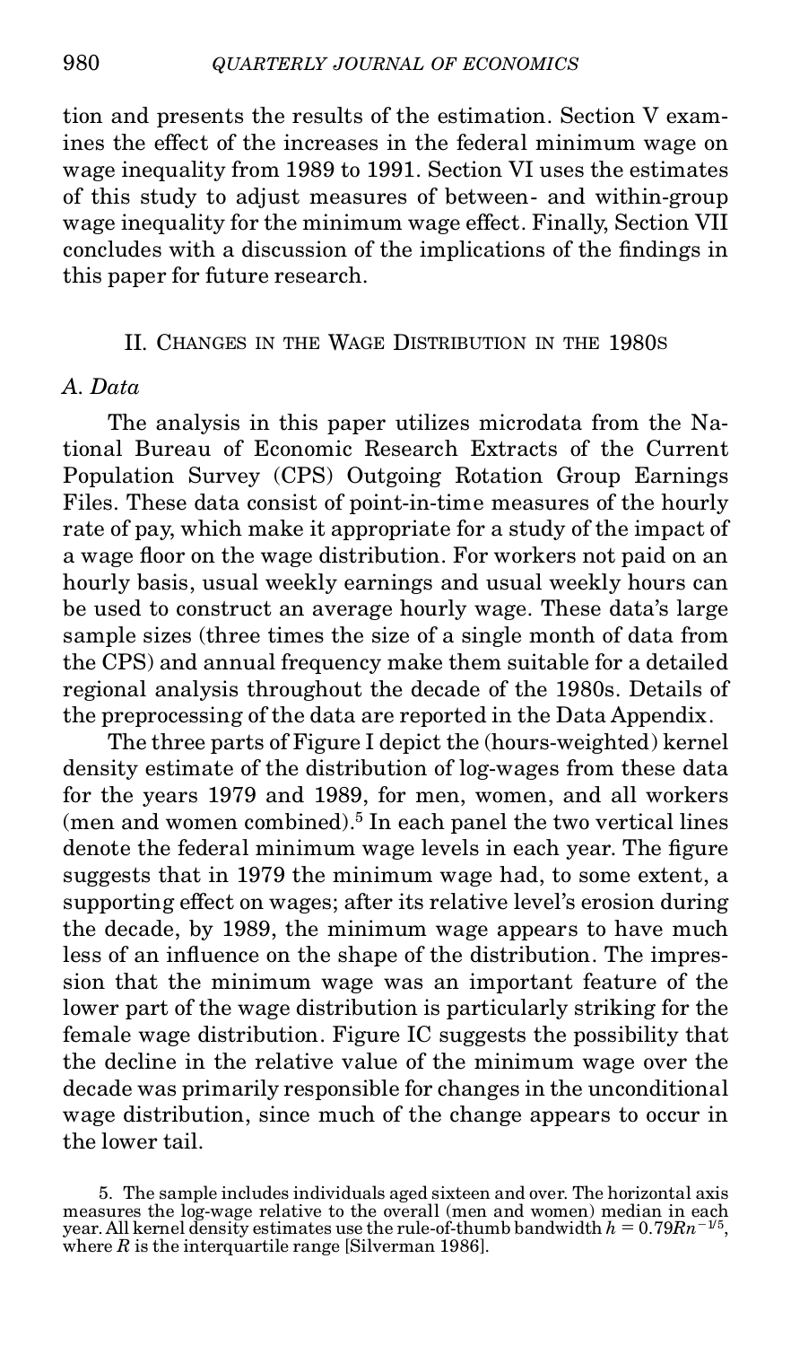tion and presents the results of the estimation. Section V examines the effect of the increases in the federal minimum wage on wage inequality from 1989 to 1991. Section VI uses the estimates of this study to adjust measures of between- and within-group wage inequality for the minimum wage effect. Finally, Section VII concludes with a discussion of the implications of the findings in this paper for future research.

## II. Changes in the Wage Distribution in the 1980s

### A. Data

The analysis in this paper utilizes microdata from the National Bureau of Economic Research Extracts of the Current Population Survey (CPS) Outgoing Rotation Group Earnings Files. These data consist of point-in-time measures of the hourly rate of pay, which make it appropriate for a study of the impact of a wage floor on the wage distribution. For workers not paid on an hourly basis, usual weekly earnings and usual weekly hours can be used to construct an average hourly wage. These data's large sample sizes (three times the size of a single month of data from the CPS) and annual frequency make them suitable for a detailed regional analysis throughout the decade of the 1980s. Details of the preprocessing of the data are reported in the Data Appendix.

The three parts of Figure I depict the (hours-weighted) kernel density estimate of the distribution of log-wages from these data for the years 1979 and 1989, for men, women, and all workers (men and women combined).[5] In each panel the two vertical lines denote the federal minimum wage levels in each year. The figure suggests that in 1979 the minimum wage had, to some extent, a supporting effect on wages; after its relative level's erosion during the decade, by 1989, the minimum wage appears to have much less of an influence on the shape of the distribution. The impression that the minimum wage was an important feature of the lower part of the wage distribution is particularly striking for the female wage distribution. Figure IC suggests the possibility that the decline in the relative value of the minimum wage over the decade was primarily responsible for changes in the unconditional wage distribution, since much of the change appears to occur in the lower tail.

5. The sample includes individuals aged sixteen and over. The horizontal axis measures the log-wage relative to the overall (men and women) median in each year. All kernel density estimates use the rule-of-thumb bandwidth $h = 0.79Rn^{-1/5}$, where $R$ is the interquartile range [Silverman 1986].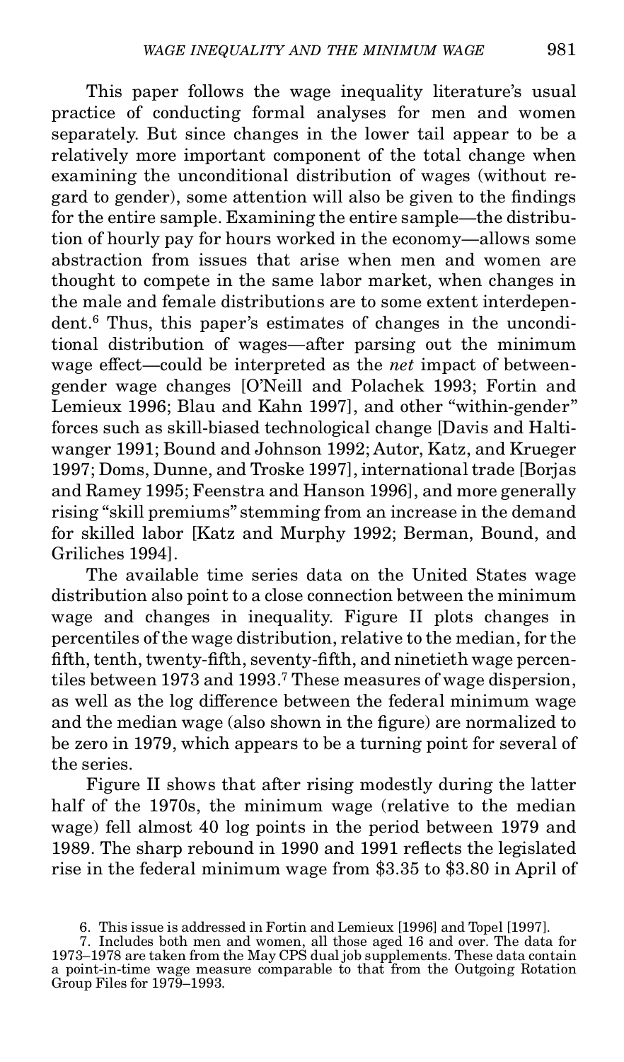This paper follows the wage inequality literature's usual practice of conducting formal analyses for men and women separately. But since changes in the lower tail appear to be a relatively more important component of the total change when examining the unconditional distribution of wages (without regard to gender), some attention will also be given to the findings for the entire sample. Examining the entire sample—the distribution of hourly pay for hours worked in the economy—allows some abstraction from issues that arise when men and women are thought to compete in the same labor market, when changes in the male and female distributions are to some extent interdependent.[6] Thus, this paper's estimates of changes in the unconditional distribution of wages—after parsing out the minimum wage effect—could be interpreted as the *net* impact of between-gender wage changes [O'Neill and Polachek 1993; Fortin and Lemieux 1996; Blau and Kahn 1997], and other "within-gender" forces such as skill-biased technological change [Davis and Haltiwanger 1991; Bound and Johnson 1992; Autor, Katz, and Krueger 1997; Doms, Dunne, and Troske 1997], international trade [Borjas and Ramey 1995; Feenstra and Hanson 1996], and more generally rising "skill premiums" stemming from an increase in the demand for skilled labor [Katz and Murphy 1992; Berman, Bound, and Griliches 1994].

The available time series data on the United States wage distribution also point to a close connection between the minimum wage and changes in inequality. Figure II plots changes in percentiles of the wage distribution, relative to the median, for the fifth, tenth, twenty-fifth, seventy-fifth, and ninetieth wage percentiles between 1973 and 1993.[7] These measures of wage dispersion, as well as the log difference between the federal minimum wage and the median wage (also shown in the figure) are normalized to be zero in 1979, which appears to be a turning point for several of the series.

Figure II shows that after rising modestly during the latter half of the 1970s, the minimum wage (relative to the median wage) fell almost 40 log points in the period between 1979 and 1989. The sharp rebound in 1990 and 1991 reflects the legislated rise in the federal minimum wage from \$3.35 to \$3.80 in April of

6. This issue is addressed in Fortin and Lemieux [1996] and Topel [1997].

7. Includes both men and women, all those aged 16 and over. The data for 1973–1978 are taken from the May CPS dual job supplements. These data contain a point-in-time wage measure comparable to that from the Outgoing Rotation Group Files for 1979–1993.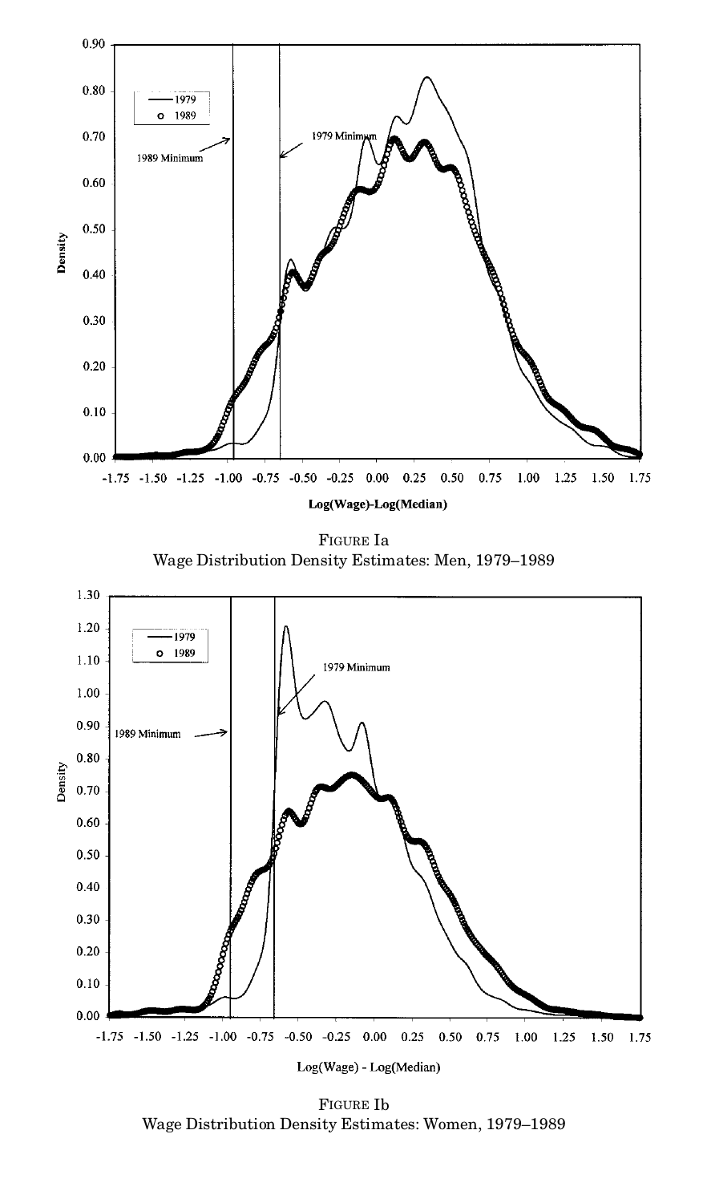FIGURE Ia
Wage Distribution Density Estimates: Men, 1979–1989

FIGURE Ib
Wage Distribution Density Estimates: Women, 1979–1989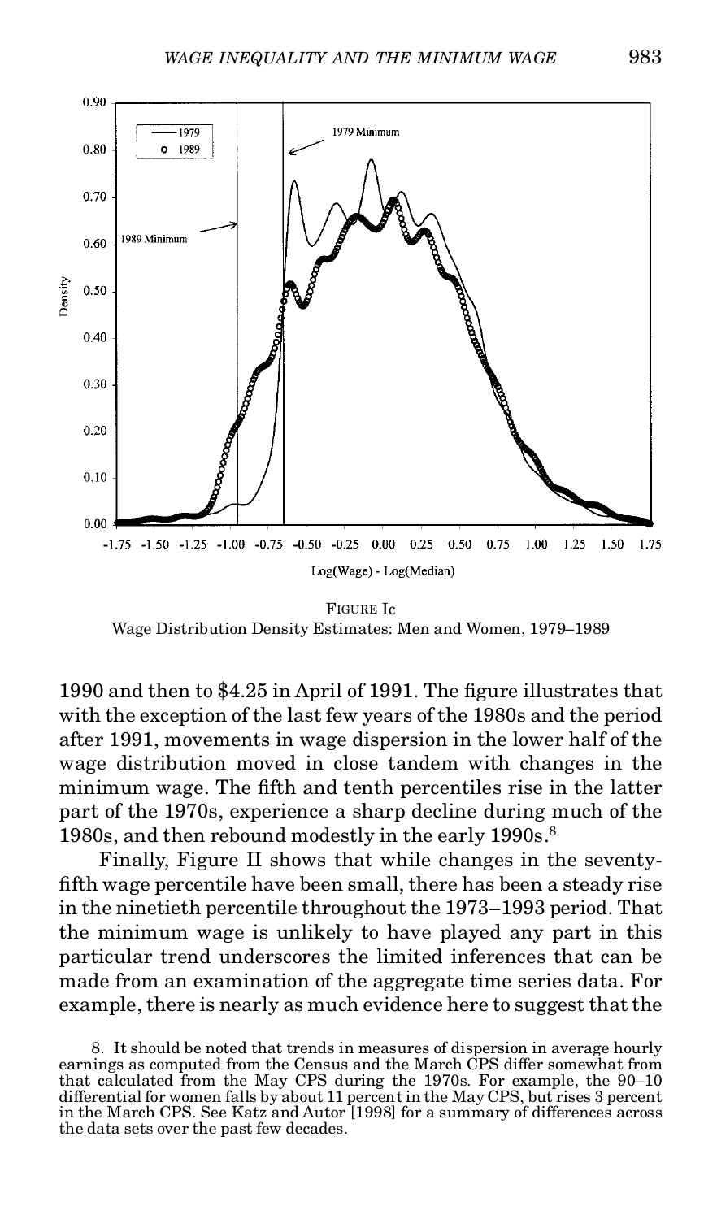FIGURE Ic
Wage Distribution Density Estimates: Men and Women, 1979–1989

1990 and then to $4.25 in April of 1991. The figure illustrates that with the exception of the last few years of the 1980s and the period after 1991, movements in wage dispersion in the lower half of the wage distribution moved in close tandem with changes in the minimum wage. The fifth and tenth percentiles rise in the latter part of the 1970s, experience a sharp decline during much of the 1980s, and then rebound modestly in the early 1990s.[8]

Finally, Figure II shows that while changes in the seventy-fifth wage percentile have been small, there has been a steady rise in the ninetieth percentile throughout the 1973–1993 period. That the minimum wage is unlikely to have played any part in this particular trend underscores the limited inferences that can be made from an examination of the aggregate time series data. For example, there is nearly as much evidence here to suggest that the

8. It should be noted that trends in measures of dispersion in average hourly earnings as computed from the Census and the March CPS differ somewhat from that calculated from the May CPS during the 1970s. For example, the 90–10 differential for women falls by about 11 percent in the May CPS, but rises 3 percent in the March CPS. See Katz and Autor [1998] for a summary of differences across the data sets over the past few decades.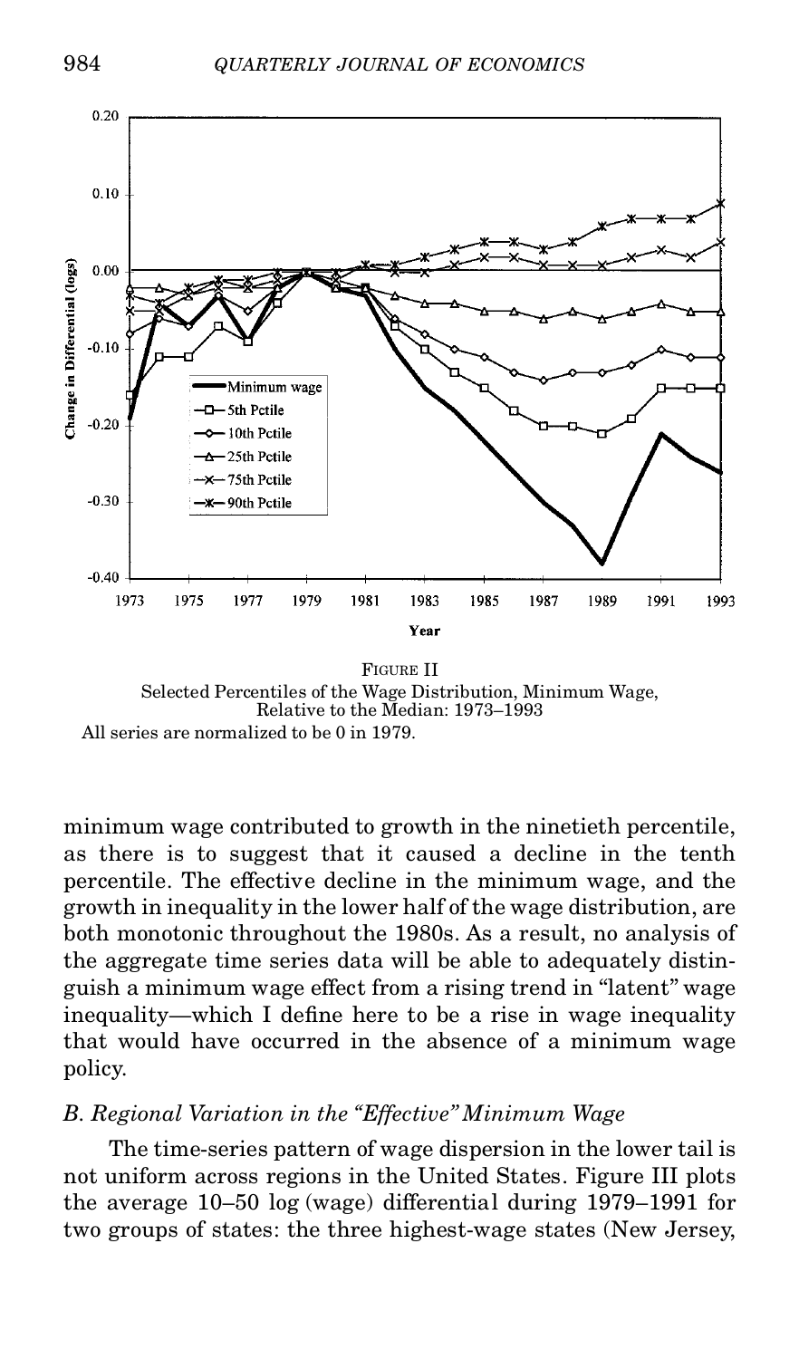FIGURE II
Selected Percentiles of the Wage Distribution, Minimum Wage, Relative to the Median: 1973–1993
All series are normalized to be 0 in 1979.

minimum wage contributed to growth in the ninetieth percentile, as there is to suggest that it caused a decline in the tenth percentile. The effective decline in the minimum wage, and the growth in inequality in the lower half of the wage distribution, are both monotonic throughout the 1980s. As a result, no analysis of the aggregate time series data will be able to adequately distinguish a minimum wage effect from a rising trend in "latent" wage inequality—which I define here to be a rise in wage inequality that would have occurred in the absence of a minimum wage policy.

### *B. Regional Variation in the "Effective" Minimum Wage*

The time-series pattern of wage dispersion in the lower tail is not uniform across regions in the United States. Figure III plots the average 10–50 log (wage) differential during 1979–1991 for two groups of states: the three highest-wage states (New Jersey,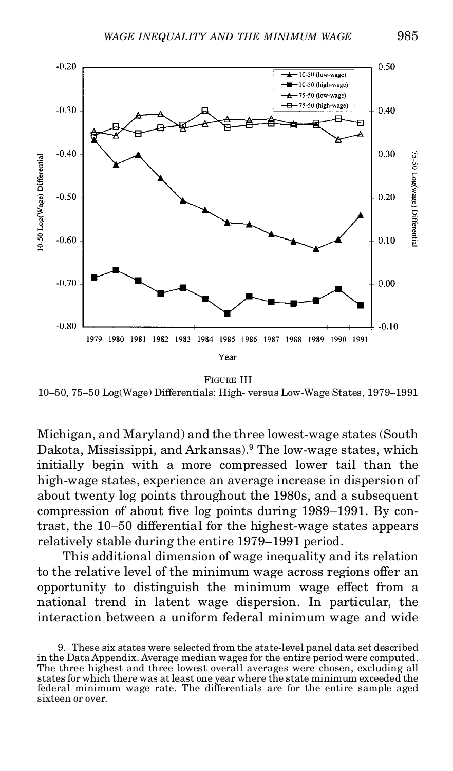FIGURE III
10–50, 75–50 Log(Wage) Differentials: High- versus Low-Wage States, 1979–1991

Michigan, and Maryland) and the three lowest-wage states (South Dakota, Mississippi, and Arkansas).[9] The low-wage states, which initially begin with a more compressed lower tail than the high-wage states, experience an average increase in dispersion of about twenty log points throughout the 1980s, and a subsequent compression of about five log points during 1989–1991. By contrast, the 10–50 differential for the highest-wage states appears relatively stable during the entire 1979–1991 period.

This additional dimension of wage inequality and its relation to the relative level of the minimum wage across regions offer an opportunity to distinguish the minimum wage effect from a national trend in latent wage dispersion. In particular, the interaction between a uniform federal minimum wage and wide

9. These six states were selected from the state-level panel data set described in the Data Appendix. Average median wages for the entire period were computed. The three highest and three lowest overall averages were chosen, excluding all states for which there was at least one year where the state minimum exceeded the federal minimum wage rate. The differentials are for the entire sample aged sixteen or over.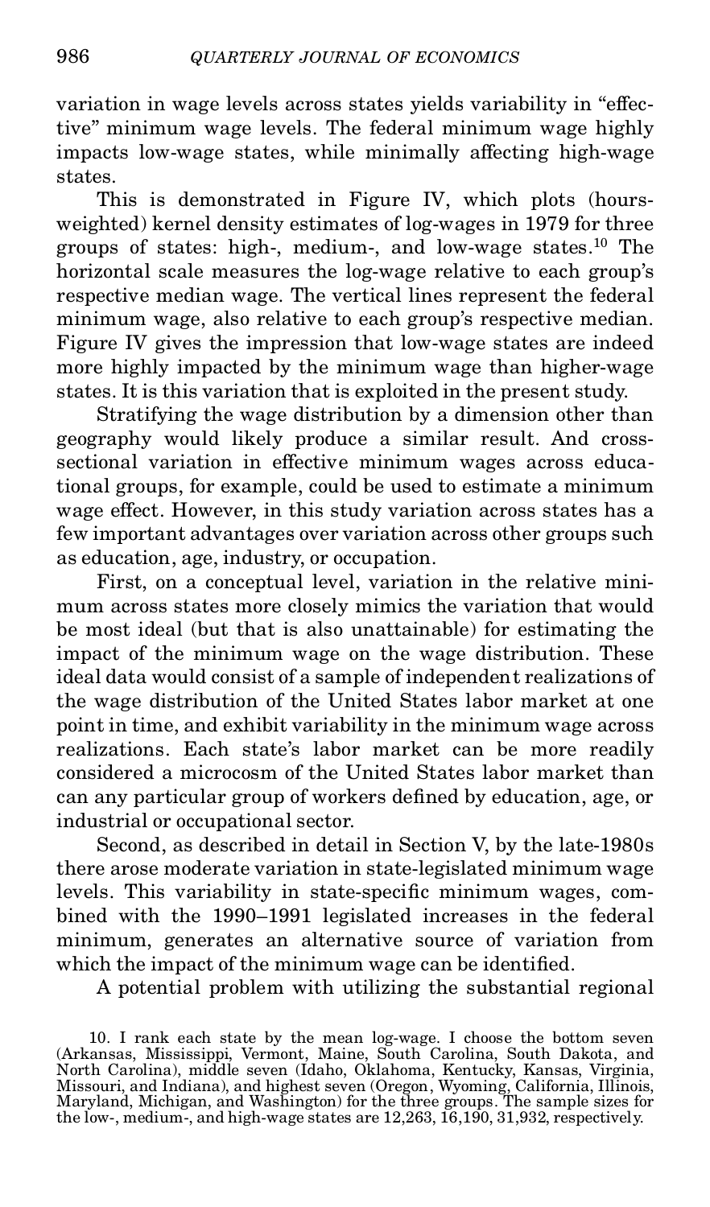variation in wage levels across states yields variability in "effective" minimum wage levels. The federal minimum wage highly impacts low-wage states, while minimally affecting high-wage states.

This is demonstrated in Figure IV, which plots (hours-weighted) kernel density estimates of log-wages in 1979 for three groups of states: high-, medium-, and low-wage states.[10] The horizontal scale measures the log-wage relative to each group's respective median wage. The vertical lines represent the federal minimum wage, also relative to each group's respective median. Figure IV gives the impression that low-wage states are indeed more highly impacted by the minimum wage than higher-wage states. It is this variation that is exploited in the present study.

Stratifying the wage distribution by a dimension other than geography would likely produce a similar result. And cross-sectional variation in effective minimum wages across educational groups, for example, could be used to estimate a minimum wage effect. However, in this study variation across states has a few important advantages over variation across other groups such as education, age, industry, or occupation.

First, on a conceptual level, variation in the relative minimum across states more closely mimics the variation that would be most ideal (but that is also unattainable) for estimating the impact of the minimum wage on the wage distribution. These ideal data would consist of a sample of independent realizations of the wage distribution of the United States labor market at one point in time, and exhibit variability in the minimum wage across realizations. Each state's labor market can be more readily considered a microcosm of the United States labor market than can any particular group of workers defined by education, age, or industrial or occupational sector.

Second, as described in detail in Section V, by the late-1980s there arose moderate variation in state-legislated minimum wage levels. This variability in state-specific minimum wages, combined with the 1990–1991 legislated increases in the federal minimum, generates an alternative source of variation from which the impact of the minimum wage can be identified.

A potential problem with utilizing the substantial regional

10. I rank each state by the mean log-wage. I choose the bottom seven (Arkansas, Mississippi, Vermont, Maine, South Carolina, South Dakota, and North Carolina), middle seven (Idaho, Oklahoma, Kentucky, Kansas, Virginia, Missouri, and Indiana), and highest seven (Oregon, Wyoming, California, Illinois, Maryland, Michigan, and Washington) for the three groups. The sample sizes for the low-, medium-, and high-wage states are 12,263, 16,190, 31,932, respectively.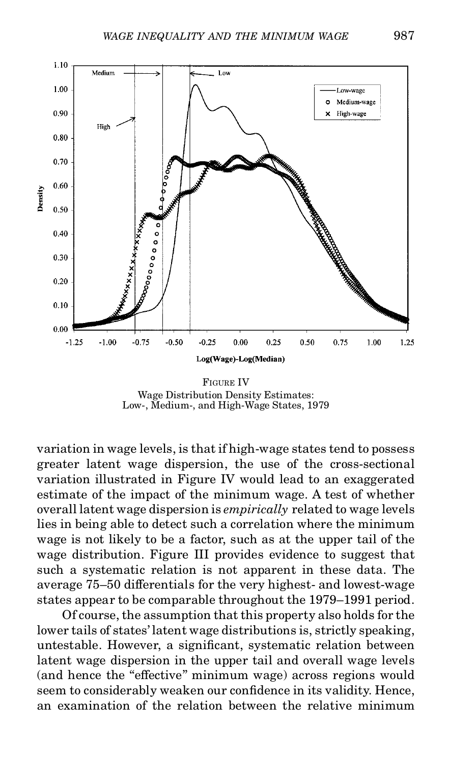FIGURE IV
Wage Distribution Density Estimates:
Low-, Medium-, and High-Wage States, 1979

variation in wage levels, is that if high-wage states tend to possess greater latent wage dispersion, the use of the cross-sectional variation illustrated in Figure IV would lead to an exaggerated estimate of the impact of the minimum wage. A test of whether overall latent wage dispersion is *empirically* related to wage levels lies in being able to detect such a correlation where the minimum wage is not likely to be a factor, such as at the upper tail of the wage distribution. Figure III provides evidence to suggest that such a systematic relation is not apparent in these data. The average 75–50 differentials for the very highest- and lowest-wage states appear to be comparable throughout the 1979–1991 period.

Of course, the assumption that this property also holds for the lower tails of states' latent wage distributions is, strictly speaking, untestable. However, a significant, systematic relation between latent wage dispersion in the upper tail and overall wage levels (and hence the "effective" minimum wage) across regions would seem to considerably weaken our confidence in its validity. Hence, an examination of the relation between the relative minimum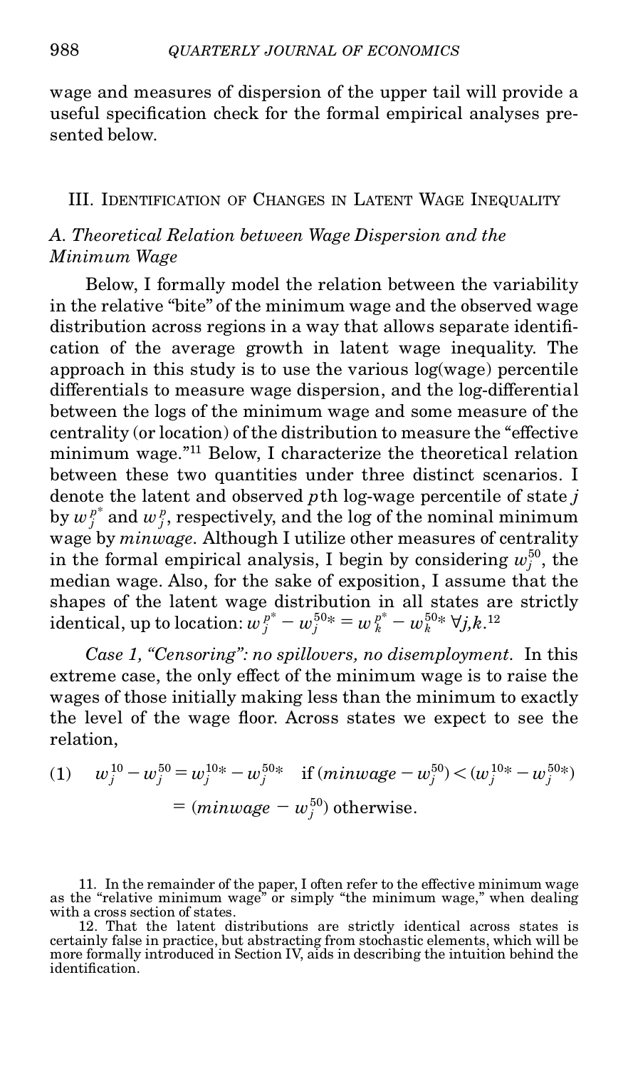wage and measures of dispersion of the upper tail will provide a useful specification check for the formal empirical analyses presented below.

## III. Identification of Changes in Latent Wage Inequality

### A. Theoretical Relation between Wage Dispersion and the Minimum Wage

Below, I formally model the relation between the variability in the relative "bite" of the minimum wage and the observed wage distribution across regions in a way that allows separate identification of the average growth in latent wage inequality. The approach in this study is to use the various log(wage) percentile differentials to measure wage dispersion, and the log-differential between the logs of the minimum wage and some measure of the centrality (or location) of the distribution to measure the "effective minimum wage."[11] Below, I characterize the theoretical relation between these two quantities under three distinct scenarios. I denote the latent and observed $p$th log-wage percentile of state $j$ by $w_j^{p^*}$ and $w_j^p$, respectively, and the log of the nominal minimum wage by *minwage*. Although I utilize other measures of centrality in the formal empirical analysis, I begin by considering $w_j^{50}$, the median wage. Also, for the sake of exposition, I assume that the shapes of the latent wage distribution in all states are strictly identical, up to location: $w_j^{p^*} - w_j^{50*} = w_k^{p^*} - w_k^{50*} \; \forall j,k$.[12]

*Case 1, "Censoring": no spillovers, no disemployment.* In this extreme case, the only effect of the minimum wage is to raise the wages of those initially making less than the minimum to exactly the level of the wage floor. Across states we expect to see the relation,

$$
\begin{aligned}
(1) \quad w_j^{10} - w_j^{50} &= w_j^{10*} - w_j^{50*} \quad \text{if } (minwage - w_j^{50}) < (w_j^{10*} - w_j^{50*}) \\
&= (minwage - w_j^{50}) \text{ otherwise.}
\end{aligned}
$$

11. In the remainder of the paper, I often refer to the effective minimum wage as the "relative minimum wage" or simply "the minimum wage," when dealing with a cross section of states.

12. That the latent distributions are strictly identical across states is certainly false in practice, but abstracting from stochastic elements, which will be more formally introduced in Section IV, aids in describing the intuition behind the identification.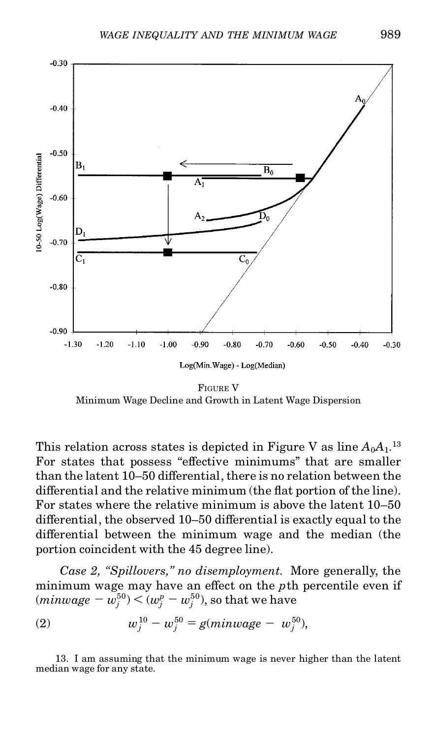FIGURE V
Minimum Wage Decline and Growth in Latent Wage Dispersion

This relation across states is depicted in Figure V as line $A_0A_1$.[13] For states that possess "effective minimums" that are smaller than the latent 10–50 differential, there is no relation between the differential and the relative minimum (the flat portion of the line). For states where the relative minimum is above the latent 10–50 differential, the observed 10–50 differential is exactly equal to the differential between the minimum wage and the median (the portion coincident with the 45 degree line).

*Case 2, "Spillovers," no disemployment.* More generally, the minimum wage may have an effect on the $p$th percentile even if $(minwage - w_j^{50}) < (w_j^p - w_j^{50})$, so that we have

$$w_j^{10} - w_j^{50} = g(minwage - w_j^{50}), \tag{2}$$

13. I am assuming that the minimum wage is never higher than the latent median wage for any state.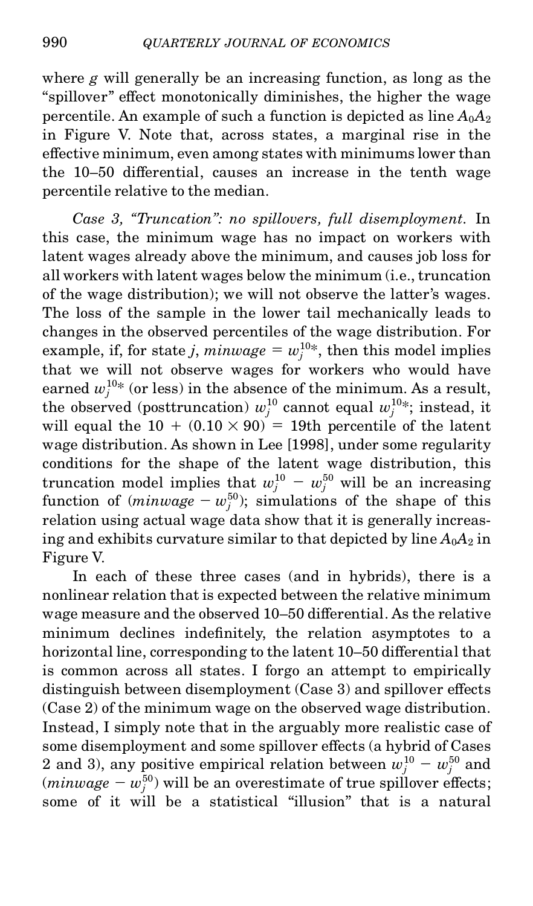where $g$ will generally be an increasing function, as long as the "spillover" effect monotonically diminishes, the higher the wage percentile. An example of such a function is depicted as line $A_0A_2$ in Figure V. Note that, across states, a marginal rise in the effective minimum, even among states with minimums lower than the 10–50 differential, causes an increase in the tenth wage percentile relative to the median.

*Case 3, "Truncation": no spillovers, full disemployment.* In this case, the minimum wage has no impact on workers with latent wages already above the minimum, and causes job loss for all workers with latent wages below the minimum (i.e., truncation of the wage distribution); we will not observe the latter's wages. The loss of the sample in the lower tail mechanically leads to changes in the observed percentiles of the wage distribution. For example, if, for state $j$, $minwage = w_j^{10*}$, then this model implies that we will not observe wages for workers who would have earned $w_j^{10*}$ (or less) in the absence of the minimum. As a result, the observed (posttruncation) $w_j^{10}$ cannot equal $w_j^{10*}$; instead, it will equal the $10 + (0.10 \times 90) = 19$th percentile of the latent wage distribution. As shown in Lee [1998], under some regularity conditions for the shape of the latent wage distribution, this truncation model implies that $w_j^{10} - w_j^{50}$ will be an increasing function of $(minwage - w_j^{50})$; simulations of the shape of this relation using actual wage data show that it is generally increasing and exhibits curvature similar to that depicted by line $A_0A_2$ in Figure V.

In each of these three cases (and in hybrids), there is a nonlinear relation that is expected between the relative minimum wage measure and the observed 10–50 differential. As the relative minimum declines indefinitely, the relation asymptotes to a horizontal line, corresponding to the latent 10–50 differential that is common across all states. I forgo an attempt to empirically distinguish between disemployment (Case 3) and spillover effects (Case 2) of the minimum wage on the observed wage distribution. Instead, I simply note that in the arguably more realistic case of some disemployment and some spillover effects (a hybrid of Cases 2 and 3), any positive empirical relation between $w_j^{10} - w_j^{50}$ and $(minwage - w_j^{50})$ will be an overestimate of true spillover effects; some of it will be a statistical "illusion" that is a natural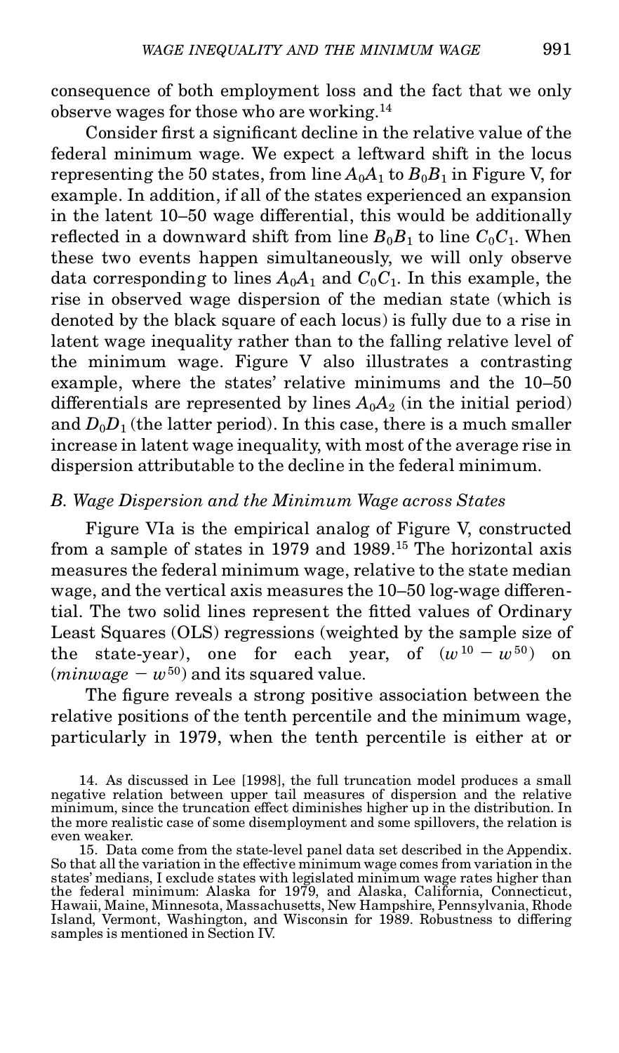consequence of both employment loss and the fact that we only observe wages for those who are working.[14]

Consider first a significant decline in the relative value of the federal minimum wage. We expect a leftward shift in the locus representing the 50 states, from line $A_0A_1$ to $B_0B_1$ in Figure V, for example. In addition, if all of the states experienced an expansion in the latent 10–50 wage differential, this would be additionally reflected in a downward shift from line $B_0B_1$ to line $C_0C_1$. When these two events happen simultaneously, we will only observe data corresponding to lines $A_0A_1$ and $C_0C_1$. In this example, the rise in observed wage dispersion of the median state (which is denoted by the black square of each locus) is fully due to a rise in latent wage inequality rather than to the falling relative level of the minimum wage. Figure V also illustrates a contrasting example, where the states' relative minimums and the 10–50 differentials are represented by lines $A_0A_2$ (in the initial period) and $D_0D_1$ (the latter period). In this case, there is a much smaller increase in latent wage inequality, with most of the average rise in dispersion attributable to the decline in the federal minimum.

### *B. Wage Dispersion and the Minimum Wage across States*

Figure VIa is the empirical analog of Figure V, constructed from a sample of states in 1979 and 1989.[15] The horizontal axis measures the federal minimum wage, relative to the state median wage, and the vertical axis measures the 10–50 log-wage differential. The two solid lines represent the fitted values of Ordinary Least Squares (OLS) regressions (weighted by the sample size of the state-year), one for each year, of $(w^{10} - w^{50})$ on $(minwage - w^{50})$ and its squared value.

The figure reveals a strong positive association between the relative positions of the tenth percentile and the minimum wage, particularly in 1979, when the tenth percentile is either at or

14. As discussed in Lee [1998], the full truncation model produces a small negative relation between upper tail measures of dispersion and the relative minimum, since the truncation effect diminishes higher up in the distribution. In the more realistic case of some disemployment and some spillovers, the relation is even weaker.

15. Data come from the state-level panel data set described in the Appendix. So that all the variation in the effective minimum wage comes from variation in the states' medians, I exclude states with legislated minimum wage rates higher than the federal minimum: Alaska for 1979, and Alaska, California, Connecticut, Hawaii, Maine, Minnesota, Massachusetts, New Hampshire, Pennsylvania, Rhode Island, Vermont, Washington, and Wisconsin for 1989. Robustness to differing samples is mentioned in Section IV.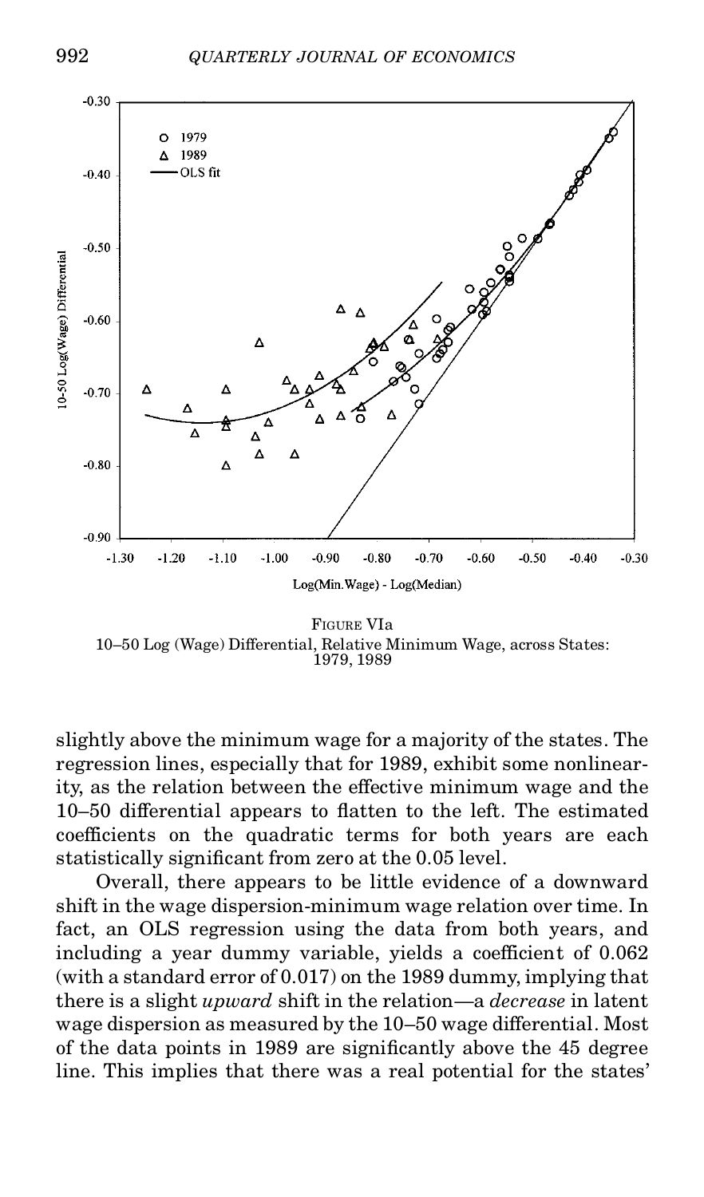FIGURE VIa
10–50 Log (Wage) Differential, Relative Minimum Wage, across States: 1979, 1989

slightly above the minimum wage for a majority of the states. The regression lines, especially that for 1989, exhibit some nonlinearity, as the relation between the effective minimum wage and the 10–50 differential appears to flatten to the left. The estimated coefficients on the quadratic terms for both years are each statistically significant from zero at the 0.05 level.

Overall, there appears to be little evidence of a downward shift in the wage dispersion-minimum wage relation over time. In fact, an OLS regression using the data from both years, and including a year dummy variable, yields a coefficient of 0.062 (with a standard error of 0.017) on the 1989 dummy, implying that there is a slight *upward* shift in the relation—a *decrease* in latent wage dispersion as measured by the 10–50 wage differential. Most of the data points in 1989 are significantly above the 45 degree line. This implies that there was a real potential for the states'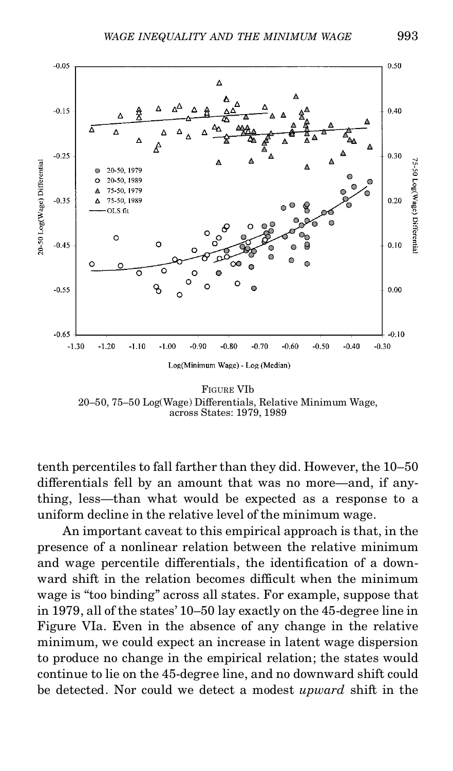FIGURE VIb
20–50, 75–50 Log(Wage) Differentials, Relative Minimum Wage, across States: 1979, 1989

tenth percentiles to fall farther than they did. However, the 10–50 differentials fell by an amount that was no more—and, if anything, less—than what would be expected as a response to a uniform decline in the relative level of the minimum wage.

An important caveat to this empirical approach is that, in the presence of a nonlinear relation between the relative minimum and wage percentile differentials, the identification of a downward shift in the relation becomes difficult when the minimum wage is "too binding" across all states. For example, suppose that in 1979, all of the states' 10–50 lay exactly on the 45-degree line in Figure VIa. Even in the absence of any change in the relative minimum, we could expect an increase in latent wage dispersion to produce no change in the empirical relation; the states would continue to lie on the 45-degree line, and no downward shift could be detected. Nor could we detect a modest *upward* shift in the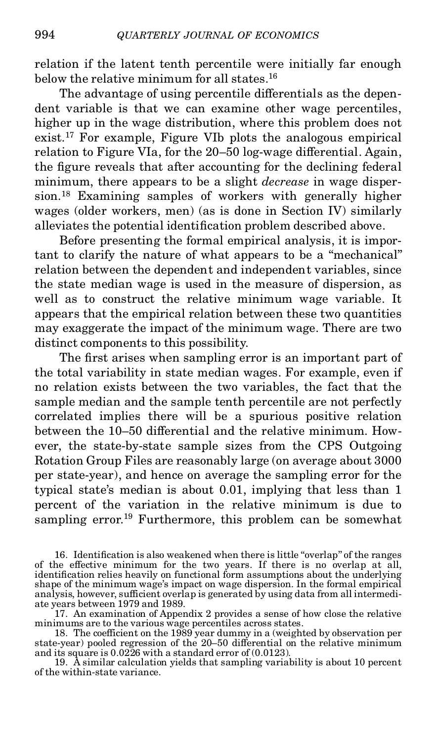relation if the latent tenth percentile were initially far enough below the relative minimum for all states.[16]

The advantage of using percentile differentials as the dependent variable is that we can examine other wage percentiles, higher up in the wage distribution, where this problem does not exist.[17] For example, Figure VIb plots the analogous empirical relation to Figure VIa, for the 20–50 log-wage differential. Again, the figure reveals that after accounting for the declining federal minimum, there appears to be a slight *decrease* in wage dispersion.[18] Examining samples of workers with generally higher wages (older workers, men) (as is done in Section IV) similarly alleviates the potential identification problem described above.

Before presenting the formal empirical analysis, it is important to clarify the nature of what appears to be a "mechanical" relation between the dependent and independent variables, since the state median wage is used in the measure of dispersion, as well as to construct the relative minimum wage variable. It appears that the empirical relation between these two quantities may exaggerate the impact of the minimum wage. There are two distinct components to this possibility.

The first arises when sampling error is an important part of the total variability in state median wages. For example, even if no relation exists between the two variables, the fact that the sample median and the sample tenth percentile are not perfectly correlated implies there will be a spurious positive relation between the 10–50 differential and the relative minimum. However, the state-by-state sample sizes from the CPS Outgoing Rotation Group Files are reasonably large (on average about 3000 per state-year), and hence on average the sampling error for the typical state's median is about 0.01, implying that less than 1 percent of the variation in the relative minimum is due to sampling error.[19] Furthermore, this problem can be somewhat

16. Identification is also weakened when there is little "overlap" of the ranges of the effective minimum for the two years. If there is no overlap at all, identification relies heavily on functional form assumptions about the underlying shape of the minimum wage's impact on wage dispersion. In the formal empirical analysis, however, sufficient overlap is generated by using data from all intermediate years between 1979 and 1989.

17. An examination of Appendix 2 provides a sense of how close the relative minimums are to the various wage percentiles across states.

18. The coefficient on the 1989 year dummy in a (weighted by observation per state-year) pooled regression of the 20–50 differential on the relative minimum and its square is 0.0226 with a standard error of (0.0123).

19. A similar calculation yields that sampling variability is about 10 percent of the within-state variance.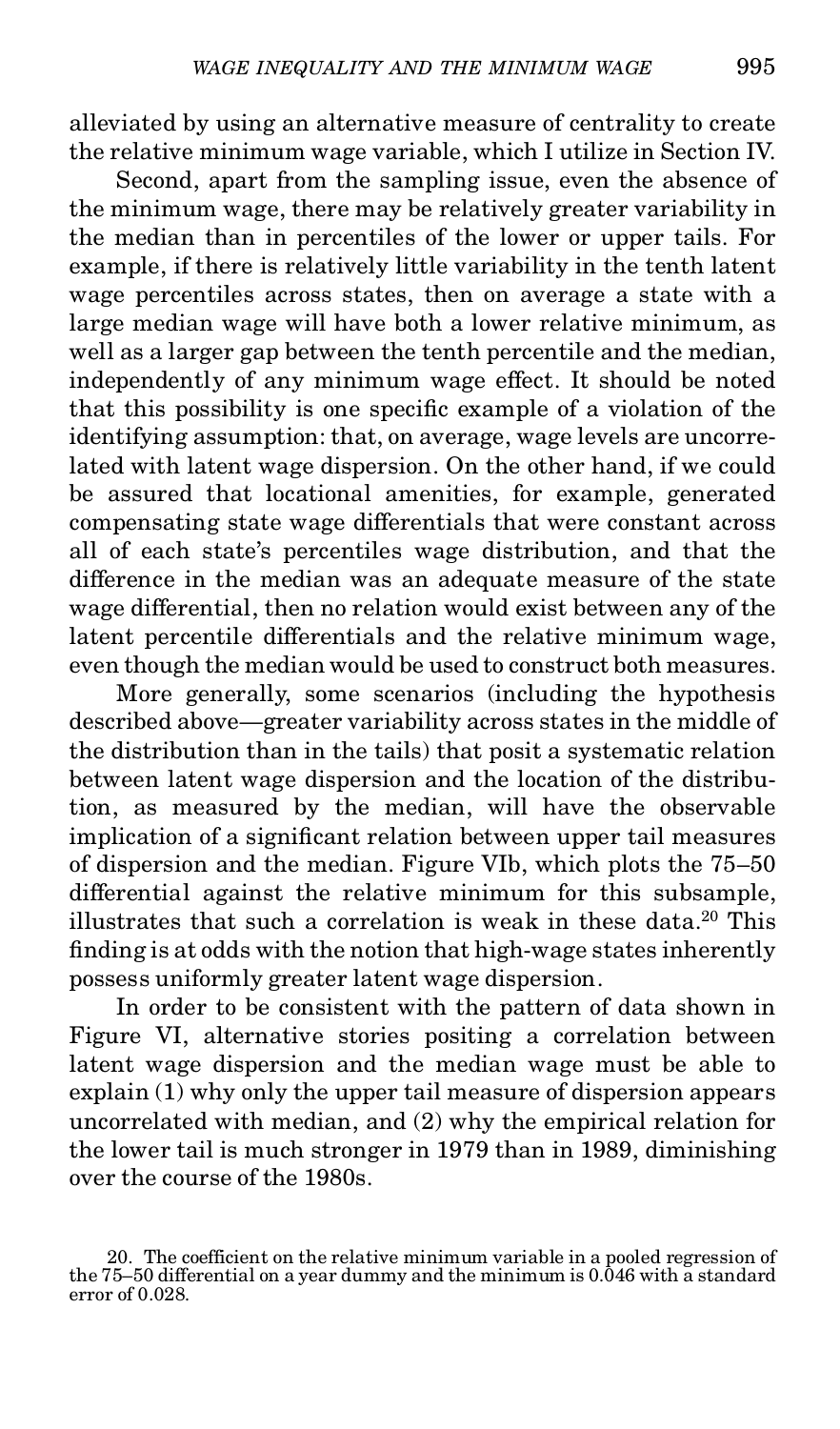alleviated by using an alternative measure of centrality to create the relative minimum wage variable, which I utilize in Section IV.

Second, apart from the sampling issue, even the absence of the minimum wage, there may be relatively greater variability in the median than in percentiles of the lower or upper tails. For example, if there is relatively little variability in the tenth latent wage percentiles across states, then on average a state with a large median wage will have both a lower relative minimum, as well as a larger gap between the tenth percentile and the median, independently of any minimum wage effect. It should be noted that this possibility is one specific example of a violation of the identifying assumption: that, on average, wage levels are uncorrelated with latent wage dispersion. On the other hand, if we could be assured that locational amenities, for example, generated compensating state wage differentials that were constant across all of each state's percentiles wage distribution, and that the difference in the median was an adequate measure of the state wage differential, then no relation would exist between any of the latent percentile differentials and the relative minimum wage, even though the median would be used to construct both measures.

More generally, some scenarios (including the hypothesis described above—greater variability across states in the middle of the distribution than in the tails) that posit a systematic relation between latent wage dispersion and the location of the distribution, as measured by the median, will have the observable implication of a significant relation between upper tail measures of dispersion and the median. Figure VIb, which plots the 75–50 differential against the relative minimum for this subsample, illustrates that such a correlation is weak in these data.[20] This finding is at odds with the notion that high-wage states inherently possess uniformly greater latent wage dispersion.

In order to be consistent with the pattern of data shown in Figure VI, alternative stories positing a correlation between latent wage dispersion and the median wage must be able to explain (1) why only the upper tail measure of dispersion appears uncorrelated with median, and (2) why the empirical relation for the lower tail is much stronger in 1979 than in 1989, diminishing over the course of the 1980s.

20. The coefficient on the relative minimum variable in a pooled regression of the 75–50 differential on a year dummy and the minimum is 0.046 with a standard error of 0.028.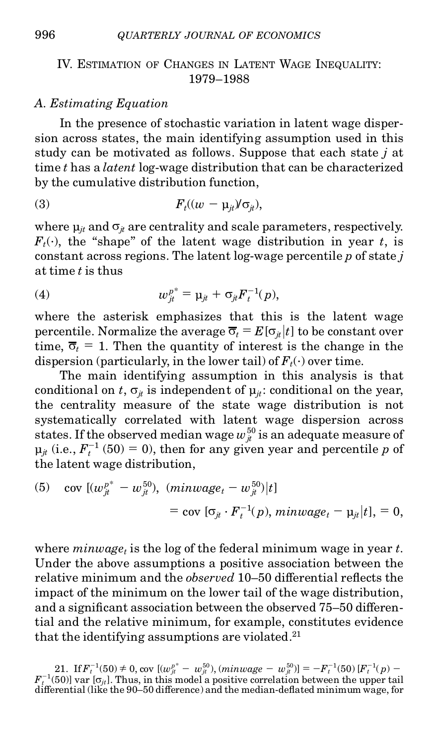## IV. Estimation of Changes in Latent Wage Inequality: 1979–1988

### A. Estimating Equation

In the presence of stochastic variation in latent wage dispersion across states, the main identifying assumption used in this study can be motivated as follows. Suppose that each state $j$ at time $t$ has a *latent* log-wage distribution that can be characterized by the cumulative distribution function,

$$F_t((w - \mu_{jt})/\sigma_{jt}), \tag{3}$$

where $\mu_{jt}$ and $\sigma_{jt}$ are centrality and scale parameters, respectively. $F_t(\cdot)$, the "shape" of the latent wage distribution in year $t$, is constant across regions. The latent log-wage percentile $p$ of state $j$ at time $t$ is thus

$$w_{jt}^{p^*} = \mu_{jt} + \sigma_{jt} F_t^{-1}(p), \tag{4}$$

where the asterisk emphasizes that this is the latent wage percentile. Normalize the average $\bar{\sigma}_t = E[\sigma_{jt}|t]$ to be constant over time, $\bar{\sigma}_t = 1$. Then the quantity of interest is the change in the dispersion (particularly, in the lower tail) of $F_t(\cdot)$ over time.

The main identifying assumption in this analysis is that conditional on $t$, $\sigma_{jt}$ is independent of $\mu_{jt}$: conditional on the year, the centrality measure of the state wage distribution is not systematically correlated with latent wage dispersion across states. If the observed median wage $w_{jt}^{50}$ is an adequate measure of $\mu_{jt}$ (i.e., $F_t^{-1}(50) = 0$), then for any given year and percentile $p$ of the latent wage distribution,

$$\begin{aligned}\text{cov}\,[(w_{jt}^{p^*} - w_{jt}^{50}),\ (minwage_t - w_{jt}^{50})|t] \\ = \text{cov}\,[\sigma_{jt} \cdot F_t^{-1}(p),\ minwage_t - \mu_{jt}|t], = 0,\end{aligned} \tag{5}$$

where $minwage_t$ is the log of the federal minimum wage in year $t$. Under the above assumptions a positive association between the relative minimum and the *observed* 10–50 differential reflects the impact of the minimum on the lower tail of the wage distribution, and a significant association between the observed 75–50 differential and the relative minimum, for example, constitutes evidence that the identifying assumptions are violated.[21]

21. If $F_t^{-1}(50) \neq 0$, $\text{cov}\,[(w_{jt}^{p^*} - w_{jt}^{50}), (minwage - w_{jt}^{50})] = -F_t^{-1}(50)\,[F_t^{-1}(p) - F_t^{-1}(50)]\,\text{var}\,[\sigma_{jt}]$. Thus, in this model a positive correlation between the upper tail differential (like the 90–50 difference) and the median-deflated minimum wage, for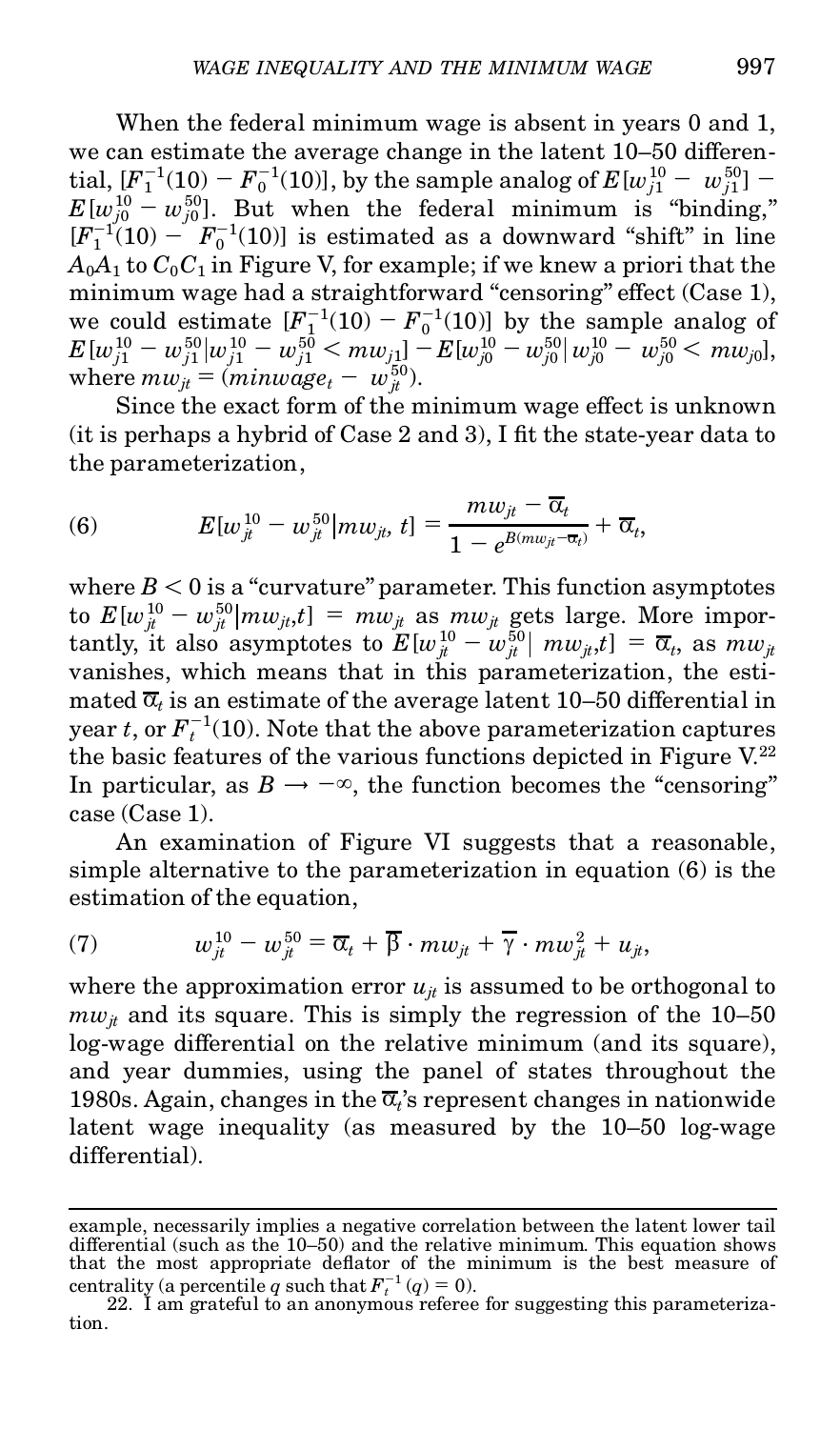When the federal minimum wage is absent in years 0 and 1, we can estimate the average change in the latent 10–50 differential, $[F_1^{-1}(10) - F_0^{-1}(10)]$, by the sample analog of $E[w_{j1}^{10} - w_{j1}^{50}] - E[w_{j0}^{10} - w_{j0}^{50}]$. But when the federal minimum is "binding," $[F_1^{-1}(10) - F_0^{-1}(10)]$ is estimated as a downward "shift" in line $A_0A_1$ to $C_0C_1$ in Figure V, for example; if we knew a priori that the minimum wage had a straightforward "censoring" effect (Case 1), we could estimate $[F_1^{-1}(10) - F_0^{-1}(10)]$ by the sample analog of $E[w_{j1}^{10} - w_{j1}^{50} | w_{j1}^{10} - w_{j1}^{50} < mw_{j1}] - E[w_{j0}^{10} - w_{j0}^{50} | w_{j0}^{10} - w_{j0}^{50} < mw_{j0}]$, where $mw_{jt} = (minwage_t - w_{jt}^{50})$.

Since the exact form of the minimum wage effect is unknown (it is perhaps a hybrid of Case 2 and 3), I fit the state-year data to the parameterization,

$$E[w_{jt}^{10} - w_{jt}^{50} | mw_{jt}, t] = \frac{mw_{jt} - \overline{\alpha}_t}{1 - e^{B(mw_{jt} - \overline{\alpha}_t)}} + \overline{\alpha}_t, \tag{6}$$

where $B < 0$ is a "curvature" parameter. This function asymptotes to $E[w_{jt}^{10} - w_{jt}^{50} | mw_{jt}, t] = mw_{jt}$ as $mw_{jt}$ gets large. More importantly, it also asymptotes to $E[w_{jt}^{10} - w_{jt}^{50} | mw_{jt}, t] = \overline{\alpha}_t$, as $mw_{jt}$ vanishes, which means that in this parameterization, the estimated $\overline{\alpha}_t$ is an estimate of the average latent 10–50 differential in year $t$, or $F_t^{-1}(10)$. Note that the above parameterization captures the basic features of the various functions depicted in Figure V.[22] In particular, as $B \rightarrow -\infty$, the function becomes the "censoring" case (Case 1).

An examination of Figure VI suggests that a reasonable, simple alternative to the parameterization in equation (6) is the estimation of the equation,

$$w_{jt}^{10} - w_{jt}^{50} = \overline{\alpha}_t + \overline{\beta} \cdot mw_{jt} + \overline{\gamma} \cdot mw_{jt}^2 + u_{jt}, \tag{7}$$

where the approximation error $u_{jt}$ is assumed to be orthogonal to $mw_{jt}$ and its square. This is simply the regression of the 10–50 log-wage differential on the relative minimum (and its square), and year dummies, using the panel of states throughout the 1980s. Again, changes in the $\overline{\alpha}_t$'s represent changes in nationwide latent wage inequality (as measured by the 10–50 log-wage differential).

---

example, necessarily implies a negative correlation between the latent lower tail differential (such as the 10–50) and the relative minimum. This equation shows that the most appropriate deflator of the minimum is the best measure of centrality (a percentile $q$ such that $F_t^{-1}(q) = 0$).

22. I am grateful to an anonymous referee for suggesting this parameterization.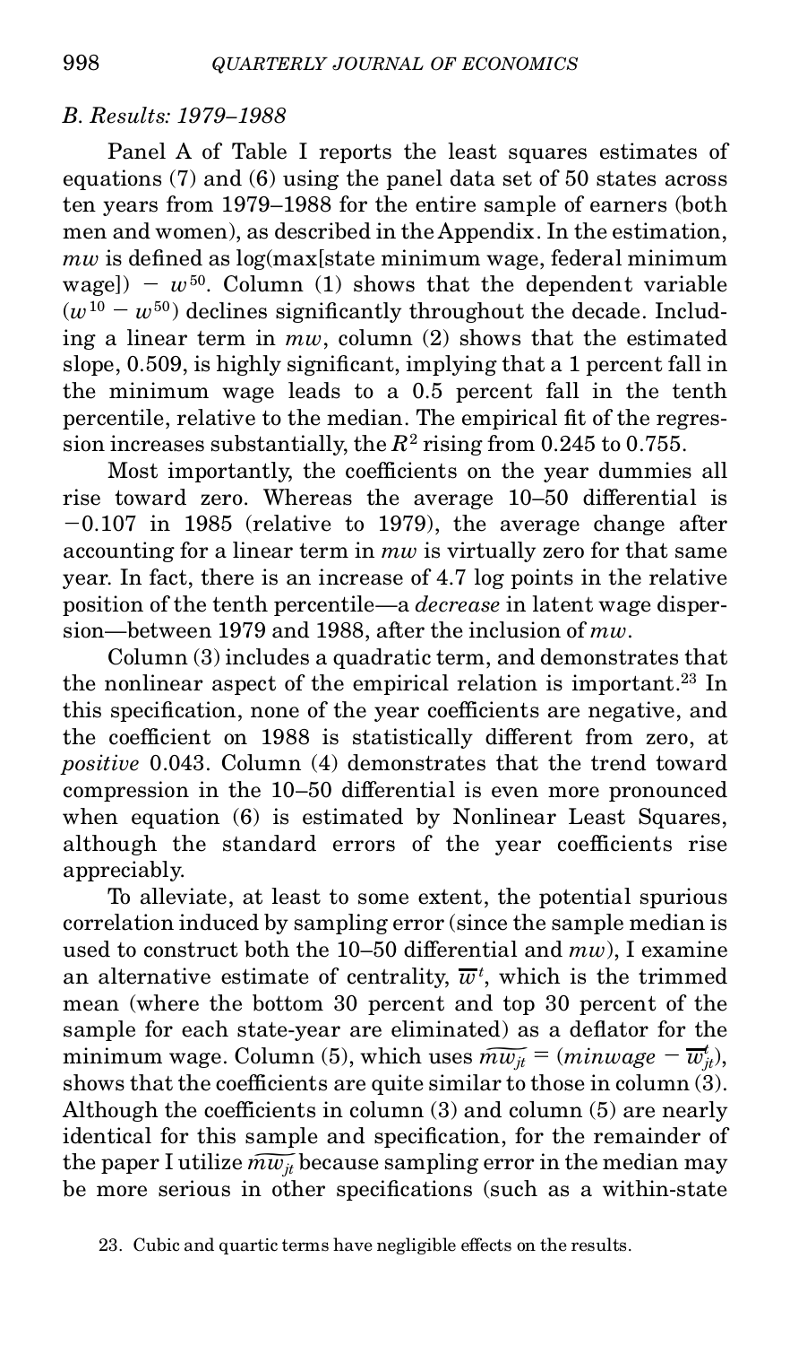### *B. Results: 1979–1988*

Panel A of Table I reports the least squares estimates of equations (7) and (6) using the panel data set of 50 states across ten years from 1979–1988 for the entire sample of earners (both men and women), as described in the Appendix. In the estimation, $mw$ is defined as log(max[state minimum wage, federal minimum wage]) $- w^{50}$. Column (1) shows that the dependent variable $(w^{10} - w^{50})$ declines significantly throughout the decade. Including a linear term in $mw$, column (2) shows that the estimated slope, 0.509, is highly significant, implying that a 1 percent fall in the minimum wage leads to a 0.5 percent fall in the tenth percentile, relative to the median. The empirical fit of the regression increases substantially, the $R^2$ rising from 0.245 to 0.755.

Most importantly, the coefficients on the year dummies all rise toward zero. Whereas the average 10–50 differential is $-0.107$ in 1985 (relative to 1979), the average change after accounting for a linear term in $mw$ is virtually zero for that same year. In fact, there is an increase of 4.7 log points in the relative position of the tenth percentile—a *decrease* in latent wage dispersion—between 1979 and 1988, after the inclusion of $mw$.

Column (3) includes a quadratic term, and demonstrates that the nonlinear aspect of the empirical relation is important.[23] In this specification, none of the year coefficients are negative, and the coefficient on 1988 is statistically different from zero, at *positive* 0.043. Column (4) demonstrates that the trend toward compression in the 10–50 differential is even more pronounced when equation (6) is estimated by Nonlinear Least Squares, although the standard errors of the year coefficients rise appreciably.

To alleviate, at least to some extent, the potential spurious correlation induced by sampling error (since the sample median is used to construct both the 10–50 differential and $mw$), I examine an alternative estimate of centrality, $\overline{w}^t$, which is the trimmed mean (where the bottom 30 percent and top 30 percent of the sample for each state-year are eliminated) as a deflator for the minimum wage. Column (5), which uses $\widetilde{mw_{jt}} = (minwage - \overline{w}^t_{jt})$, shows that the coefficients are quite similar to those in column (3). Although the coefficients in column (3) and column (5) are nearly identical for this sample and specification, for the remainder of the paper I utilize $\widetilde{mw_{jt}}$ because sampling error in the median may be more serious in other specifications (such as a within-state

23. Cubic and quartic terms have negligible effects on the results.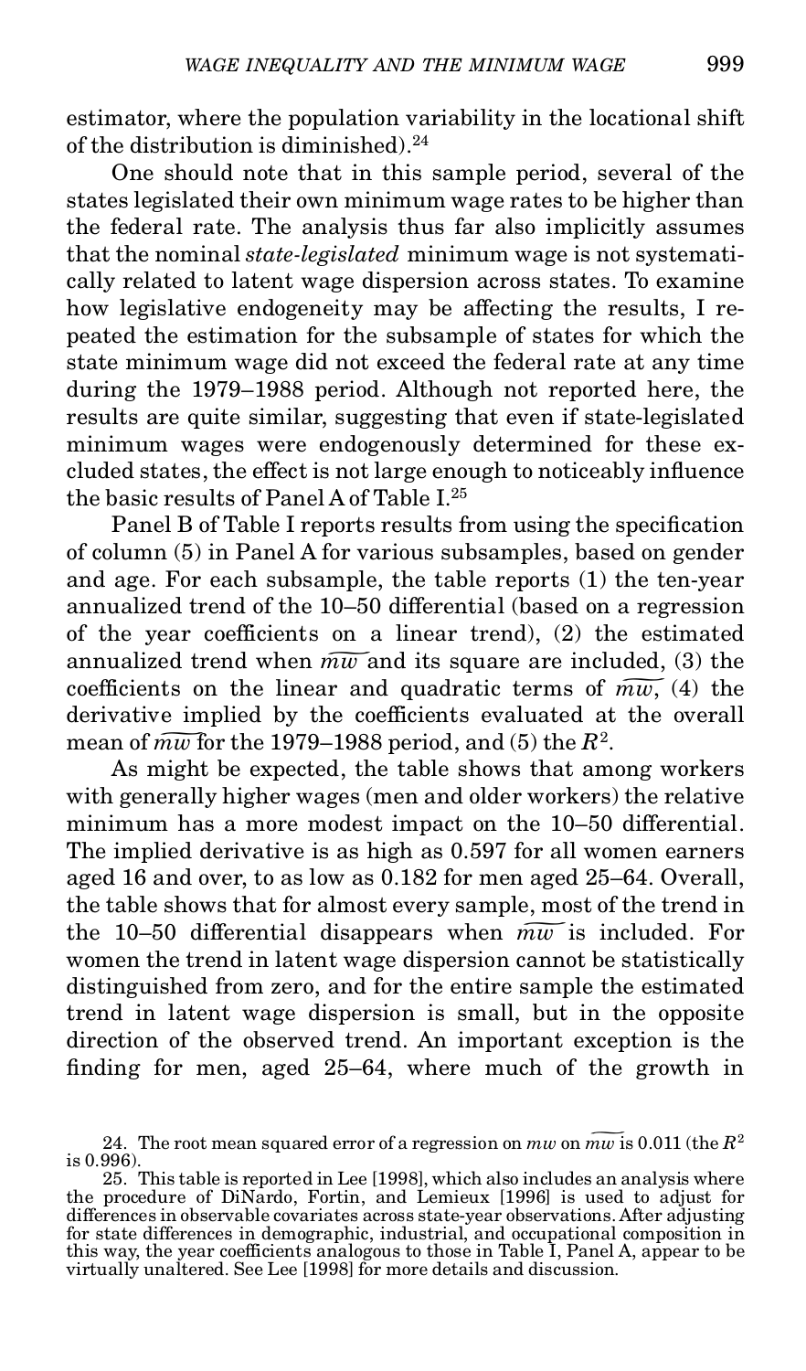estimator, where the population variability in the locational shift of the distribution is diminished).[24]

One should note that in this sample period, several of the states legislated their own minimum wage rates to be higher than the federal rate. The analysis thus far also implicitly assumes that the nominal *state-legislated* minimum wage is not systematically related to latent wage dispersion across states. To examine how legislative endogeneity may be affecting the results, I repeated the estimation for the subsample of states for which the state minimum wage did not exceed the federal rate at any time during the 1979–1988 period. Although not reported here, the results are quite similar, suggesting that even if state-legislated minimum wages were endogenously determined for these excluded states, the effect is not large enough to noticeably influence the basic results of Panel A of Table I.[25]

Panel B of Table I reports results from using the specification of column (5) in Panel A for various subsamples, based on gender and age. For each subsample, the table reports (1) the ten-year annualized trend of the 10–50 differential (based on a regression of the year coefficients on a linear trend), (2) the estimated annualized trend when $\widetilde{mw}$ and its square are included, (3) the coefficients on the linear and quadratic terms of $\widetilde{mw}$, (4) the derivative implied by the coefficients evaluated at the overall mean of $\widetilde{mw}$ for the 1979–1988 period, and (5) the $R^2$.

As might be expected, the table shows that among workers with generally higher wages (men and older workers) the relative minimum has a more modest impact on the 10–50 differential. The implied derivative is as high as 0.597 for all women earners aged 16 and over, to as low as 0.182 for men aged 25–64. Overall, the table shows that for almost every sample, most of the trend in the 10–50 differential disappears when $\widetilde{mw}$ is included. For women the trend in latent wage dispersion cannot be statistically distinguished from zero, and for the entire sample the estimated trend in latent wage dispersion is small, but in the opposite direction of the observed trend. An important exception is the finding for men, aged 25–64, where much of the growth in

24. The root mean squared error of a regression on $mw$ on $\widetilde{mw}$ is 0.011 (the $R^2$ is 0.996).

25. This table is reported in Lee [1998], which also includes an analysis where the procedure of DiNardo, Fortin, and Lemieux [1996] is used to adjust for differences in observable covariates across state-year observations. After adjusting for state differences in demographic, industrial, and occupational composition in this way, the year coefficients analogous to those in Table I, Panel A, appear to be virtually unaltered. See Lee [1998] for more details and discussion.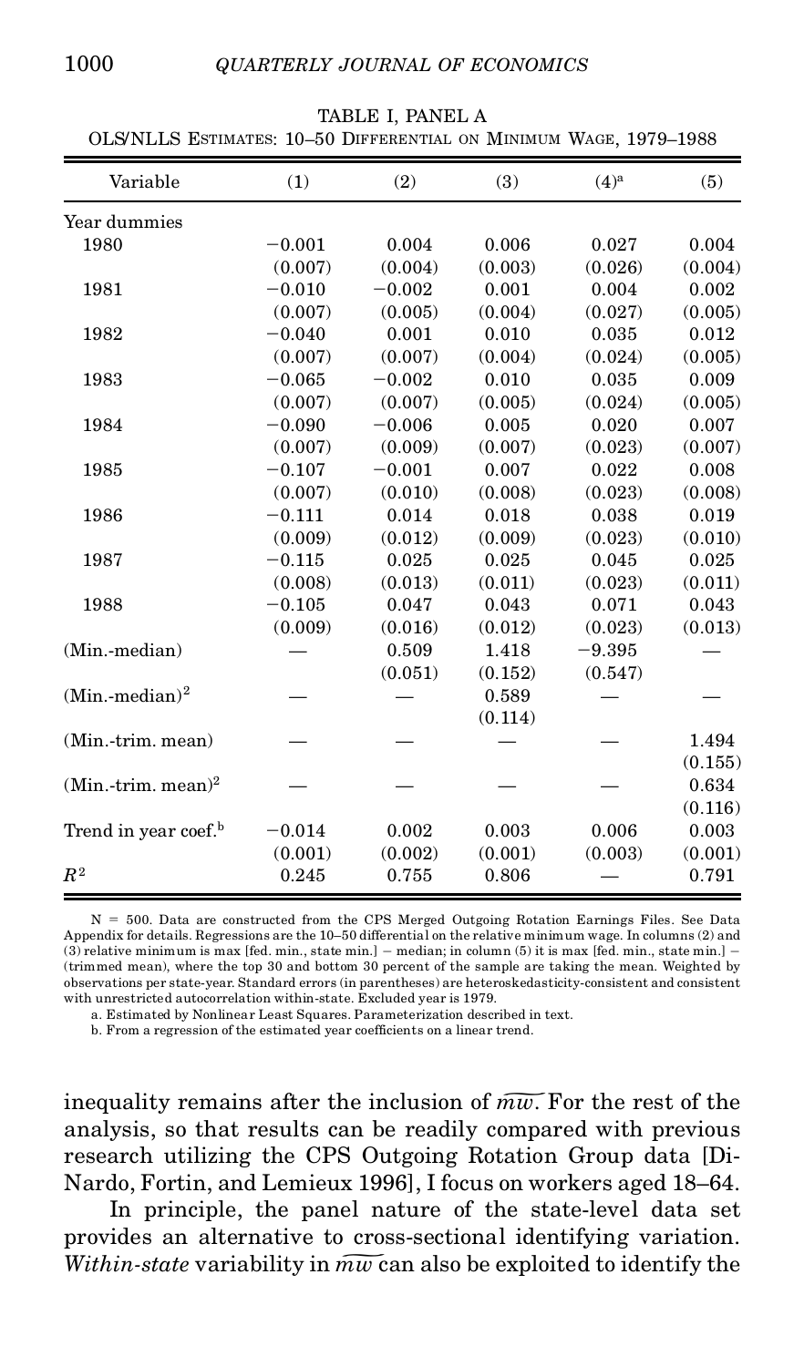TABLE I, PANEL A

OLS/NLLS Estimates: 10–50 Differential on Minimum Wage, 1979–1988

| Variable | (1) | (2) | (3) | (4)[a] | (5) |
|---|---|---|---|---|---|
| Year dummies | | | | | |
| 1980 | −0.001 | 0.004 | 0.006 | 0.027 | 0.004 |
| | (0.007) | (0.004) | (0.003) | (0.026) | (0.004) |
| 1981 | −0.010 | −0.002 | 0.001 | 0.004 | 0.002 |
| | (0.007) | (0.005) | (0.004) | (0.027) | (0.005) |
| 1982 | −0.040 | 0.001 | 0.010 | 0.035 | 0.012 |
| | (0.007) | (0.007) | (0.004) | (0.024) | (0.005) |
| 1983 | −0.065 | −0.002 | 0.010 | 0.035 | 0.009 |
| | (0.007) | (0.007) | (0.005) | (0.024) | (0.005) |
| 1984 | −0.090 | −0.006 | 0.005 | 0.020 | 0.007 |
| | (0.007) | (0.009) | (0.007) | (0.023) | (0.007) |
| 1985 | −0.107 | −0.001 | 0.007 | 0.022 | 0.008 |
| | (0.007) | (0.010) | (0.008) | (0.023) | (0.008) |
| 1986 | −0.111 | 0.014 | 0.018 | 0.038 | 0.019 |
| | (0.009) | (0.012) | (0.009) | (0.023) | (0.010) |
| 1987 | −0.115 | 0.025 | 0.025 | 0.045 | 0.025 |
| | (0.008) | (0.013) | (0.011) | (0.023) | (0.011) |
| 1988 | −0.105 | 0.047 | 0.043 | 0.071 | 0.043 |
| | (0.009) | (0.016) | (0.012) | (0.023) | (0.013) |
| (Min.-median) | — | 0.509 | 1.418 | −9.395 | — |
| | | (0.051) | (0.152) | (0.547) | |
| (Min.-median)$^2$ | — | — | 0.589 | — | — |
| | | | (0.114) | | |
| (Min.-trim. mean) | — | — | — | — | 1.494 |
| | | | | | (0.155) |
| (Min.-trim. mean)$^2$ | — | — | — | — | 0.634 |
| | | | | | (0.116) |
| Trend in year coef.[b] | −0.014 | 0.002 | 0.003 | 0.006 | 0.003 |
| | (0.001) | (0.002) | (0.001) | (0.003) | (0.001) |
| $R^2$ | 0.245 | 0.755 | 0.806 | — | 0.791 |

N = 500. Data are constructed from the CPS Merged Outgoing Rotation Earnings Files. See Data Appendix for details. Regressions are the 10–50 differential on the relative minimum wage. In columns (2) and (3) relative minimum is max [fed. min., state min.] − median; in column (5) it is max [fed. min., state min.] − (trimmed mean), where the top 30 and bottom 30 percent of the sample are taking the mean. Weighted by observations per state-year. Standard errors (in parentheses) are heteroskedasticity-consistent and consistent with unrestricted autocorrelation within-state. Excluded year is 1979.

a. Estimated by Nonlinear Least Squares. Parameterization described in text.

b. From a regression of the estimated year coefficients on a linear trend.

inequality remains after the inclusion of $\widetilde{mw}$. For the rest of the analysis, so that results can be readily compared with previous research utilizing the CPS Outgoing Rotation Group data [DiNardo, Fortin, and Lemieux 1996], I focus on workers aged 18–64.

In principle, the panel nature of the state-level data set provides an alternative to cross-sectional identifying variation. *Within-state* variability in $\widetilde{mw}$ can also be exploited to identify the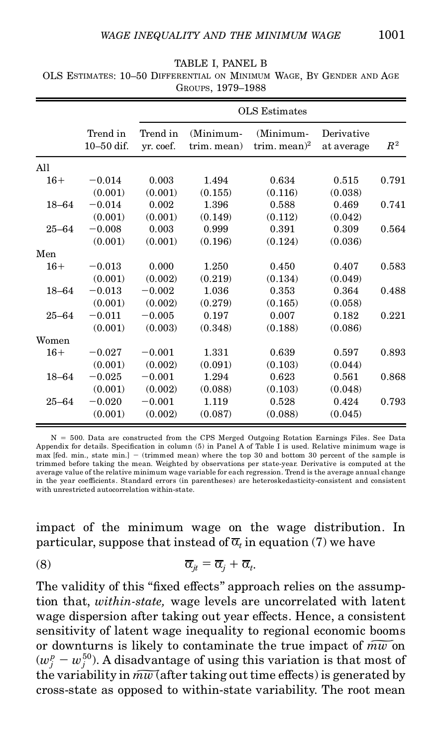TABLE I, PANEL B

OLS ESTIMATES: 10–50 DIFFERENTIAL ON MINIMUM WAGE, BY GENDER AND AGE GROUPS, 1979–1988

| | Trend in 10–50 dif. | OLS Estimates | | | | |
|---|---|---|---|---|---|---|
| | | Trend in yr. coef. | (Minimum-trim. mean) | (Minimum-trim. mean)$^2$ | Derivative at average | $R^2$ |
| **All** | | | | | | |
| 16+ | −0.014 | 0.003 | 1.494 | 0.634 | 0.515 | 0.791 |
| | (0.001) | (0.001) | (0.155) | (0.116) | (0.038) | |
| 18–64 | −0.014 | 0.002 | 1.396 | 0.588 | 0.469 | 0.741 |
| | (0.001) | (0.001) | (0.149) | (0.112) | (0.042) | |
| 25–64 | −0.008 | 0.003 | 0.999 | 0.391 | 0.309 | 0.564 |
| | (0.001) | (0.001) | (0.196) | (0.124) | (0.036) | |
| **Men** | | | | | | |
| 16+ | −0.013 | 0.000 | 1.250 | 0.450 | 0.407 | 0.583 |
| | (0.001) | (0.002) | (0.219) | (0.134) | (0.049) | |
| 18–64 | −0.013 | −0.002 | 1.036 | 0.353 | 0.364 | 0.488 |
| | (0.001) | (0.002) | (0.279) | (0.165) | (0.058) | |
| 25–64 | −0.011 | −0.005 | 0.197 | 0.007 | 0.182 | 0.221 |
| | (0.001) | (0.003) | (0.348) | (0.188) | (0.086) | |
| **Women** | | | | | | |
| 16+ | −0.027 | −0.001 | 1.331 | 0.639 | 0.597 | 0.893 |
| | (0.001) | (0.002) | (0.091) | (0.103) | (0.044) | |
| 18–64 | −0.025 | −0.001 | 1.294 | 0.623 | 0.561 | 0.868 |
| | (0.001) | (0.002) | (0.088) | (0.103) | (0.048) | |
| 25–64 | −0.020 | −0.001 | 1.119 | 0.528 | 0.424 | 0.793 |
| | (0.001) | (0.002) | (0.087) | (0.088) | (0.045) | |

N = 500. Data are constructed from the CPS Merged Outgoing Rotation Earnings Files. See Data Appendix for details. Specification in column (5) in Panel A of Table I is used. Relative minimum wage is max [fed. min., state min.] − (trimmed mean) where the top 30 and bottom 30 percent of the sample is trimmed before taking the mean. Weighted by observations per state-year. Derivative is computed at the average value of the relative minimum wage variable for each regression. Trend is the average annual change in the year coefficients. Standard errors (in parentheses) are heteroskedasticity-consistent and consistent with unrestricted autocorrelation within-state.

impact of the minimum wage on the wage distribution. In particular, suppose that instead of $\overline{\alpha}_t$ in equation (7) we have

$$\overline{\alpha}_{jt} = \overline{\alpha}_j + \overline{\alpha}_t. \tag{8}$$

The validity of this "fixed effects" approach relies on the assumption that, *within-state,* wage levels are uncorrelated with latent wage dispersion after taking out year effects. Hence, a consistent sensitivity of latent wage inequality to regional economic booms or downturns is likely to contaminate the true impact of $\widetilde{mw}$ on $(w_j^p - w_j^{50})$. A disadvantage of using this variation is that most of the variability in $\widetilde{mw}$ (after taking out time effects) is generated by cross-state as opposed to within-state variability. The root mean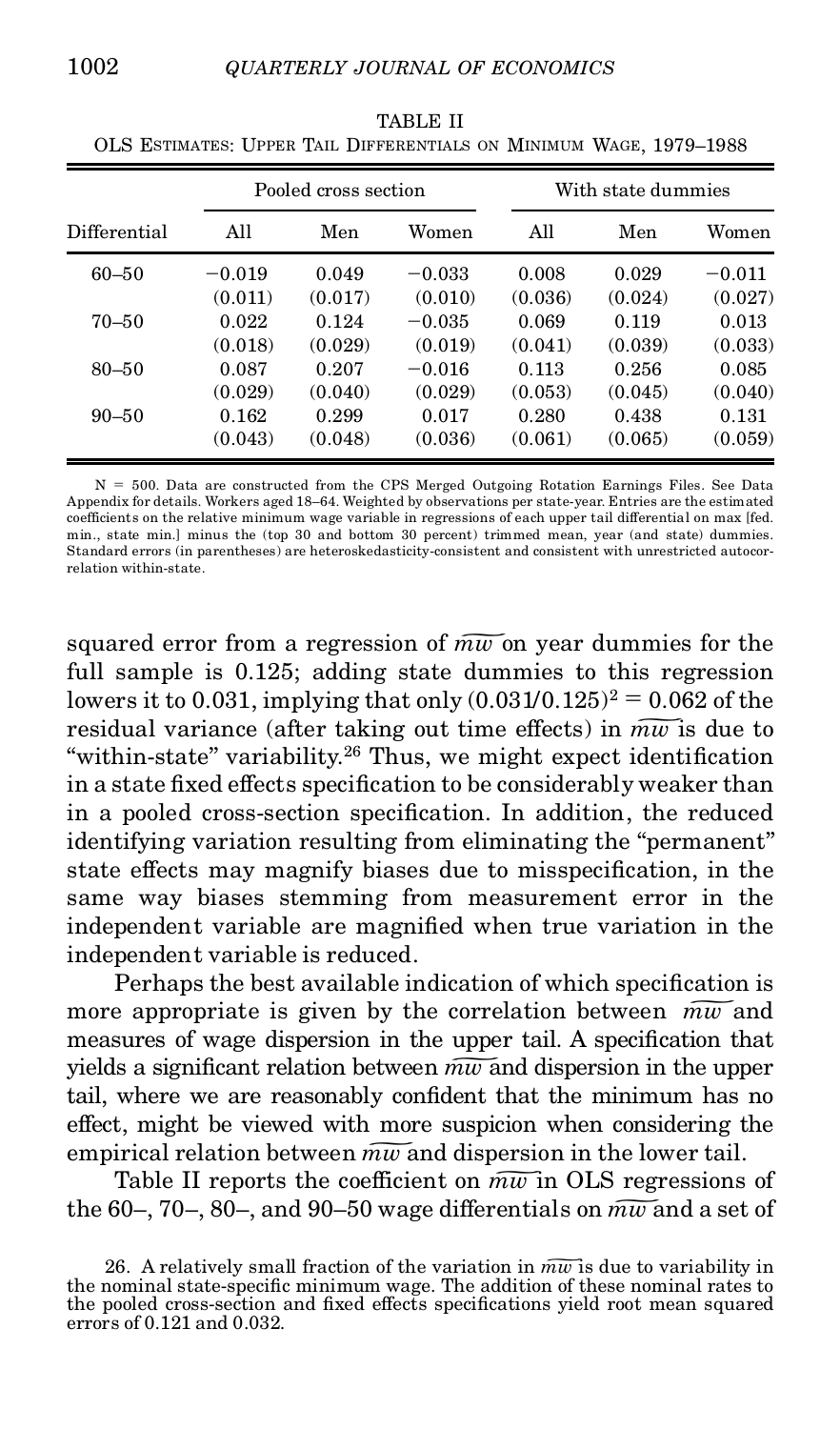TABLE II

OLS Estimates: Upper Tail Differentials on Minimum Wage, 1979–1988

| | Pooled cross section | | | With state dummies | | |
|---|---|---|---|---|---|---|
| Differential | All | Men | Women | All | Men | Women |
| 60–50 | −0.019 | 0.049 | −0.033 | 0.008 | 0.029 | −0.011 |
| | (0.011) | (0.017) | (0.010) | (0.036) | (0.024) | (0.027) |
| 70–50 | 0.022 | 0.124 | −0.035 | 0.069 | 0.119 | 0.013 |
| | (0.018) | (0.029) | (0.019) | (0.041) | (0.039) | (0.033) |
| 80–50 | 0.087 | 0.207 | −0.016 | 0.113 | 0.256 | 0.085 |
| | (0.029) | (0.040) | (0.029) | (0.053) | (0.045) | (0.040) |
| 90–50 | 0.162 | 0.299 | 0.017 | 0.280 | 0.438 | 0.131 |
| | (0.043) | (0.048) | (0.036) | (0.061) | (0.065) | (0.059) |

$N = 500$. Data are constructed from the CPS Merged Outgoing Rotation Earnings Files. See Data Appendix for details. Workers aged 18–64. Weighted by observations per state-year. Entries are the estimated coefficients on the relative minimum wage variable in regressions of each upper tail differential on max [fed. min., state min.] minus the (top 30 and bottom 30 percent) trimmed mean, year (and state) dummies. Standard errors (in parentheses) are heteroskedasticity-consistent and consistent with unrestricted autocorrelation within-state.

squared error from a regression of $\widetilde{mw}$ on year dummies for the full sample is 0.125; adding state dummies to this regression lowers it to 0.031, implying that only $(0.031/0.125)^2 = 0.062$ of the residual variance (after taking out time effects) in $\widetilde{mw}$ is due to "within-state" variability.[26] Thus, we might expect identification in a state fixed effects specification to be considerably weaker than in a pooled cross-section specification. In addition, the reduced identifying variation resulting from eliminating the "permanent" state effects may magnify biases due to misspecification, in the same way biases stemming from measurement error in the independent variable are magnified when true variation in the independent variable is reduced.

Perhaps the best available indication of which specification is more appropriate is given by the correlation between $\widetilde{mw}$ and measures of wage dispersion in the upper tail. A specification that yields a significant relation between $\widetilde{mw}$ and dispersion in the upper tail, where we are reasonably confident that the minimum has no effect, might be viewed with more suspicion when considering the empirical relation between $\widetilde{mw}$ and dispersion in the lower tail.

Table II reports the coefficient on $\widetilde{mw}$ in OLS regressions of the 60–, 70–, 80–, and 90–50 wage differentials on $\widetilde{mw}$ and a set of

26. A relatively small fraction of the variation in $\widetilde{mw}$ is due to variability in the nominal state-specific minimum wage. The addition of these nominal rates to the pooled cross-section and fixed effects specifications yield root mean squared errors of 0.121 and 0.032.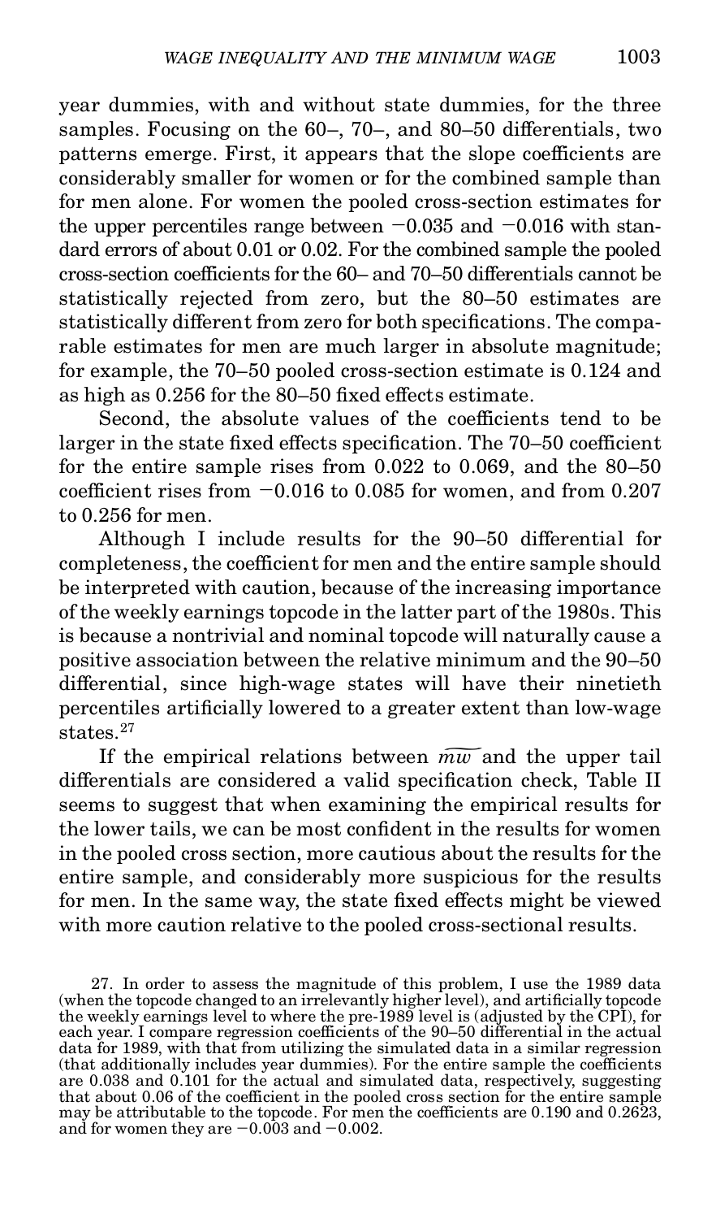year dummies, with and without state dummies, for the three samples. Focusing on the 60–, 70–, and 80–50 differentials, two patterns emerge. First, it appears that the slope coefficients are considerably smaller for women or for the combined sample than for men alone. For women the pooled cross-section estimates for the upper percentiles range between −0.035 and −0.016 with standard errors of about 0.01 or 0.02. For the combined sample the pooled cross-section coefficients for the 60– and 70–50 differentials cannot be statistically rejected from zero, but the 80–50 estimates are statistically different from zero for both specifications. The comparable estimates for men are much larger in absolute magnitude; for example, the 70–50 pooled cross-section estimate is 0.124 and as high as 0.256 for the 80–50 fixed effects estimate.

Second, the absolute values of the coefficients tend to be larger in the state fixed effects specification. The 70–50 coefficient for the entire sample rises from 0.022 to 0.069, and the 80–50 coefficient rises from −0.016 to 0.085 for women, and from 0.207 to 0.256 for men.

Although I include results for the 90–50 differential for completeness, the coefficient for men and the entire sample should be interpreted with caution, because of the increasing importance of the weekly earnings topcode in the latter part of the 1980s. This is because a nontrivial and nominal topcode will naturally cause a positive association between the relative minimum and the 90–50 differential, since high-wage states will have their ninetieth percentiles artificially lowered to a greater extent than low-wage states.[27]

If the empirical relations between $\widetilde{mw}$ and the upper tail differentials are considered a valid specification check, Table II seems to suggest that when examining the empirical results for the lower tails, we can be most confident in the results for women in the pooled cross section, more cautious about the results for the entire sample, and considerably more suspicious for the results for men. In the same way, the state fixed effects might be viewed with more caution relative to the pooled cross-sectional results.

27. In order to assess the magnitude of this problem, I use the 1989 data (when the topcode changed to an irrelevantly higher level), and artificially topcode the weekly earnings level to where the pre-1989 level is (adjusted by the CPI), for each year. I compare regression coefficients of the 90–50 differential in the actual data for 1989, with that from utilizing the simulated data in a similar regression (that additionally includes year dummies). For the entire sample the coefficients are 0.038 and 0.101 for the actual and simulated data, respectively, suggesting that about 0.06 of the coefficient in the pooled cross section for the entire sample may be attributable to the topcode. For men the coefficients are 0.190 and 0.2623, and for women they are −0.003 and −0.002.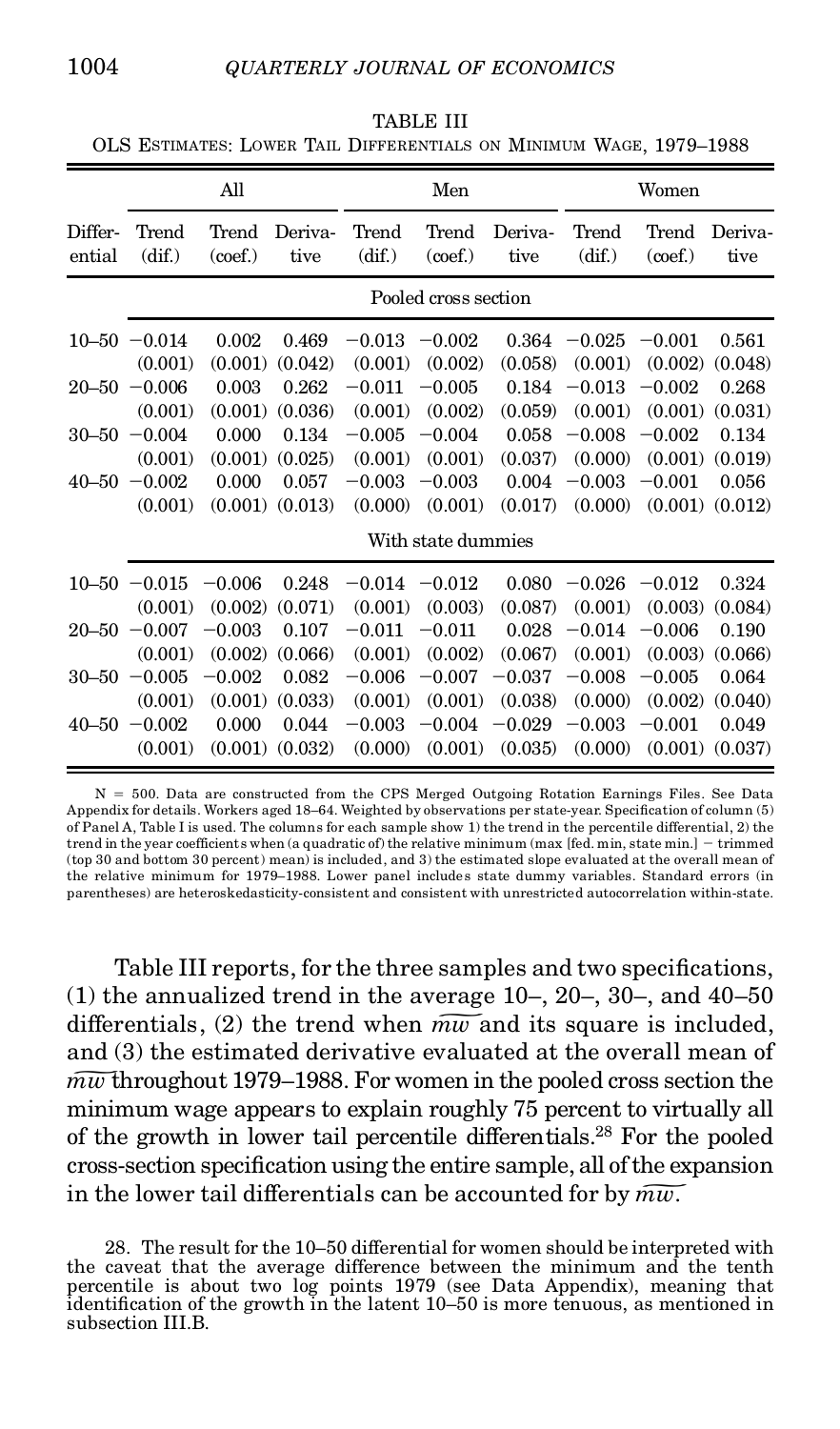TABLE III

OLS Estimates: Lower Tail Differentials on Minimum Wage, 1979–1988

| | All | | | Men | | | Women | | |
|---|---|---|---|---|---|---|---|---|---|
| Differential | Trend (dif.) | Trend (coef.) | Derivative | Trend (dif.) | Trend (coef.) | Derivative | Trend (dif.) | Trend (coef.) | Derivative |
| | Pooled cross section | | | | | | | | |
| 10–50 | −0.014 | 0.002 | 0.469 | −0.013 | −0.002 | 0.364 | −0.025 | −0.001 | 0.561 |
| | (0.001) | (0.001) | (0.042) | (0.001) | (0.002) | (0.058) | (0.001) | (0.002) | (0.048) |
| 20–50 | −0.006 | 0.003 | 0.262 | −0.011 | −0.005 | 0.184 | −0.013 | −0.002 | 0.268 |
| | (0.001) | (0.001) | (0.036) | (0.001) | (0.002) | (0.059) | (0.001) | (0.001) | (0.031) |
| 30–50 | −0.004 | 0.000 | 0.134 | −0.005 | −0.004 | 0.058 | −0.008 | −0.002 | 0.134 |
| | (0.001) | (0.001) | (0.025) | (0.001) | (0.001) | (0.037) | (0.000) | (0.001) | (0.019) |
| 40–50 | −0.002 | 0.000 | 0.057 | −0.003 | −0.003 | 0.004 | −0.003 | −0.001 | 0.056 |
| | (0.001) | (0.001) | (0.013) | (0.000) | (0.001) | (0.017) | (0.000) | (0.001) | (0.012) |
| | With state dummies | | | | | | | | |
| 10–50 | −0.015 | −0.006 | 0.248 | −0.014 | −0.012 | 0.080 | −0.026 | −0.012 | 0.324 |
| | (0.001) | (0.002) | (0.071) | (0.001) | (0.003) | (0.087) | (0.001) | (0.003) | (0.084) |
| 20–50 | −0.007 | −0.003 | 0.107 | −0.011 | −0.011 | 0.028 | −0.014 | −0.006 | 0.190 |
| | (0.001) | (0.002) | (0.066) | (0.001) | (0.002) | (0.067) | (0.001) | (0.003) | (0.066) |
| 30–50 | −0.005 | −0.002 | 0.082 | −0.006 | −0.007 | −0.037 | −0.008 | −0.005 | 0.064 |
| | (0.001) | (0.001) | (0.033) | (0.001) | (0.001) | (0.038) | (0.000) | (0.002) | (0.040) |
| 40–50 | −0.002 | 0.000 | 0.044 | −0.003 | −0.004 | −0.029 | −0.003 | −0.001 | 0.049 |
| | (0.001) | (0.001) | (0.032) | (0.000) | (0.001) | (0.035) | (0.000) | (0.001) | (0.037) |

N = 500. Data are constructed from the CPS Merged Outgoing Rotation Earnings Files. See Data Appendix for details. Workers aged 18–64. Weighted by observations per state-year. Specification of column (5) of Panel A, Table I is used. The columns for each sample show 1) the trend in the percentile differential, 2) the trend in the year coefficients when (a quadratic of) the relative minimum (max [fed. min, state min.] − trimmed (top 30 and bottom 30 percent) mean) is included, and 3) the estimated slope evaluated at the overall mean of the relative minimum for 1979–1988. Lower panel includes state dummy variables. Standard errors (in parentheses) are heteroskedasticity-consistent and consistent with unrestricted autocorrelation within-state.

Table III reports, for the three samples and two specifications, (1) the annualized trend in the average 10–, 20–, 30–, and 40–50 differentials, (2) the trend when $\widetilde{mw}$ and its square is included, and (3) the estimated derivative evaluated at the overall mean of $\widetilde{mw}$ throughout 1979–1988. For women in the pooled cross section the minimum wage appears to explain roughly 75 percent to virtually all of the growth in lower tail percentile differentials.[28] For the pooled cross-section specification using the entire sample, all of the expansion in the lower tail differentials can be accounted for by $\widetilde{mw}$.

28. The result for the 10–50 differential for women should be interpreted with the caveat that the average difference between the minimum and the tenth percentile is about two log points 1979 (see Data Appendix), meaning that identification of the growth in the latent 10–50 is more tenuous, as mentioned in subsection III.B.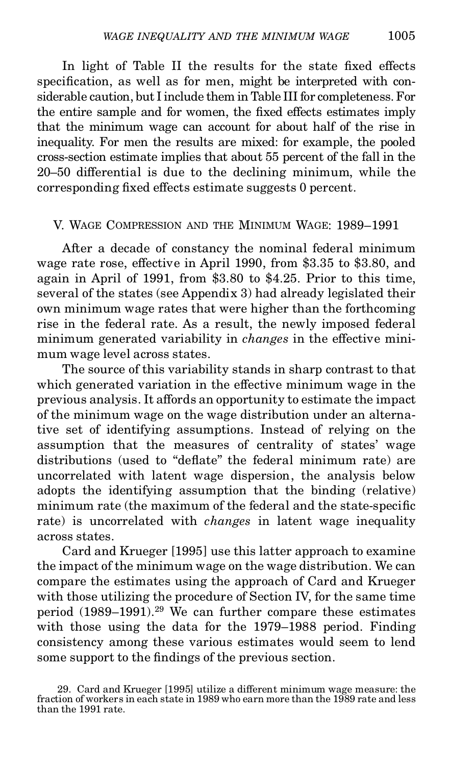In light of Table II the results for the state fixed effects specification, as well as for men, might be interpreted with considerable caution, but I include them in Table III for completeness. For the entire sample and for women, the fixed effects estimates imply that the minimum wage can account for about half of the rise in inequality. For men the results are mixed: for example, the pooled cross-section estimate implies that about 55 percent of the fall in the 20–50 differential is due to the declining minimum, while the corresponding fixed effects estimate suggests 0 percent.

## V. Wage Compression and the Minimum Wage: 1989–1991

After a decade of constancy the nominal federal minimum wage rate rose, effective in April 1990, from \$3.35 to \$3.80, and again in April of 1991, from \$3.80 to \$4.25. Prior to this time, several of the states (see Appendix 3) had already legislated their own minimum wage rates that were higher than the forthcoming rise in the federal rate. As a result, the newly imposed federal minimum generated variability in *changes* in the effective minimum wage level across states.

The source of this variability stands in sharp contrast to that which generated variation in the effective minimum wage in the previous analysis. It affords an opportunity to estimate the impact of the minimum wage on the wage distribution under an alternative set of identifying assumptions. Instead of relying on the assumption that the measures of centrality of states' wage distributions (used to "deflate" the federal minimum rate) are uncorrelated with latent wage dispersion, the analysis below adopts the identifying assumption that the binding (relative) minimum rate (the maximum of the federal and the state-specific rate) is uncorrelated with *changes* in latent wage inequality across states.

Card and Krueger [1995] use this latter approach to examine the impact of the minimum wage on the wage distribution. We can compare the estimates using the approach of Card and Krueger with those utilizing the procedure of Section IV, for the same time period (1989–1991).[29] We can further compare these estimates with those using the data for the 1979–1988 period. Finding consistency among these various estimates would seem to lend some support to the findings of the previous section.

29. Card and Krueger [1995] utilize a different minimum wage measure: the fraction of workers in each state in 1989 who earn more than the 1989 rate and less than the 1991 rate.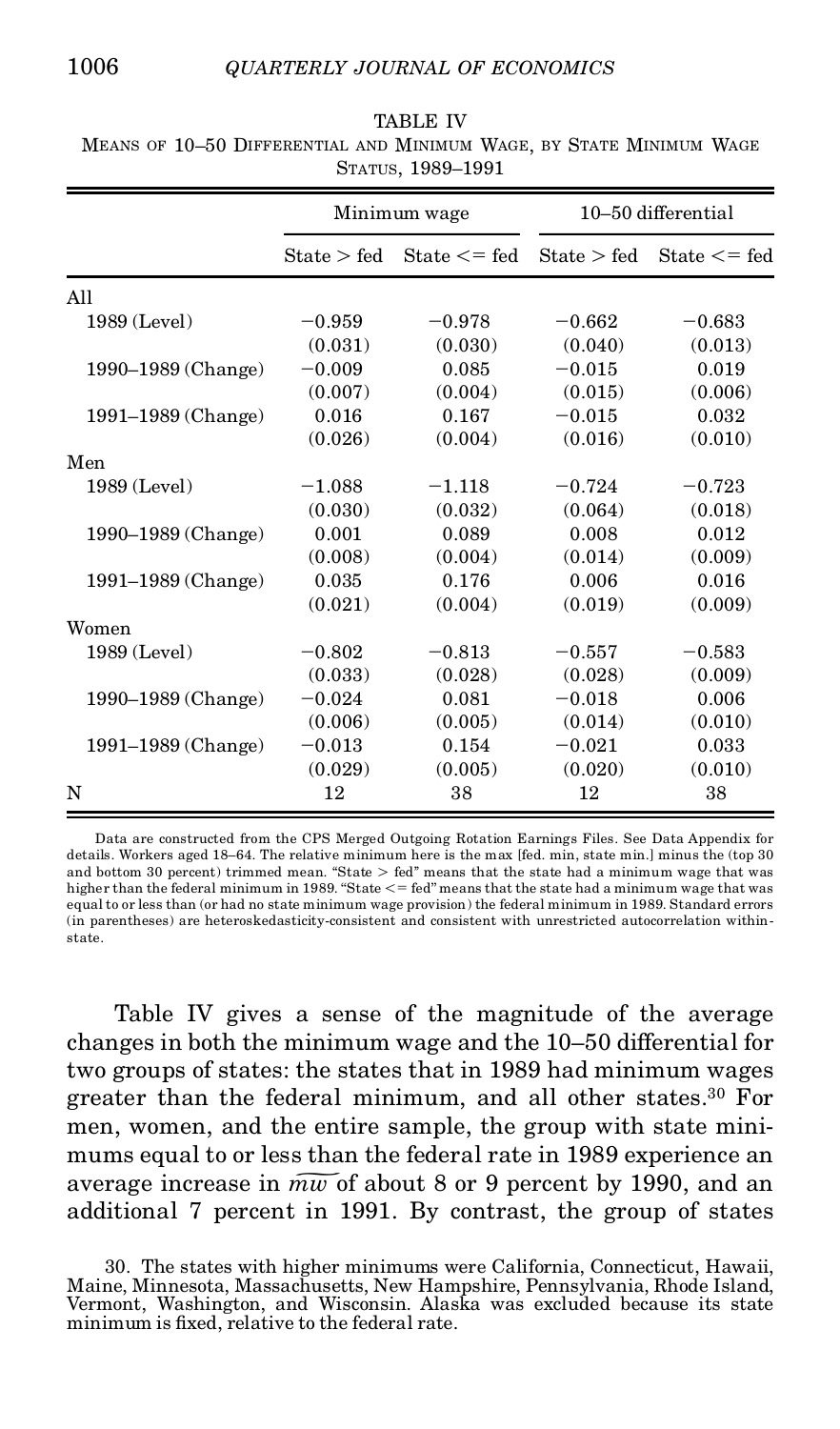TABLE IV

MEANS OF 10–50 DIFFERENTIAL AND MINIMUM WAGE, BY STATE MINIMUM WAGE STATUS, 1989–1991

| | Minimum wage | | 10–50 differential | |
|---|---|---|---|---|
| | State > fed | State <= fed | State > fed | State <= fed |
| All | | | | |
| 1989 (Level) | −0.959 | −0.978 | −0.662 | −0.683 |
| | (0.031) | (0.030) | (0.040) | (0.013) |
| 1990–1989 (Change) | −0.009 | 0.085 | −0.015 | 0.019 |
| | (0.007) | (0.004) | (0.015) | (0.006) |
| 1991–1989 (Change) | 0.016 | 0.167 | −0.015 | 0.032 |
| | (0.026) | (0.004) | (0.016) | (0.010) |
| Men | | | | |
| 1989 (Level) | −1.088 | −1.118 | −0.724 | −0.723 |
| | (0.030) | (0.032) | (0.064) | (0.018) |
| 1990–1989 (Change) | 0.001 | 0.089 | 0.008 | 0.012 |
| | (0.008) | (0.004) | (0.014) | (0.009) |
| 1991–1989 (Change) | 0.035 | 0.176 | 0.006 | 0.016 |
| | (0.021) | (0.004) | (0.019) | (0.009) |
| Women | | | | |
| 1989 (Level) | −0.802 | −0.813 | −0.557 | −0.583 |
| | (0.033) | (0.028) | (0.028) | (0.009) |
| 1990–1989 (Change) | −0.024 | 0.081 | −0.018 | 0.006 |
| | (0.006) | (0.005) | (0.014) | (0.010) |
| 1991–1989 (Change) | −0.013 | 0.154 | −0.021 | 0.033 |
| | (0.029) | (0.005) | (0.020) | (0.010) |
| N | 12 | 38 | 12 | 38 |

Data are constructed from the CPS Merged Outgoing Rotation Earnings Files. See Data Appendix for details. Workers aged 18–64. The relative minimum here is the max [fed. min, state min.] minus the (top 30 and bottom 30 percent) trimmed mean. "State > fed" means that the state had a minimum wage that was higher than the federal minimum in 1989. "State <= fed" means that the state had a minimum wage that was equal to or less than (or had no state minimum wage provision) the federal minimum in 1989. Standard errors (in parentheses) are heteroskedasticity-consistent and consistent with unrestricted autocorrelation within-state.

Table IV gives a sense of the magnitude of the average changes in both the minimum wage and the 10–50 differential for two groups of states: the states that in 1989 had minimum wages greater than the federal minimum, and all other states.[30] For men, women, and the entire sample, the group with state minimums equal to or less than the federal rate in 1989 experience an average increase in $\widetilde{mw}$ of about 8 or 9 percent by 1990, and an additional 7 percent in 1991. By contrast, the group of states

30. The states with higher minimums were California, Connecticut, Hawaii, Maine, Minnesota, Massachusetts, New Hampshire, Pennsylvania, Rhode Island, Vermont, Washington, and Wisconsin. Alaska was excluded because its state minimum is fixed, relative to the federal rate.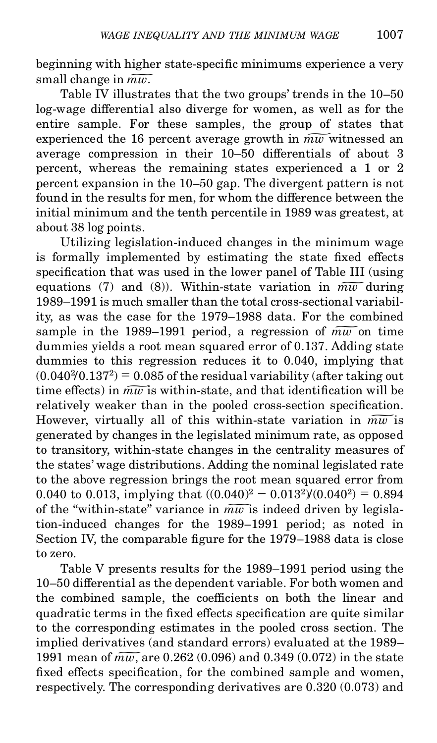beginning with higher state-specific minimums experience a very small change in $\widetilde{mw}$.

Table IV illustrates that the two groups' trends in the 10–50 log-wage differential also diverge for women, as well as for the entire sample. For these samples, the group of states that experienced the 16 percent average growth in $\widetilde{mw}$ witnessed an average compression in their 10–50 differentials of about 3 percent, whereas the remaining states experienced a 1 or 2 percent expansion in the 10–50 gap. The divergent pattern is not found in the results for men, for whom the difference between the initial minimum and the tenth percentile in 1989 was greatest, at about 38 log points.

Utilizing legislation-induced changes in the minimum wage is formally implemented by estimating the state fixed effects specification that was used in the lower panel of Table III (using equations (7) and (8)). Within-state variation in $\widetilde{mw}$ during 1989–1991 is much smaller than the total cross-sectional variability, as was the case for the 1979–1988 data. For the combined sample in the 1989–1991 period, a regression of $\widetilde{mw}$ on time dummies yields a root mean squared error of 0.137. Adding state dummies to this regression reduces it to 0.040, implying that $(0.040^2/0.137^2) = 0.085$ of the residual variability (after taking out time effects) in $\widetilde{mw}$ is within-state, and that identification will be relatively weaker than in the pooled cross-section specification. However, virtually all of this within-state variation in $\widetilde{mw}$ is generated by changes in the legislated minimum rate, as opposed to transitory, within-state changes in the centrality measures of the states' wage distributions. Adding the nominal legislated rate to the above regression brings the root mean squared error from 0.040 to 0.013, implying that $((0.040)^2 - 0.013^2)/(0.040^2) = 0.894$ of the "within-state" variance in $\widetilde{mw}$ is indeed driven by legislation-induced changes for the 1989–1991 period; as noted in Section IV, the comparable figure for the 1979–1988 data is close to zero.

Table V presents results for the 1989–1991 period using the 10–50 differential as the dependent variable. For both women and the combined sample, the coefficients on both the linear and quadratic terms in the fixed effects specification are quite similar to the corresponding estimates in the pooled cross section. The implied derivatives (and standard errors) evaluated at the 1989–1991 mean of $\widetilde{mw}$, are 0.262 (0.096) and 0.349 (0.072) in the state fixed effects specification, for the combined sample and women, respectively. The corresponding derivatives are 0.320 (0.073) and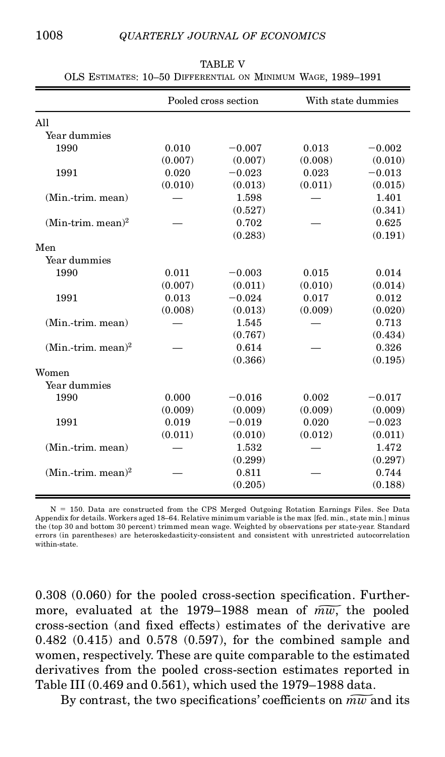TABLE V

OLS ESTIMATES: 10–50 DIFFERENTIAL ON MINIMUM WAGE, 1989–1991

| | Pooled cross section | | With state dummies | |
|---|---|---|---|---|
| All | | | | |
| Year dummies | | | | |
| 1990 | 0.010 | −0.007 | 0.013 | −0.002 |
| | (0.007) | (0.007) | (0.008) | (0.010) |
| 1991 | 0.020 | −0.023 | 0.023 | −0.013 |
| | (0.010) | (0.013) | (0.011) | (0.015) |
| (Min.-trim. mean) | — | 1.598 | — | 1.401 |
| | | (0.527) | | (0.341) |
| (Min-trim. mean)$^2$ | — | 0.702 | — | 0.625 |
| | | (0.283) | | (0.191) |
| Men | | | | |
| Year dummies | | | | |
| 1990 | 0.011 | −0.003 | 0.015 | 0.014 |
| | (0.007) | (0.011) | (0.010) | (0.014) |
| 1991 | 0.013 | −0.024 | 0.017 | 0.012 |
| | (0.008) | (0.013) | (0.009) | (0.020) |
| (Min.-trim. mean) | — | 1.545 | — | 0.713 |
| | | (0.767) | | (0.434) |
| (Min.-trim. mean)$^2$ | — | 0.614 | — | 0.326 |
| | | (0.366) | | (0.195) |
| Women | | | | |
| Year dummies | | | | |
| 1990 | 0.000 | −0.016 | 0.002 | −0.017 |
| | (0.009) | (0.009) | (0.009) | (0.009) |
| 1991 | 0.019 | −0.019 | 0.020 | −0.023 |
| | (0.011) | (0.010) | (0.012) | (0.011) |
| (Min.-trim. mean) | — | 1.532 | — | 1.472 |
| | | (0.299) | | (0.297) |
| (Min.-trim. mean)$^2$ | — | 0.811 | — | 0.744 |
| | | (0.205) | | (0.188) |

N = 150. Data are constructed from the CPS Merged Outgoing Rotation Earnings Files. See Data Appendix for details. Workers aged 18–64. Relative minimum variable is the max [fed. min., state min.] minus the (top 30 and bottom 30 percent) trimmed mean wage. Weighted by observations per state-year. Standard errors (in parentheses) are heteroskedasticity-consistent and consistent with unrestricted autocorrelation within-state.

0.308 (0.060) for the pooled cross-section specification. Furthermore, evaluated at the 1979–1988 mean of $\widetilde{mw}$, the pooled cross-section (and fixed effects) estimates of the derivative are 0.482 (0.415) and 0.578 (0.597), for the combined sample and women, respectively. These are quite comparable to the estimated derivatives from the pooled cross-section estimates reported in Table III (0.469 and 0.561), which used the 1979–1988 data.

By contrast, the two specifications' coefficients on $\widetilde{mw}$ and its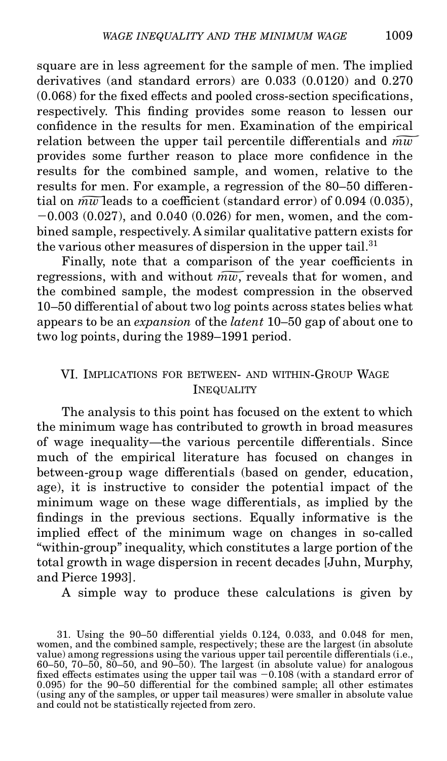square are in less agreement for the sample of men. The implied derivatives (and standard errors) are 0.033 (0.0120) and 0.270 (0.068) for the fixed effects and pooled cross-section specifications, respectively. This finding provides some reason to lessen our confidence in the results for men. Examination of the empirical relation between the upper tail percentile differentials and $\widetilde{mw}$ provides some further reason to place more confidence in the results for the combined sample, and women, relative to the results for men. For example, a regression of the 80–50 differential on $\widetilde{mw}$ leads to a coefficient (standard error) of 0.094 (0.035), −0.003 (0.027), and 0.040 (0.026) for men, women, and the combined sample, respectively. A similar qualitative pattern exists for the various other measures of dispersion in the upper tail.[31]

Finally, note that a comparison of the year coefficients in regressions, with and without $\widetilde{mw}$, reveals that for women, and the combined sample, the modest compression in the observed 10–50 differential of about two log points across states belies what appears to be an *expansion* of the *latent* 10–50 gap of about one to two log points, during the 1989–1991 period.

## VI. Implications for Between- and Within-Group Wage Inequality

The analysis to this point has focused on the extent to which the minimum wage has contributed to growth in broad measures of wage inequality—the various percentile differentials. Since much of the empirical literature has focused on changes in between-group wage differentials (based on gender, education, age), it is instructive to consider the potential impact of the minimum wage on these wage differentials, as implied by the findings in the previous sections. Equally informative is the implied effect of the minimum wage on changes in so-called "within-group" inequality, which constitutes a large portion of the total growth in wage dispersion in recent decades [Juhn, Murphy, and Pierce 1993].

A simple way to produce these calculations is given by

31. Using the 90–50 differential yields 0.124, 0.033, and 0.048 for men, women, and the combined sample, respectively; these are the largest (in absolute value) among regressions using the various upper tail percentile differentials (i.e., 60–50, 70–50, 80–50, and 90–50). The largest (in absolute value) for analogous fixed effects estimates using the upper tail was −0.108 (with a standard error of 0.095) for the 90–50 differential for the combined sample; all other estimates (using any of the samples, or upper tail measures) were smaller in absolute value and could not be statistically rejected from zero.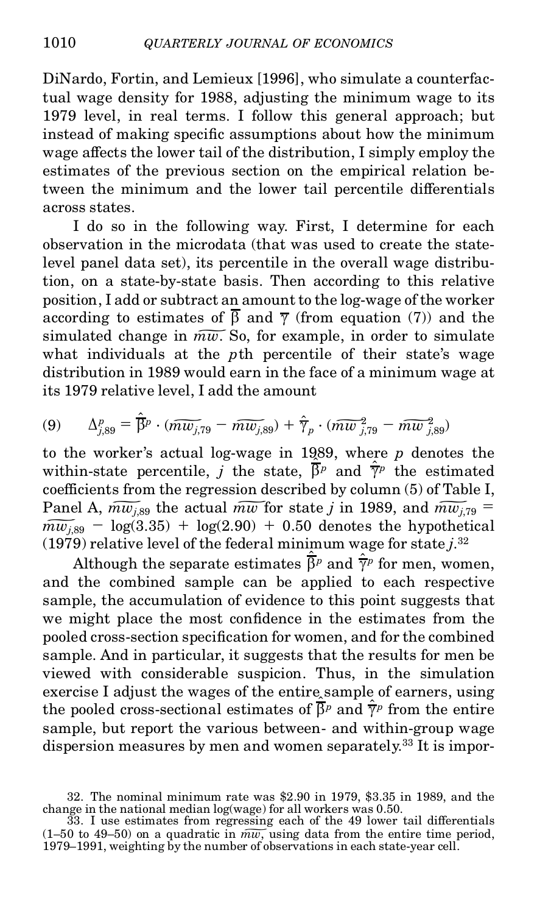DiNardo, Fortin, and Lemieux [1996], who simulate a counterfactual wage density for 1988, adjusting the minimum wage to its 1979 level, in real terms. I follow this general approach; but instead of making specific assumptions about how the minimum wage affects the lower tail of the distribution, I simply employ the estimates of the previous section on the empirical relation between the minimum and the lower tail percentile differentials across states.

I do so in the following way. First, I determine for each observation in the microdata (that was used to create the state-level panel data set), its percentile in the overall wage distribution, on a state-by-state basis. Then according to this relative position, I add or subtract an amount to the log-wage of the worker according to estimates of $\overline{\beta}$ and $\overline{\gamma}$ (from equation (7)) and the simulated change in $\widetilde{mw}$. So, for example, in order to simulate what individuals at the $p$th percentile of their state's wage distribution in 1989 would earn in the face of a minimum wage at its 1979 relative level, I add the amount

$$
(9) \qquad \Delta^{p}_{j,89} = \hat{\overline{\beta}}^{p} \cdot (\widetilde{mw}_{j,79} - \widetilde{mw}_{j,89}) + \hat{\overline{\gamma}}_{p} \cdot (\widetilde{mw}^{2}_{j,79} - \widetilde{mw}^{2}_{j,89})
$$

to the worker's actual log-wage in 1989, where $p$ denotes the within-state percentile, $j$ the state, $\hat{\overline{\beta}}^{p}$ and $\hat{\overline{\gamma}}^{p}$ the estimated coefficients from the regression described by column (5) of Table I, Panel A, $\widetilde{mw}_{j,89}$ the actual $\widetilde{mw}$ for state $j$ in 1989, and $\widetilde{mw}_{j,79} = \widetilde{mw}_{j,89} - \log(3.35) + \log(2.90) + 0.50$ denotes the hypothetical (1979) relative level of the federal minimum wage for state $j$.[32]

Although the separate estimates $\hat{\overline{\beta}}^{p}$ and $\hat{\overline{\gamma}}^{p}$ for men, women, and the combined sample can be applied to each respective sample, the accumulation of evidence to this point suggests that we might place the most confidence in the estimates from the pooled cross-section specification for women, and for the combined sample. And in particular, it suggests that the results for men be viewed with considerable suspicion. Thus, in the simulation exercise I adjust the wages of the entire sample of earners, using the pooled cross-sectional estimates of $\hat{\overline{\beta}}^{p}$ and $\hat{\overline{\gamma}}^{p}$ from the entire sample, but report the various between- and within-group wage dispersion measures by men and women separately.[33] It is impor-

32. The nominal minimum rate was \$2.90 in 1979, \$3.35 in 1989, and the change in the national median log(wage) for all workers was 0.50.

33. I use estimates from regressing each of the 49 lower tail differentials (1–50 to 49–50) on a quadratic in $\widetilde{mw}$, using data from the entire time period, 1979–1991, weighting by the number of observations in each state-year cell.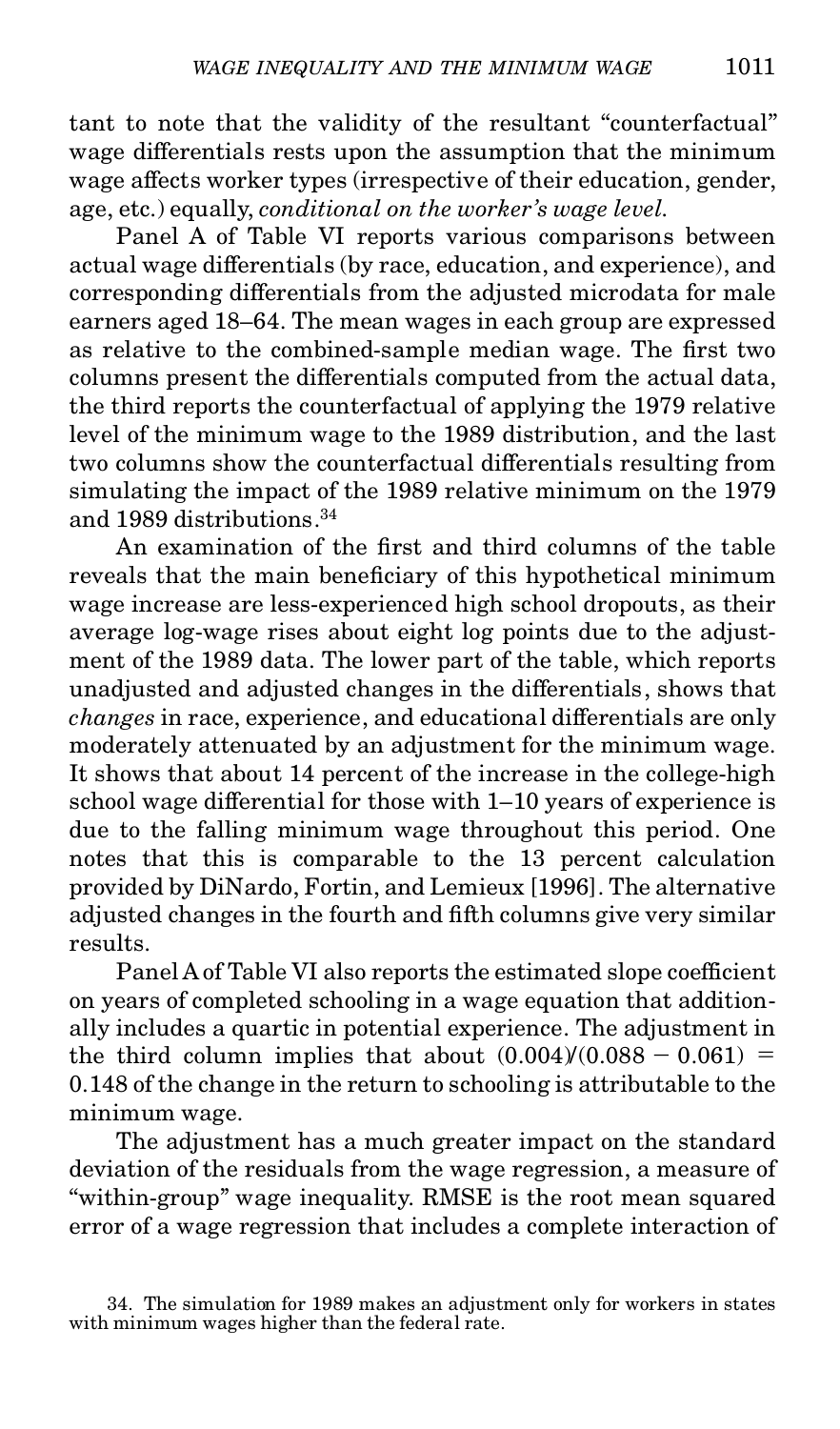tant to note that the validity of the resultant "counterfactual" wage differentials rests upon the assumption that the minimum wage affects worker types (irrespective of their education, gender, age, etc.) equally, *conditional on the worker's wage level.*

Panel A of Table VI reports various comparisons between actual wage differentials (by race, education, and experience), and corresponding differentials from the adjusted microdata for male earners aged 18–64. The mean wages in each group are expressed as relative to the combined-sample median wage. The first two columns present the differentials computed from the actual data, the third reports the counterfactual of applying the 1979 relative level of the minimum wage to the 1989 distribution, and the last two columns show the counterfactual differentials resulting from simulating the impact of the 1989 relative minimum on the 1979 and 1989 distributions.[34]

An examination of the first and third columns of the table reveals that the main beneficiary of this hypothetical minimum wage increase are less-experienced high school dropouts, as their average log-wage rises about eight log points due to the adjustment of the 1989 data. The lower part of the table, which reports unadjusted and adjusted changes in the differentials, shows that *changes* in race, experience, and educational differentials are only moderately attenuated by an adjustment for the minimum wage. It shows that about 14 percent of the increase in the college-high school wage differential for those with 1–10 years of experience is due to the falling minimum wage throughout this period. One notes that this is comparable to the 13 percent calculation provided by DiNardo, Fortin, and Lemieux [1996]. The alternative adjusted changes in the fourth and fifth columns give very similar results.

Panel A of Table VI also reports the estimated slope coefficient on years of completed schooling in a wage equation that additionally includes a quartic in potential experience. The adjustment in the third column implies that about $(0.004)/(0.088 - 0.061) = 0.148$ of the change in the return to schooling is attributable to the minimum wage.

The adjustment has a much greater impact on the standard deviation of the residuals from the wage regression, a measure of "within-group" wage inequality. RMSE is the root mean squared error of a wage regression that includes a complete interaction of

34. The simulation for 1989 makes an adjustment only for workers in states with minimum wages higher than the federal rate.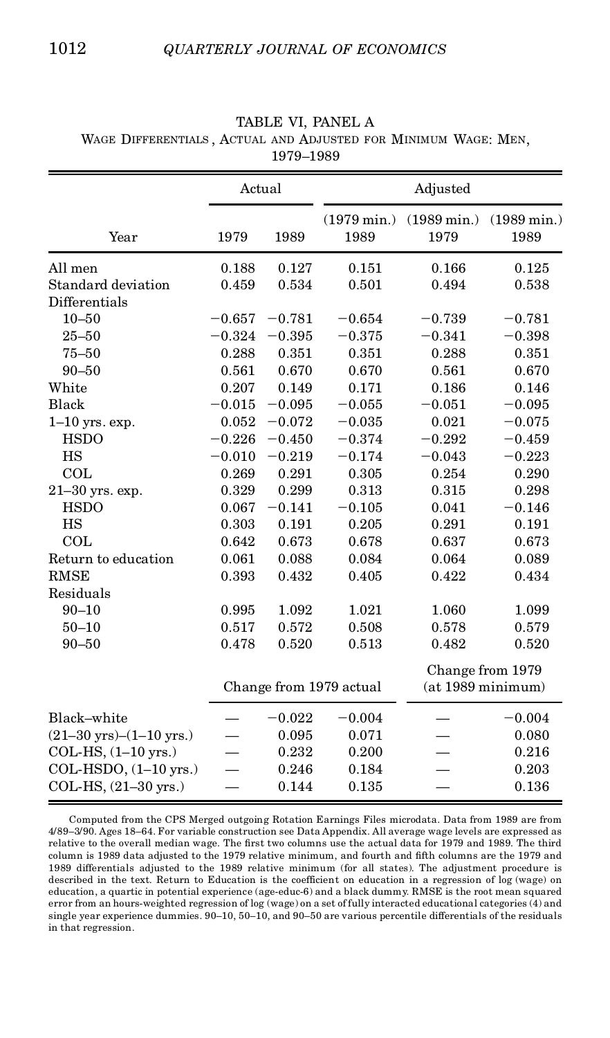TABLE VI, PANEL A

WAGE DIFFERENTIALS, ACTUAL AND ADJUSTED FOR MINIMUM WAGE: MEN, 1979–1989

| | Actual | | Adjusted | | |
|---|---|---|---|---|---|
| Year | 1979 | 1989 | (1979 min.) 1989 | (1989 min.) 1979 | (1989 min.) 1989 |
| All men | 0.188 | 0.127 | 0.151 | 0.166 | 0.125 |
| Standard deviation | 0.459 | 0.534 | 0.501 | 0.494 | 0.538 |
| Differentials | | | | | |
| 10–50 | −0.657 | −0.781 | −0.654 | −0.739 | −0.781 |
| 25–50 | −0.324 | −0.395 | −0.375 | −0.341 | −0.398 |
| 75–50 | 0.288 | 0.351 | 0.351 | 0.288 | 0.351 |
| 90–50 | 0.561 | 0.670 | 0.670 | 0.561 | 0.670 |
| White | 0.207 | 0.149 | 0.171 | 0.186 | 0.146 |
| Black | −0.015 | −0.095 | −0.055 | −0.051 | −0.095 |
| 1–10 yrs. exp. | 0.052 | −0.072 | −0.035 | 0.021 | −0.075 |
| HSDO | −0.226 | −0.450 | −0.374 | −0.292 | −0.459 |
| HS | −0.010 | −0.219 | −0.174 | −0.043 | −0.223 |
| COL | 0.269 | 0.291 | 0.305 | 0.254 | 0.290 |
| 21–30 yrs. exp. | 0.329 | 0.299 | 0.313 | 0.315 | 0.298 |
| HSDO | 0.067 | −0.141 | −0.105 | 0.041 | −0.146 |
| HS | 0.303 | 0.191 | 0.205 | 0.291 | 0.191 |
| COL | 0.642 | 0.673 | 0.678 | 0.637 | 0.673 |
| Return to education | 0.061 | 0.088 | 0.084 | 0.064 | 0.089 |
| RMSE | 0.393 | 0.432 | 0.405 | 0.422 | 0.434 |
| Residuals | | | | | |
| 90–10 | 0.995 | 1.092 | 1.021 | 1.060 | 1.099 |
| 50–10 | 0.517 | 0.572 | 0.508 | 0.578 | 0.579 |
| 90–50 | 0.478 | 0.520 | 0.513 | 0.482 | 0.520 |
| | Change from 1979 actual | | | Change from 1979 (at 1989 minimum) | |
| Black–white | — | −0.022 | −0.004 | — | −0.004 |
| (21–30 yrs)–(1–10 yrs.) | — | 0.095 | 0.071 | — | 0.080 |
| COL-HS, (1–10 yrs.) | — | 0.232 | 0.200 | — | 0.216 |
| COL-HSDO, (1–10 yrs.) | — | 0.246 | 0.184 | — | 0.203 |
| COL-HS, (21–30 yrs.) | — | 0.144 | 0.135 | — | 0.136 |

Computed from the CPS Merged outgoing Rotation Earnings Files microdata. Data from 1989 are from 4/89–3/90. Ages 18–64. For variable construction see Data Appendix. All average wage levels are expressed as relative to the overall median wage. The first two columns use the actual data for 1979 and 1989. The third column is 1989 data adjusted to the 1979 relative minimum, and fourth and fifth columns are the 1979 and 1989 differentials adjusted to the 1989 relative minimum (for all states). The adjustment procedure is described in the text. Return to Education is the coefficient on education in a regression of log (wage) on education, a quartic in potential experience (age-educ-6) and a black dummy. RMSE is the root mean squared error from an hours-weighted regression of log (wage) on a set of fully interacted educational categories (4) and single year experience dummies. 90–10, 50–10, and 90–50 are various percentile differentials of the residuals in that regression.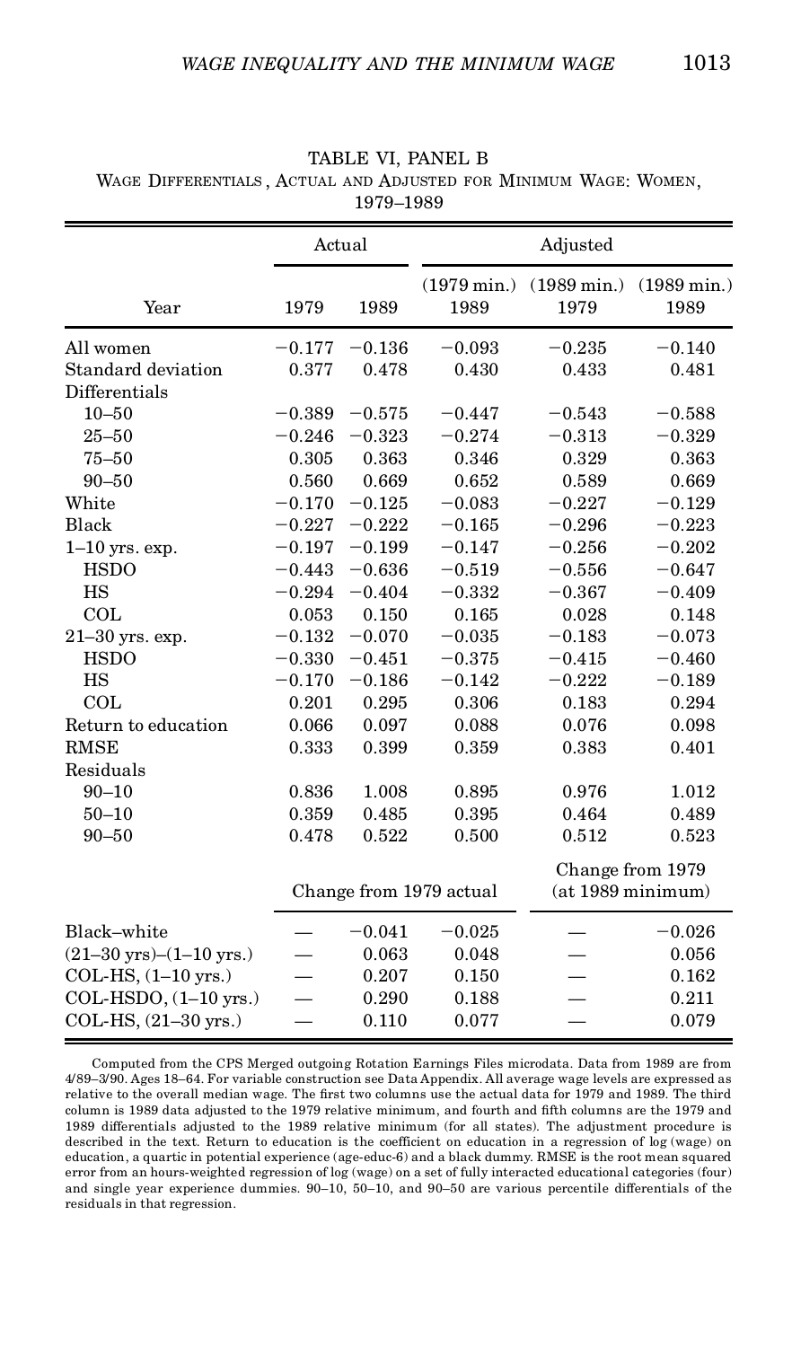TABLE VI, PANEL B

WAGE DIFFERENTIALS, ACTUAL AND ADJUSTED FOR MINIMUM WAGE: WOMEN, 1979–1989

| | Actual | | Adjusted | | |
|---|---|---|---|---|---|
| Year | 1979 | 1989 | (1979 min.) 1989 | (1989 min.) 1979 | (1989 min.) 1989 |
| All women | −0.177 | −0.136 | −0.093 | −0.235 | −0.140 |
| Standard deviation | 0.377 | 0.478 | 0.430 | 0.433 | 0.481 |
| Differentials | | | | | |
| 10–50 | −0.389 | −0.575 | −0.447 | −0.543 | −0.588 |
| 25–50 | −0.246 | −0.323 | −0.274 | −0.313 | −0.329 |
| 75–50 | 0.305 | 0.363 | 0.346 | 0.329 | 0.363 |
| 90–50 | 0.560 | 0.669 | 0.652 | 0.589 | 0.669 |
| White | −0.170 | −0.125 | −0.083 | −0.227 | −0.129 |
| Black | −0.227 | −0.222 | −0.165 | −0.296 | −0.223 |
| 1–10 yrs. exp. | −0.197 | −0.199 | −0.147 | −0.256 | −0.202 |
| HSDO | −0.443 | −0.636 | −0.519 | −0.556 | −0.647 |
| HS | −0.294 | −0.404 | −0.332 | −0.367 | −0.409 |
| COL | 0.053 | 0.150 | 0.165 | 0.028 | 0.148 |
| 21–30 yrs. exp. | −0.132 | −0.070 | −0.035 | −0.183 | −0.073 |
| HSDO | −0.330 | −0.451 | −0.375 | −0.415 | −0.460 |
| HS | −0.170 | −0.186 | −0.142 | −0.222 | −0.189 |
| COL | 0.201 | 0.295 | 0.306 | 0.183 | 0.294 |
| Return to education | 0.066 | 0.097 | 0.088 | 0.076 | 0.098 |
| RMSE | 0.333 | 0.399 | 0.359 | 0.383 | 0.401 |
| Residuals | | | | | |
| 90–10 | 0.836 | 1.008 | 0.895 | 0.976 | 1.012 |
| 50–10 | 0.359 | 0.485 | 0.395 | 0.464 | 0.489 |
| 90–50 | 0.478 | 0.522 | 0.500 | 0.512 | 0.523 |
| | Change from 1979 actual | | | Change from 1979 (at 1989 minimum) | |
| Black–white | — | −0.041 | −0.025 | — | −0.026 |
| (21–30 yrs)–(1–10 yrs.) | — | 0.063 | 0.048 | — | 0.056 |
| COL-HS, (1–10 yrs.) | — | 0.207 | 0.150 | — | 0.162 |
| COL-HSDO, (1–10 yrs.) | — | 0.290 | 0.188 | — | 0.211 |
| COL-HS, (21–30 yrs.) | — | 0.110 | 0.077 | — | 0.079 |

Computed from the CPS Merged outgoing Rotation Earnings Files microdata. Data from 1989 are from 4/89–3/90. Ages 18–64. For variable construction see Data Appendix. All average wage levels are expressed as relative to the overall median wage. The first two columns use the actual data for 1979 and 1989. The third column is 1989 data adjusted to the 1979 relative minimum, and fourth and fifth columns are the 1979 and 1989 differentials adjusted to the 1989 relative minimum (for all states). The adjustment procedure is described in the text. Return to education is the coefficient on education in a regression of log (wage) on education, a quartic in potential experience (age-educ-6) and a black dummy. RMSE is the root mean squared error from an hours-weighted regression of log (wage) on a set of fully interacted educational categories (four) and single year experience dummies. 90–10, 50–10, and 90–50 are various percentile differentials of the residuals in that regression.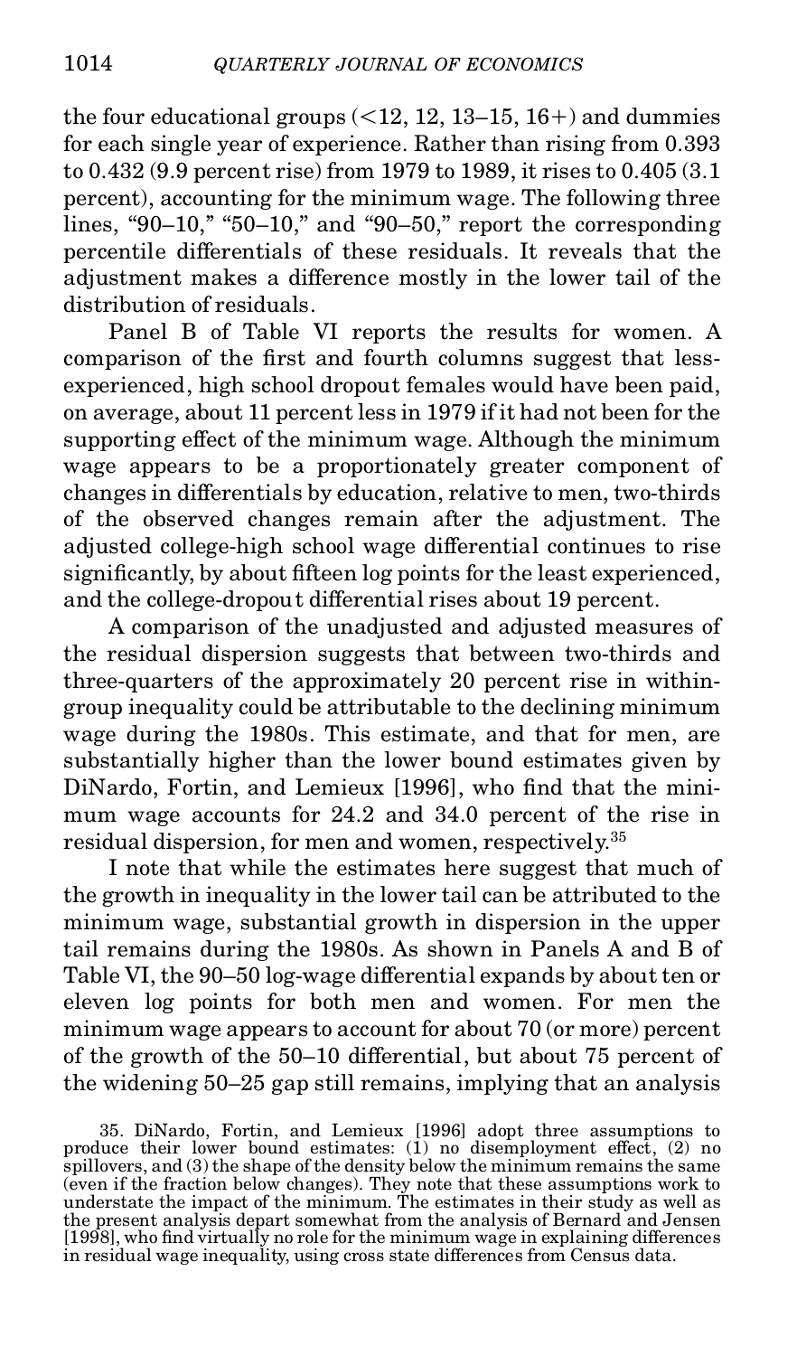the four educational groups (<12, 12, 13–15, 16+) and dummies for each single year of experience. Rather than rising from 0.393 to 0.432 (9.9 percent rise) from 1979 to 1989, it rises to 0.405 (3.1 percent), accounting for the minimum wage. The following three lines, "90–10," "50–10," and "90–50," report the corresponding percentile differentials of these residuals. It reveals that the adjustment makes a difference mostly in the lower tail of the distribution of residuals.

Panel B of Table VI reports the results for women. A comparison of the first and fourth columns suggest that less-experienced, high school dropout females would have been paid, on average, about 11 percent less in 1979 if it had not been for the supporting effect of the minimum wage. Although the minimum wage appears to be a proportionately greater component of changes in differentials by education, relative to men, two-thirds of the observed changes remain after the adjustment. The adjusted college-high school wage differential continues to rise significantly, by about fifteen log points for the least experienced, and the college-dropout differential rises about 19 percent.

A comparison of the unadjusted and adjusted measures of the residual dispersion suggests that between two-thirds and three-quarters of the approximately 20 percent rise in within-group inequality could be attributable to the declining minimum wage during the 1980s. This estimate, and that for men, are substantially higher than the lower bound estimates given by DiNardo, Fortin, and Lemieux [1996], who find that the minimum wage accounts for 24.2 and 34.0 percent of the rise in residual dispersion, for men and women, respectively.[35]

I note that while the estimates here suggest that much of the growth in inequality in the lower tail can be attributed to the minimum wage, substantial growth in dispersion in the upper tail remains during the 1980s. As shown in Panels A and B of Table VI, the 90–50 log-wage differential expands by about ten or eleven log points for both men and women. For men the minimum wage appears to account for about 70 (or more) percent of the growth of the 50–10 differential, but about 75 percent of the widening 50–25 gap still remains, implying that an analysis

35. DiNardo, Fortin, and Lemieux [1996] adopt three assumptions to produce their lower bound estimates: (1) no disemployment effect, (2) no spillovers, and (3) the shape of the density below the minimum remains the same (even if the fraction below changes). They note that these assumptions work to understate the impact of the minimum. The estimates in their study as well as the present analysis depart somewhat from the analysis of Bernard and Jensen [1998], who find virtually no role for the minimum wage in explaining differences in residual wage inequality, using cross state differences from Census data.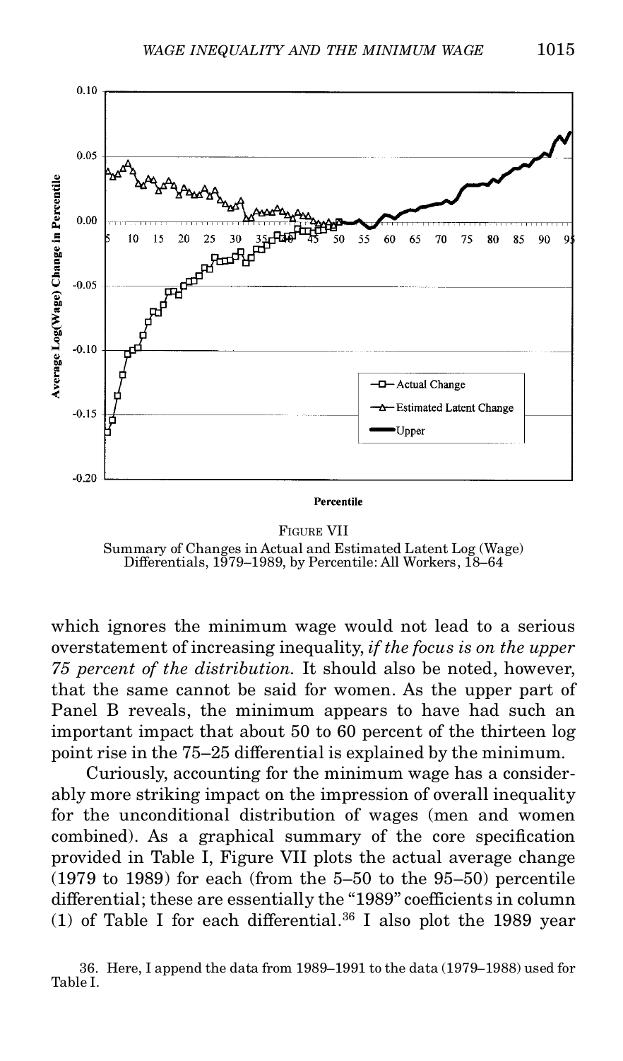FIGURE VII
Summary of Changes in Actual and Estimated Latent Log (Wage) Differentials, 1979–1989, by Percentile: All Workers, 18–64

which ignores the minimum wage would not lead to a serious overstatement of increasing inequality, *if the focus is on the upper 75 percent of the distribution.* It should also be noted, however, that the same cannot be said for women. As the upper part of Panel B reveals, the minimum appears to have had such an important impact that about 50 to 60 percent of the thirteen log point rise in the 75–25 differential is explained by the minimum.

Curiously, accounting for the minimum wage has a considerably more striking impact on the impression of overall inequality for the unconditional distribution of wages (men and women combined). As a graphical summary of the core specification provided in Table I, Figure VII plots the actual average change (1979 to 1989) for each (from the 5–50 to the 95–50) percentile differential; these are essentially the "1989" coefficients in column (1) of Table I for each differential.[36] I also plot the 1989 year

36. Here, I append the data from 1989–1991 to the data (1979–1988) used for Table I.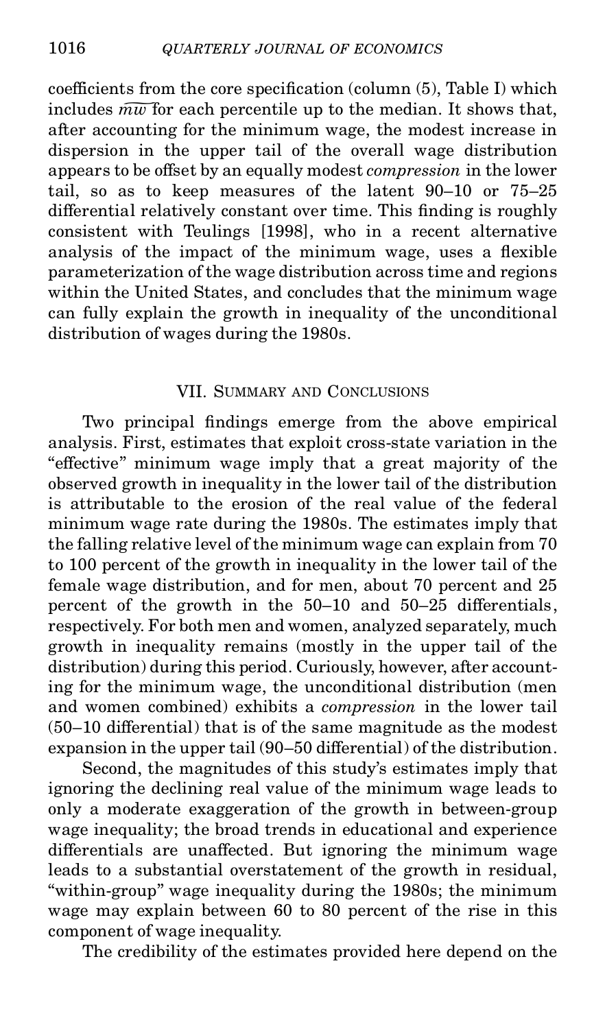coefficients from the core specification (column (5), Table I) which includes $\widetilde{mw}$ for each percentile up to the median. It shows that, after accounting for the minimum wage, the modest increase in dispersion in the upper tail of the overall wage distribution appears to be offset by an equally modest *compression* in the lower tail, so as to keep measures of the latent 90–10 or 75–25 differential relatively constant over time. This finding is roughly consistent with Teulings [1998], who in a recent alternative analysis of the impact of the minimum wage, uses a flexible parameterization of the wage distribution across time and regions within the United States, and concludes that the minimum wage can fully explain the growth in inequality of the unconditional distribution of wages during the 1980s.

## VII. Summary and Conclusions

Two principal findings emerge from the above empirical analysis. First, estimates that exploit cross-state variation in the "effective" minimum wage imply that a great majority of the observed growth in inequality in the lower tail of the distribution is attributable to the erosion of the real value of the federal minimum wage rate during the 1980s. The estimates imply that the falling relative level of the minimum wage can explain from 70 to 100 percent of the growth in inequality in the lower tail of the female wage distribution, and for men, about 70 percent and 25 percent of the growth in the 50–10 and 50–25 differentials, respectively. For both men and women, analyzed separately, much growth in inequality remains (mostly in the upper tail of the distribution) during this period. Curiously, however, after accounting for the minimum wage, the unconditional distribution (men and women combined) exhibits a *compression* in the lower tail (50–10 differential) that is of the same magnitude as the modest expansion in the upper tail (90–50 differential) of the distribution.

Second, the magnitudes of this study's estimates imply that ignoring the declining real value of the minimum wage leads to only a moderate exaggeration of the growth in between-group wage inequality; the broad trends in educational and experience differentials are unaffected. But ignoring the minimum wage leads to a substantial overstatement of the growth in residual, "within-group" wage inequality during the 1980s; the minimum wage may explain between 60 to 80 percent of the rise in this component of wage inequality.

The credibility of the estimates provided here depend on the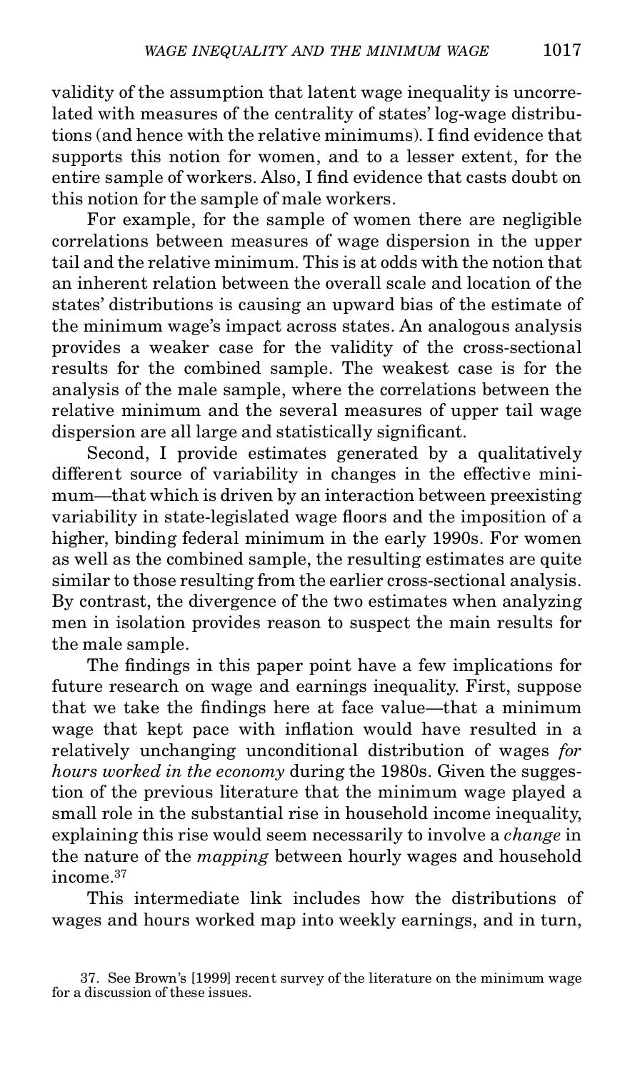validity of the assumption that latent wage inequality is uncorrelated with measures of the centrality of states' log-wage distributions (and hence with the relative minimums). I find evidence that supports this notion for women, and to a lesser extent, for the entire sample of workers. Also, I find evidence that casts doubt on this notion for the sample of male workers.

For example, for the sample of women there are negligible correlations between measures of wage dispersion in the upper tail and the relative minimum. This is at odds with the notion that an inherent relation between the overall scale and location of the states' distributions is causing an upward bias of the estimate of the minimum wage's impact across states. An analogous analysis provides a weaker case for the validity of the cross-sectional results for the combined sample. The weakest case is for the analysis of the male sample, where the correlations between the relative minimum and the several measures of upper tail wage dispersion are all large and statistically significant.

Second, I provide estimates generated by a qualitatively different source of variability in changes in the effective minimum—that which is driven by an interaction between preexisting variability in state-legislated wage floors and the imposition of a higher, binding federal minimum in the early 1990s. For women as well as the combined sample, the resulting estimates are quite similar to those resulting from the earlier cross-sectional analysis. By contrast, the divergence of the two estimates when analyzing men in isolation provides reason to suspect the main results for the male sample.

The findings in this paper point have a few implications for future research on wage and earnings inequality. First, suppose that we take the findings here at face value—that a minimum wage that kept pace with inflation would have resulted in a relatively unchanging unconditional distribution of wages *for hours worked in the economy* during the 1980s. Given the suggestion of the previous literature that the minimum wage played a small role in the substantial rise in household income inequality, explaining this rise would seem necessarily to involve a *change* in the nature of the *mapping* between hourly wages and household income.[37]

This intermediate link includes how the distributions of wages and hours worked map into weekly earnings, and in turn,

37. See Brown's [1999] recent survey of the literature on the minimum wage for a discussion of these issues.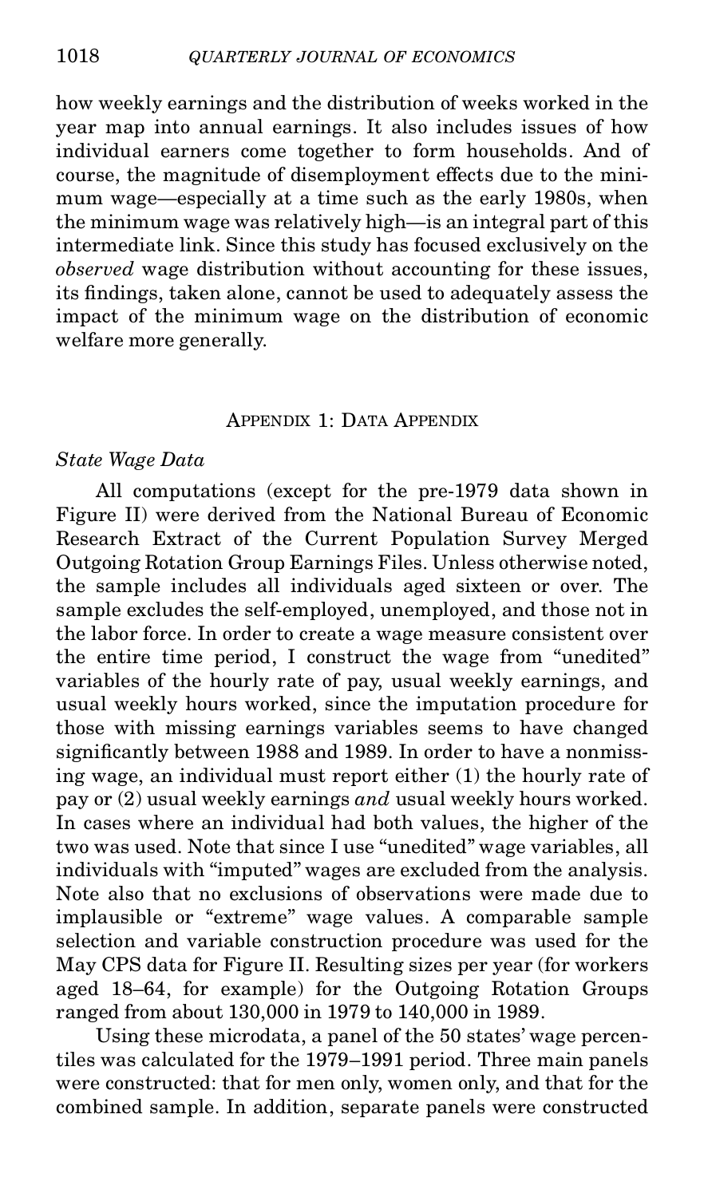how weekly earnings and the distribution of weeks worked in the year map into annual earnings. It also includes issues of how individual earners come together to form households. And of course, the magnitude of disemployment effects due to the minimum wage—especially at a time such as the early 1980s, when the minimum wage was relatively high—is an integral part of this intermediate link. Since this study has focused exclusively on the *observed* wage distribution without accounting for these issues, its findings, taken alone, cannot be used to adequately assess the impact of the minimum wage on the distribution of economic welfare more generally.

## Appendix 1: Data Appendix

### *State Wage Data*

All computations (except for the pre-1979 data shown in Figure II) were derived from the National Bureau of Economic Research Extract of the Current Population Survey Merged Outgoing Rotation Group Earnings Files. Unless otherwise noted, the sample includes all individuals aged sixteen or over. The sample excludes the self-employed, unemployed, and those not in the labor force. In order to create a wage measure consistent over the entire time period, I construct the wage from "unedited" variables of the hourly rate of pay, usual weekly earnings, and usual weekly hours worked, since the imputation procedure for those with missing earnings variables seems to have changed significantly between 1988 and 1989. In order to have a nonmissing wage, an individual must report either (1) the hourly rate of pay or (2) usual weekly earnings *and* usual weekly hours worked. In cases where an individual had both values, the higher of the two was used. Note that since I use "unedited" wage variables, all individuals with "imputed" wages are excluded from the analysis. Note also that no exclusions of observations were made due to implausible or "extreme" wage values. A comparable sample selection and variable construction procedure was used for the May CPS data for Figure II. Resulting sizes per year (for workers aged 18–64, for example) for the Outgoing Rotation Groups ranged from about 130,000 in 1979 to 140,000 in 1989.

Using these microdata, a panel of the 50 states' wage percentiles was calculated for the 1979–1991 period. Three main panels were constructed: that for men only, women only, and that for the combined sample. In addition, separate panels were constructed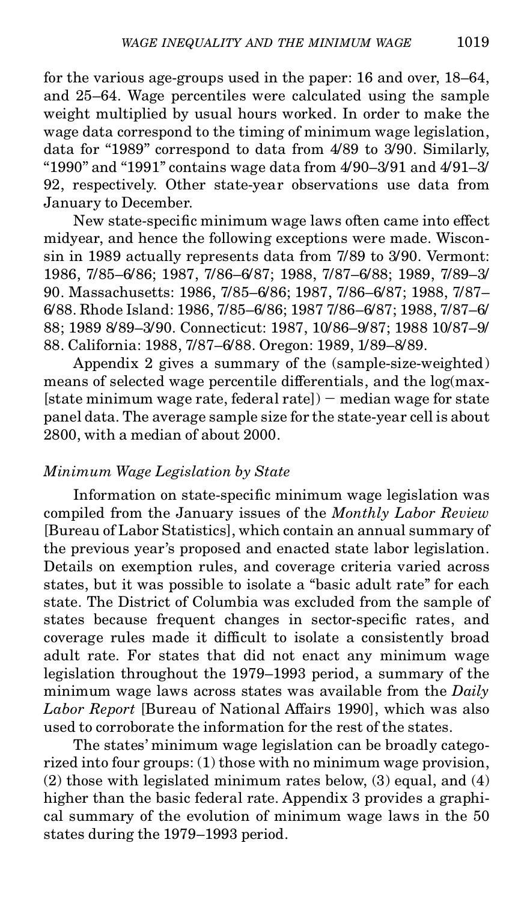for the various age-groups used in the paper: 16 and over, 18–64, and 25–64. Wage percentiles were calculated using the sample weight multiplied by usual hours worked. In order to make the wage data correspond to the timing of minimum wage legislation, data for "1989" correspond to data from 4/89 to 3/90. Similarly, "1990" and "1991" contains wage data from 4/90–3/91 and 4/91–3/92, respectively. Other state-year observations use data from January to December.

New state-specific minimum wage laws often came into effect midyear, and hence the following exceptions were made. Wisconsin in 1989 actually represents data from 7/89 to 3/90. Vermont: 1986, 7/85–6/86; 1987, 7/86–6/87; 1988, 7/87–6/88; 1989, 7/89–3/90. Massachusetts: 1986, 7/85–6/86; 1987, 7/86–6/87; 1988, 7/87–6/88. Rhode Island: 1986, 7/85–6/86; 1987 7/86–6/87; 1988, 7/87–6/88; 1989 8/89–3/90. Connecticut: 1987, 10/86–9/87; 1988 10/87–9/88. California: 1988, 7/87–6/88. Oregon: 1989, 1/89–8/89.

Appendix 2 gives a summary of the (sample-size-weighted) means of selected wage percentile differentials, and the log(max[state minimum wage rate, federal rate]) − median wage for state panel data. The average sample size for the state-year cell is about 2800, with a median of about 2000.

### *Minimum Wage Legislation by State*

Information on state-specific minimum wage legislation was compiled from the January issues of the *Monthly Labor Review* [Bureau of Labor Statistics], which contain an annual summary of the previous year's proposed and enacted state labor legislation. Details on exemption rules, and coverage criteria varied across states, but it was possible to isolate a "basic adult rate" for each state. The District of Columbia was excluded from the sample of states because frequent changes in sector-specific rates, and coverage rules made it difficult to isolate a consistently broad adult rate. For states that did not enact any minimum wage legislation throughout the 1979–1993 period, a summary of the minimum wage laws across states was available from the *Daily Labor Report* [Bureau of National Affairs 1990], which was also used to corroborate the information for the rest of the states.

The states' minimum wage legislation can be broadly categorized into four groups: (1) those with no minimum wage provision, (2) those with legislated minimum rates below, (3) equal, and (4) higher than the basic federal rate. Appendix 3 provides a graphical summary of the evolution of minimum wage laws in the 50 states during the 1979–1993 period.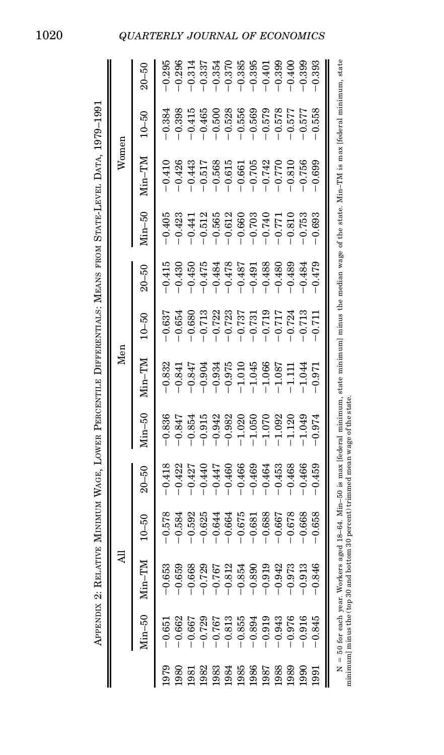APPENDIX 2: RELATIVE MINIMUM WAGE, LOWER PERCENTILE DIFFERENTIALS: MEANS FROM STATE-LEVEL DATA, 1979–1991

| | All | | | | Men | | | | Women | | | |
|---|---|---|---|---|---|---|---|---|---|---|---|---|
| | Min–50 | Min–TM | 10–50 | 20–50 | Min–50 | Min–TM | 10–50 | 20–50 | Min–50 | Min–TM | 10–50 | 20–50 |
| 1979 | −0.651 | −0.653 | −0.578 | −0.418 | −0.836 | −0.832 | −0.637 | −0.415 | −0.405 | −0.410 | −0.384 | −0.295 |
| 1980 | −0.662 | −0.659 | −0.584 | −0.422 | −0.847 | −0.841 | −0.654 | −0.430 | −0.423 | −0.426 | −0.398 | −0.296 |
| 1981 | −0.667 | −0.668 | −0.592 | −0.427 | −0.854 | −0.847 | −0.680 | −0.450 | −0.441 | −0.443 | −0.415 | −0.314 |
| 1982 | −0.729 | −0.729 | −0.625 | −0.440 | −0.915 | −0.904 | −0.713 | −0.475 | −0.512 | −0.517 | −0.465 | −0.337 |
| 1983 | −0.767 | −0.767 | −0.644 | −0.447 | −0.942 | −0.934 | −0.722 | −0.484 | −0.565 | −0.568 | −0.500 | −0.354 |
| 1984 | −0.813 | −0.812 | −0.664 | −0.460 | −0.982 | −0.975 | −0.723 | −0.478 | −0.612 | −0.615 | −0.528 | −0.370 |
| 1985 | −0.855 | −0.854 | −0.675 | −0.466 | −1.020 | −1.010 | −0.737 | −0.487 | −0.660 | −0.661 | −0.556 | −0.385 |
| 1986 | −0.894 | −0.890 | −0.681 | −0.469 | −1.050 | −1.045 | −0.731 | −0.491 | −0.703 | −0.705 | −0.569 | −0.395 |
| 1987 | −0.919 | −0.919 | −0.688 | −0.464 | −1.070 | −1.066 | −0.719 | −0.488 | −0.740 | −0.742 | −0.579 | −0.401 |
| 1988 | −0.943 | −0.942 | −0.667 | −0.453 | −1.092 | −1.087 | −0.717 | −0.480 | −0.771 | −0.770 | −0.578 | −0.399 |
| 1989 | −0.976 | −0.973 | −0.678 | −0.468 | −1.120 | −1.111 | −0.724 | −0.489 | −0.810 | −0.810 | −0.577 | −0.400 |
| 1990 | −0.916 | −0.913 | −0.668 | −0.466 | −1.049 | −1.044 | −0.713 | −0.484 | −0.753 | −0.756 | −0.577 | −0.399 |
| 1991 | −0.845 | −0.846 | −0.658 | −0.459 | −0.974 | −0.971 | −0.711 | −0.479 | −0.693 | −0.699 | −0.558 | −0.393 |

N = 50 for each year. Workers aged 18–64. Min–50 is max [federal minimum, state minimum] minus the median wage of the state. Min–TM is max [federal minimum, state minimum] minus the (top 30 and bottom 30 percent) trimmed mean wage of the state.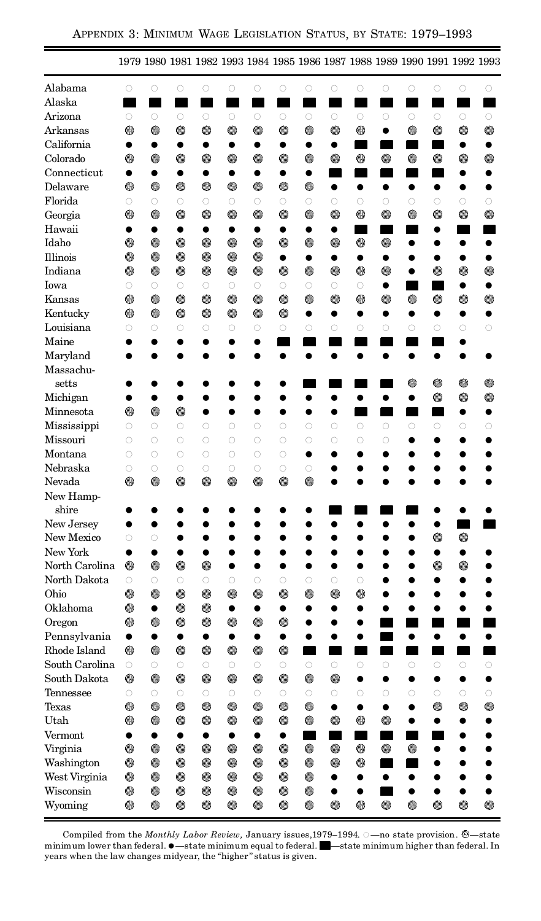APPENDIX 3: MINIMUM WAGE LEGISLATION STATUS, BY STATE: 1979–1993

| | 1979 | 1980 | 1981 | 1982 | 1993 | 1984 | 1985 | 1986 | 1987 | 1988 | 1989 | 1990 | 1991 | 1992 | 1993 |
|---|---|---|---|---|---|---|---|---|---|---|---|---|---|---|---|
| Alabama | ○ | ○ | ○ | ○ | ○ | ○ | ○ | ○ | ○ | ○ | ○ | ○ | ○ | ○ | ○ |
| Alaska | ■ | ■ | ■ | ■ | ■ | ■ | ■ | ■ | ■ | ■ | ■ | ■ | ■ | ■ | ■ |
| Arizona | ○ | ○ | ○ | ○ | ○ | ○ | ○ | ○ | ○ | ○ | ○ | ○ | ○ | ○ | ○ |
| Arkansas | ◍ | ◍ | ◍ | ◍ | ◍ | ◍ | ◍ | ◍ | ◍ | ◍ | ● | ◍ | ◍ | ◍ | ◍ |
| California | ● | ● | ● | ● | ● | ● | ● | ● | ● | ■ | ■ | ■ | ■ | ● | ● |
| Colorado | ◍ | ◍ | ◍ | ◍ | ◍ | ◍ | ◍ | ◍ | ◍ | ◍ | ◍ | ◍ | ◍ | ◍ | ◍ |
| Connecticut | ● | ● | ● | ● | ● | ● | ● | ● | ● | ■ | ■ | ■ | ■ | ● | ● |
| Delaware | ◍ | ◍ | ◍ | ◍ | ◍ | ◍ | ◍ | ◍ | ● | ● | ● | ● | ● | ● | ● |
| Florida | ○ | ○ | ○ | ○ | ○ | ○ | ○ | ○ | ○ | ○ | ○ | ○ | ○ | ○ | ○ |
| Georgia | ◍ | ◍ | ◍ | ◍ | ◍ | ◍ | ◍ | ◍ | ◍ | ◍ | ◍ | ◍ | ◍ | ◍ | ◍ |
| Hawaii | ● | ● | ● | ● | ● | ● | ● | ● | ● | ■ | ■ | ■ | ● | ■ | ■ |
| Idaho | ◍ | ◍ | ◍ | ◍ | ◍ | ◍ | ◍ | ◍ | ◍ | ◍ | ◍ | ● | ● | ● | ● |
| Illinois | ◍ | ◍ | ◍ | ◍ | ◍ | ◍ | ● | ● | ● | ● | ● | ● | ● | ● | ● |
| Indiana | ◍ | ◍ | ◍ | ◍ | ◍ | ◍ | ◍ | ◍ | ◍ | ◍ | ◍ | ● | ◍ | ◍ | ◍ |
| Iowa | ○ | ○ | ○ | ○ | ○ | ○ | ○ | ○ | ○ | ○ | ● | ■ | ■ | ● | ● |
| Kansas | ◍ | ◍ | ◍ | ◍ | ◍ | ◍ | ◍ | ◍ | ◍ | ◍ | ◍ | ◍ | ◍ | ◍ | ◍ |
| Kentucky | ◍ | ◍ | ◍ | ◍ | ◍ | ◍ | ◍ | ● | ● | ● | ● | ● | ● | ● | ● |
| Louisiana | ○ | ○ | ○ | ○ | ○ | ○ | ○ | ○ | ○ | ○ | ○ | ○ | ○ | ○ | ○ |
| Maine | ● | ● | ● | ● | ● | ● | ■ | ■ | ■ | ■ | ■ | ■ | ■ | ● | |
| Maryland | ● | ● | ● | ● | ● | ● | ● | ● | ● | ● | ● | ● | ● | ● | ● |
| Massachusetts | ● | ● | ● | ● | ● | ● | ● | ■ | ■ | ■ | ■ | ◍ | ◍ | ◍ | ◍ |
| Michigan | ● | ● | ● | ● | ● | ● | ● | ● | ● | ● | ● | ● | ◍ | ◍ | ◍ |
| Minnesota | ◍ | ◍ | ◍ | ● | ● | ● | ● | ● | ● | ■ | ■ | ■ | ■ | ● | ● |
| Mississippi | ○ | ○ | ○ | ○ | ○ | ○ | ○ | ○ | ○ | ○ | ○ | ○ | ○ | ○ | ○ |
| Missouri | ○ | ○ | ○ | ○ | ○ | ○ | ○ | ○ | ○ | ○ | ○ | ● | ● | ● | ● |
| Montana | ○ | ○ | ○ | ○ | ○ | ○ | ○ | ● | ● | ● | ● | ● | ● | ● | ● |
| Nebraska | ○ | ○ | ○ | ○ | ○ | ○ | ○ | ○ | ● | ● | ● | ● | ● | ● | ● |
| Nevada | ◍ | ◍ | ◍ | ◍ | ◍ | ◍ | ◍ | ◍ | ● | ● | ● | ● | ● | ● | ● |
| New Hampshire | ● | ● | ● | ● | ● | ● | ● | ● | ■ | ■ | ■ | ■ | ● | ● | ● |
| New Jersey | ● | ● | ● | ● | ● | ● | ● | ● | ● | ● | ● | ● | ● | ■ | ■ |
| New Mexico | ○ | ○ | ● | ● | ● | ● | ● | ● | ● | ● | ● | ● | ◍ | ◍ | |
| New York | ● | ● | ● | ● | ● | ● | ● | ● | ● | ● | ● | ● | ● | ● | ● |
| North Carolina | ◍ | ◍ | ◍ | ◍ | ● | ● | ● | ● | ● | ● | ● | ● | ◍ | ◍ | ● |
| North Dakota | ○ | ○ | ○ | ○ | ○ | ○ | ○ | ○ | ○ | ○ | ● | ● | ● | ● | ● |
| Ohio | ◍ | ◍ | ◍ | ◍ | ◍ | ◍ | ◍ | ◍ | ◍ | ◍ | ● | ● | ● | ● | ● |
| Oklahoma | ◍ | ● | ◍ | ◍ | ● | ● | ● | ● | ● | ● | ● | ● | ● | ● | ● |
| Oregon | ◍ | ◍ | ◍ | ◍ | ◍ | ◍ | ● | ● | ● | ● | ■ | ■ | ■ | ■ | ■ |
| Pennsylvania | ● | ● | ● | ● | ● | ● | ● | ● | ● | ● | ■ | ● | ● | ● | ● |
| Rhode Island | ◍ | ◍ | ◍ | ◍ | ◍ | ◍ | ◍ | ■ | ■ | ■ | ■ | ■ | ■ | ■ | ■ |
| South Carolina | ○ | ○ | ○ | ○ | ○ | ○ | ○ | ○ | ○ | ○ | ○ | ○ | ○ | ○ | ○ |
| South Dakota | ◍ | ◍ | ◍ | ◍ | ◍ | ◍ | ◍ | ◍ | ◍ | ● | ● | ● | ● | ● | ● |
| Tennessee | ○ | ○ | ○ | ○ | ○ | ○ | ○ | ○ | ○ | ○ | ○ | ○ | ○ | ○ | ○ |
| Texas | ◍ | ◍ | ◍ | ◍ | ◍ | ◍ | ◍ | ◍ | ● | ● | ● | ● | ◍ | ◍ | ◍ |
| Utah | ◍ | ◍ | ◍ | ◍ | ◍ | ◍ | ◍ | ◍ | ◍ | ◍ | ◍ | ● | ● | ● | ● |
| Vermont | ● | ● | ● | ● | ● | ● | ● | ■ | ■ | ■ | ■ | ■ | ■ | ● | ● |
| Virginia | ◍ | ◍ | ◍ | ◍ | ◍ | ◍ | ◍ | ◍ | ◍ | ◍ | ◍ | ◍ | ● | ● | ● |
| Washington | ◍ | ◍ | ◍ | ◍ | ◍ | ◍ | ◍ | ◍ | ◍ | ◍ | ■ | ■ | ● | ● | ● |
| West Virginia | ◍ | ◍ | ◍ | ◍ | ◍ | ◍ | ◍ | ◍ | ● | ● | ● | ■ | ● | ● | ● |
| Wisconsin | ◍ | ◍ | ◍ | ◍ | ◍ | ◍ | ◍ | ◍ | ● | ● | ■ | ● | ● | ● | ● |
| Wyoming | ◍ | ◍ | ◍ | ◍ | ◍ | ◍ | ◍ | ◍ | ◍ | ◍ | ◍ | ◍ | ◍ | ◍ | ◍ |

Compiled from the *Monthly Labor Review*, January issues,1979–1994. ○—no state provision. ◍—state minimum lower than federal. ●—state minimum equal to federal. ■—state minimum higher than federal. In years when the law changes midyear, the "higher" status is given.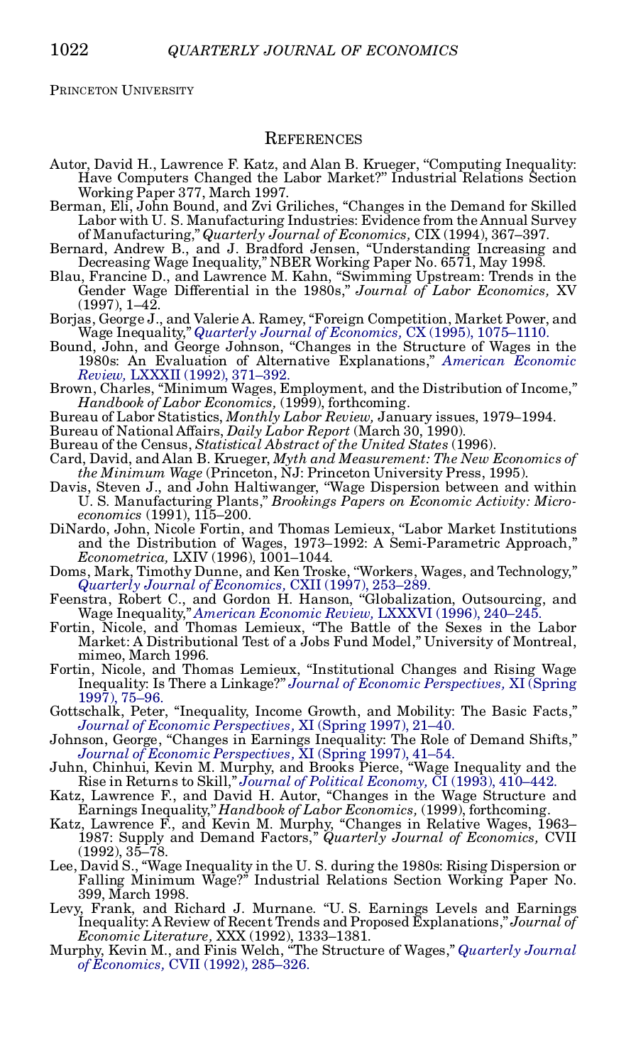PRINCETON UNIVERSITY

## REFERENCES

Autor, David H., Lawrence F. Katz, and Alan B. Krueger, "Computing Inequality: Have Computers Changed the Labor Market?" Industrial Relations Section Working Paper 377, March 1997.

Berman, Eli, John Bound, and Zvi Griliches, "Changes in the Demand for Skilled Labor with U. S. Manufacturing Industries: Evidence from the Annual Survey of Manufacturing," *Quarterly Journal of Economics,* CIX (1994), 367–397.

Bernard, Andrew B., and J. Bradford Jensen, "Understanding Increasing and Decreasing Wage Inequality," NBER Working Paper No. 6571, May 1998.

Blau, Francine D., and Lawrence M. Kahn, "Swimming Upstream: Trends in the Gender Wage Differential in the 1980s," *Journal of Labor Economics,* XV (1997), 1–42.

Borjas, George J., and Valerie A. Ramey, "Foreign Competition, Market Power, and Wage Inequality," *Quarterly Journal of Economics,* CX (1995), 1075–1110.

Bound, John, and George Johnson, "Changes in the Structure of Wages in the 1980s: An Evaluation of Alternative Explanations," *American Economic Review,* LXXXII (1992), 371–392.

Brown, Charles, "Minimum Wages, Employment, and the Distribution of Income," *Handbook of Labor Economics,* (1999), forthcoming.

Bureau of Labor Statistics, *Monthly Labor Review,* January issues, 1979–1994.

Bureau of National Affairs, *Daily Labor Report* (March 30, 1990).

Bureau of the Census, *Statistical Abstract of the United States* (1996).

Card, David, and Alan B. Krueger, *Myth and Measurement: The New Economics of the Minimum Wage* (Princeton, NJ: Princeton University Press, 1995).

Davis, Steven J., and John Haltiwanger, "Wage Dispersion between and within U. S. Manufacturing Plants," *Brookings Papers on Economic Activity: Microeconomics* (1991), 115–200.

DiNardo, John, Nicole Fortin, and Thomas Lemieux, "Labor Market Institutions and the Distribution of Wages, 1973–1992: A Semi-Parametric Approach," *Econometrica,* LXIV (1996), 1001–1044.

Doms, Mark, Timothy Dunne, and Ken Troske, "Workers, Wages, and Technology," *Quarterly Journal of Economics,* CXII (1997), 253–289.

Feenstra, Robert C., and Gordon H. Hanson, "Globalization, Outsourcing, and Wage Inequality," *American Economic Review,* LXXXVI (1996), 240–245.

Fortin, Nicole, and Thomas Lemieux, "The Battle of the Sexes in the Labor Market: A Distributional Test of a Jobs Fund Model," University of Montreal, mimeo, March 1996.

Fortin, Nicole, and Thomas Lemieux, "Institutional Changes and Rising Wage Inequality: Is There a Linkage?" *Journal of Economic Perspectives,* XI (Spring 1997), 75–96.

Gottschalk, Peter, "Inequality, Income Growth, and Mobility: The Basic Facts," *Journal of Economic Perspectives,* XI (Spring 1997), 21–40.

Johnson, George, "Changes in Earnings Inequality: The Role of Demand Shifts," *Journal of Economic Perspectives,* XI (Spring 1997), 41–54.

Juhn, Chinhui, Kevin M. Murphy, and Brooks Pierce, "Wage Inequality and the Rise in Returns to Skill," *Journal of Political Economy,* CI (1993), 410–442.

Katz, Lawrence F., and David H. Autor, "Changes in the Wage Structure and Earnings Inequality," *Handbook of Labor Economics,* (1999), forthcoming.

Katz, Lawrence F., and Kevin M. Murphy, "Changes in Relative Wages, 1963–1987: Supply and Demand Factors," *Quarterly Journal of Economics,* CVII (1992), 35–78.

Lee, David S., "Wage Inequality in the U. S. during the 1980s: Rising Dispersion or Falling Minimum Wage?" Industrial Relations Section Working Paper No. 399, March 1998.

Levy, Frank, and Richard J. Murnane. "U. S. Earnings Levels and Earnings Inequality: A Review of Recent Trends and Proposed Explanations," *Journal of Economic Literature,* XXX (1992), 1333–1381.

Murphy, Kevin M., and Finis Welch, "The Structure of Wages," *Quarterly Journal of Economics,* CVII (1992), 285–326.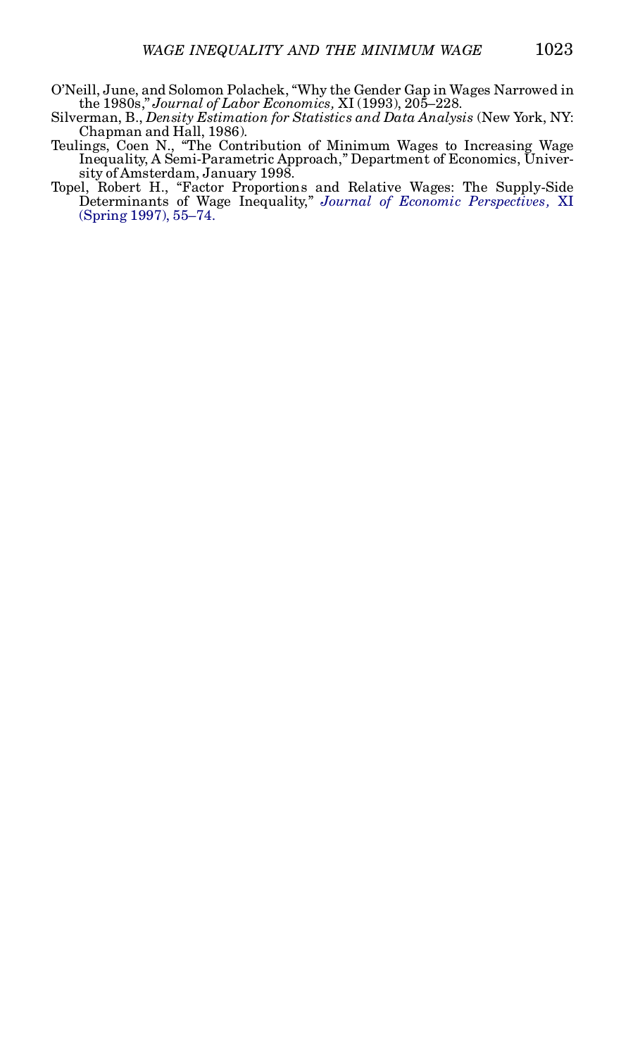O'Neill, June, and Solomon Polachek, "Why the Gender Gap in Wages Narrowed in the 1980s," *Journal of Labor Economics,* XI (1993), 205–228.

Silverman, B., *Density Estimation for Statistics and Data Analysis* (New York, NY: Chapman and Hall, 1986).

Teulings, Coen N., "The Contribution of Minimum Wages to Increasing Wage Inequality, A Semi-Parametric Approach," Department of Economics, University of Amsterdam, January 1998.

Topel, Robert H., "Factor Proportions and Relative Wages: The Supply-Side Determinants of Wage Inequality," *Journal of Economic Perspectives,* XI (Spring 1997), 55–74.